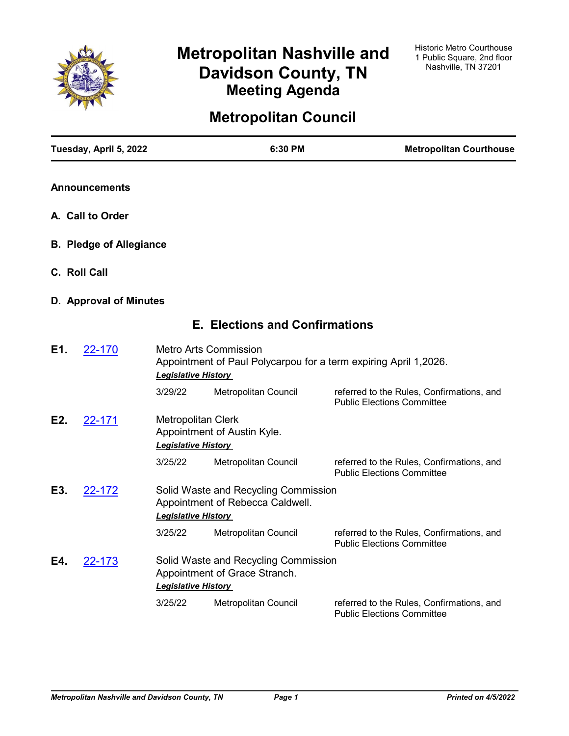# Metropolitan Nashville and Davidson County, TN

## Meeting Agenda

Historic Metro Courthouse
1 Public Square, 2nd floor
Nashville, TN 37201

# Metropolitan Council

**Tuesday, April 5, 2022** | **6:30 PM** | **Metropolitan Courthouse**

**Announcements**

**A. Call to Order**

**B. Pledge of Allegiance**

**C. Roll Call**

**D. Approval of Minutes**

## E. Elections and Confirmations

**E1.** 22-170

Metro Arts Commission
Appointment of Paul Polycarpou for a term expiring April 1,2026.

***Legislative History***

| Date | Body | Action |
|---|---|---|
| 3/29/22 | Metropolitan Council | referred to the Rules, Confirmations, and Public Elections Committee |

**E2.** 22-171

Metropolitan Clerk
Appointment of Austin Kyle.

***Legislative History***

| Date | Body | Action |
|---|---|---|
| 3/25/22 | Metropolitan Council | referred to the Rules, Confirmations, and Public Elections Committee |

**E3.** 22-172

Solid Waste and Recycling Commission
Appointment of Rebecca Caldwell.

***Legislative History***

| Date | Body | Action |
|---|---|---|
| 3/25/22 | Metropolitan Council | referred to the Rules, Confirmations, and Public Elections Committee |

**E4.** 22-173

Solid Waste and Recycling Commission
Appointment of Grace Stranch.

***Legislative History***

| Date | Body | Action |
|---|---|---|
| 3/25/22 | Metropolitan Council | referred to the Rules, Confirmations, and Public Elections Committee |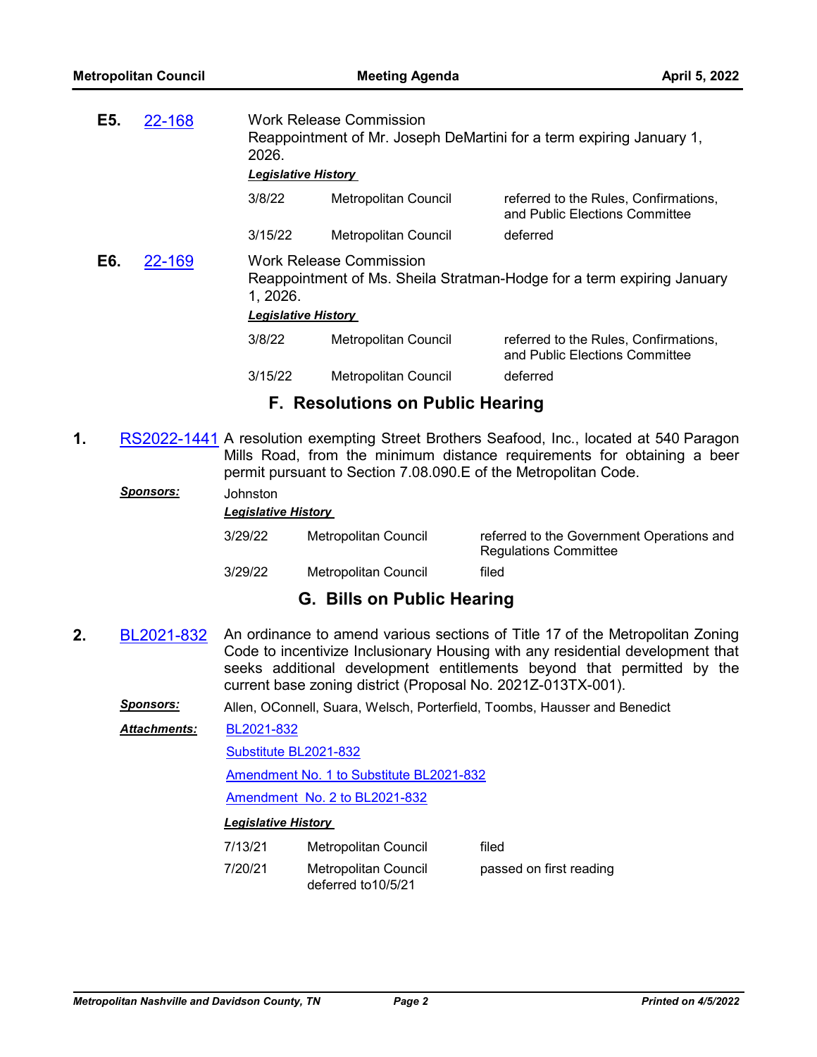**E5. 22-168**

Work Release Commission
Reappointment of Mr. Joseph DeMartini for a term expiring January 1, 2026.

***Legislative History***

| | | |
|---|---|---|
| 3/8/22 | Metropolitan Council | referred to the Rules, Confirmations, and Public Elections Committee |
| 3/15/22 | Metropolitan Council | deferred |

**E6. 22-169**

Work Release Commission
Reappointment of Ms. Sheila Stratman-Hodge for a term expiring January 1, 2026.

***Legislative History***

| | | |
|---|---|---|
| 3/8/22 | Metropolitan Council | referred to the Rules, Confirmations, and Public Elections Committee |
| 3/15/22 | Metropolitan Council | deferred |

## F. Resolutions on Public Hearing

**1. RS2022-1441** A resolution exempting Street Brothers Seafood, Inc., located at 540 Paragon Mills Road, from the minimum distance requirements for obtaining a beer permit pursuant to Section 7.08.090.E of the Metropolitan Code.

***Sponsors:*** Johnston

***Legislative History***

| | | |
|---|---|---|
| 3/29/22 | Metropolitan Council | referred to the Government Operations and Regulations Committee |
| 3/29/22 | Metropolitan Council | filed |

## G. Bills on Public Hearing

**2. BL2021-832** An ordinance to amend various sections of Title 17 of the Metropolitan Zoning Code to incentivize Inclusionary Housing with any residential development that seeks additional development entitlements beyond that permitted by the current base zoning district (Proposal No. 2021Z-013TX-001).

***Sponsors:*** Allen, OConnell, Suara, Welsch, Porterfield, Toombs, Hausser and Benedict

***Attachments:***
BL2021-832
Substitute BL2021-832
Amendment No. 1 to Substitute BL2021-832
Amendment No. 2 to BL2021-832

***Legislative History***

| | | |
|---|---|---|
| 7/13/21 | Metropolitan Council | filed |
| 7/20/21 | Metropolitan Council deferred to10/5/21 | passed on first reading |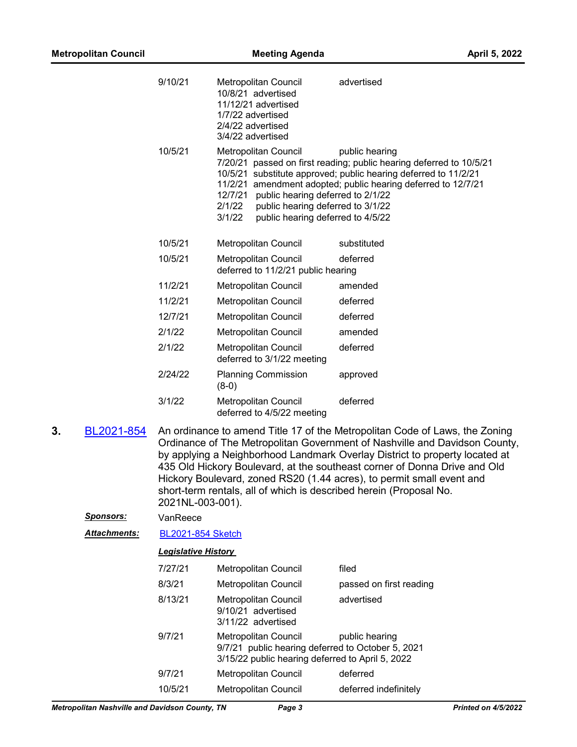| | | |
|---|---|---|
| 9/10/21 | Metropolitan Council<br>10/8/21 advertised<br>11/12/21 advertised<br>1/7/22 advertised<br>2/4/22 advertised<br>3/4/22 advertised | advertised |
| 10/5/21 | Metropolitan Council<br>7/20/21 passed on first reading; public hearing deferred to 10/5/21<br>10/5/21 substitute approved; public hearing deferred to 11/2/21<br>11/2/21 amendment adopted; public hearing deferred to 12/7/21<br>12/7/21 public hearing deferred to 2/1/22<br>2/1/22 public hearing deferred to 3/1/22<br>3/1/22 public hearing deferred to 4/5/22 | public hearing |
| 10/5/21 | Metropolitan Council | substituted |
| 10/5/21 | Metropolitan Council<br>deferred to 11/2/21 public hearing | deferred |
| 11/2/21 | Metropolitan Council | amended |
| 11/2/21 | Metropolitan Council | deferred |
| 12/7/21 | Metropolitan Council | deferred |
| 2/1/22 | Metropolitan Council | amended |
| 2/1/22 | Metropolitan Council<br>deferred to 3/1/22 meeting | deferred |
| 2/24/22 | Planning Commission<br>(8-0) | approved |
| 3/1/22 | Metropolitan Council<br>deferred to 4/5/22 meeting | deferred |

**3.** BL2021-854 An ordinance to amend Title 17 of the Metropolitan Code of Laws, the Zoning Ordinance of The Metropolitan Government of Nashville and Davidson County, by applying a Neighborhood Landmark Overlay District to property located at 435 Old Hickory Boulevard, at the southeast corner of Donna Drive and Old Hickory Boulevard, zoned RS20 (1.44 acres), to permit small event and short-term rentals, all of which is described herein (Proposal No. 2021NL-003-001).

***Sponsors:*** VanReece

***Attachments:*** BL2021-854 Sketch

***Legislative History***

| | | |
|---|---|---|
| 7/27/21 | Metropolitan Council | filed |
| 8/3/21 | Metropolitan Council | passed on first reading |
| 8/13/21 | Metropolitan Council<br>9/10/21 advertised<br>3/11/22 advertised | advertised |
| 9/7/21 | Metropolitan Council<br>9/7/21 public hearing deferred to October 5, 2021<br>3/15/22 public hearing deferred to April 5, 2022 | public hearing |
| 9/7/21 | Metropolitan Council | deferred |
| 10/5/21 | Metropolitan Council | deferred indefinitely |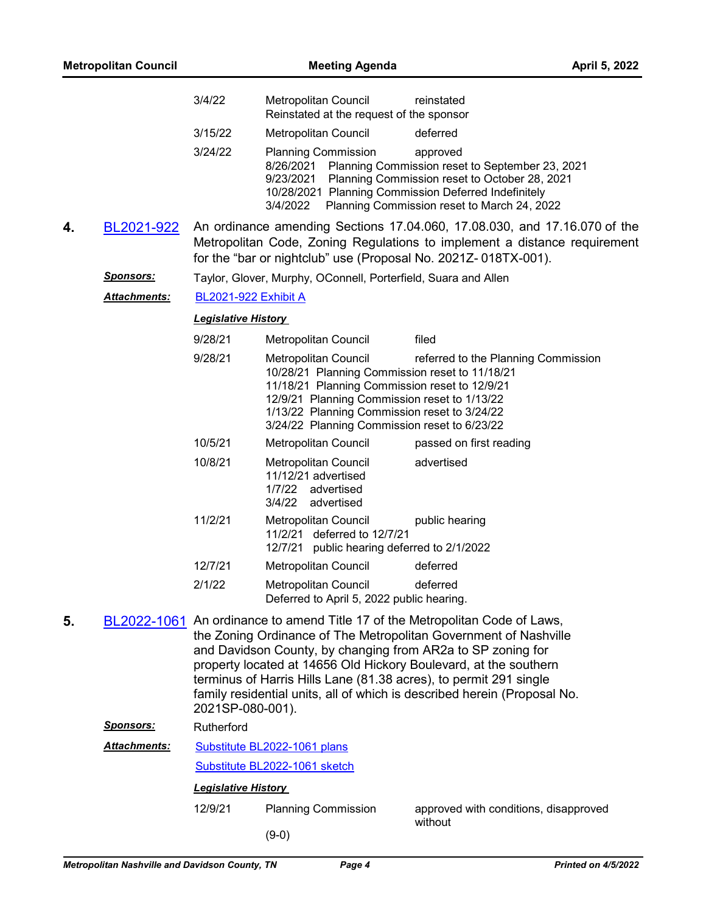| | | |
|---|---|---|
| 3/4/22 | Metropolitan Council<br>Reinstated at the request of the sponsor | reinstated |
| 3/15/22 | Metropolitan Council | deferred |
| 3/24/22 | Planning Commission<br>8/26/2021 Planning Commission reset to September 23, 2021<br>9/23/2021 Planning Commission reset to October 28, 2021<br>10/28/2021 Planning Commission Deferred Indefinitely<br>3/4/2022 Planning Commission reset to March 24, 2022 | approved |

**4.** BL2021-922 An ordinance amending Sections 17.04.060, 17.08.030, and 17.16.070 of the Metropolitan Code, Zoning Regulations to implement a distance requirement for the "bar or nightclub" use (Proposal No. 2021Z- 018TX-001).

***Sponsors:*** Taylor, Glover, Murphy, OConnell, Porterfield, Suara and Allen

***Attachments:*** BL2021-922 Exhibit A

***Legislative History***

| | | |
|---|---|---|
| 9/28/21 | Metropolitan Council | filed |
| 9/28/21 | Metropolitan Council<br>10/28/21 Planning Commission reset to 11/18/21<br>11/18/21 Planning Commission reset to 12/9/21<br>12/9/21 Planning Commission reset to 1/13/22<br>1/13/22 Planning Commission reset to 3/24/22<br>3/24/22 Planning Commission reset to 6/23/22 | referred to the Planning Commission |
| 10/5/21 | Metropolitan Council | passed on first reading |
| 10/8/21 | Metropolitan Council<br>11/12/21 advertised<br>1/7/22 advertised<br>3/4/22 advertised | advertised |
| 11/2/21 | Metropolitan Council<br>11/2/21 deferred to 12/7/21<br>12/7/21 public hearing deferred to 2/1/2022 | public hearing |
| 12/7/21 | Metropolitan Council | deferred |
| 2/1/22 | Metropolitan Council<br>Deferred to April 5, 2022 public hearing. | deferred |

**5.** BL2022-1061 An ordinance to amend Title 17 of the Metropolitan Code of Laws, the Zoning Ordinance of The Metropolitan Government of Nashville and Davidson County, by changing from AR2a to SP zoning for property located at 14656 Old Hickory Boulevard, at the southern terminus of Harris Hills Lane (81.38 acres), to permit 291 single family residential units, all of which is described herein (Proposal No. 2021SP-080-001).

***Sponsors:*** Rutherford

***Attachments:*** Substitute BL2022-1061 plans

Substitute BL2022-1061 sketch

***Legislative History***

| | | |
|---|---|---|
| 12/9/21 | Planning Commission<br>(9-0) | approved with conditions, disapproved without |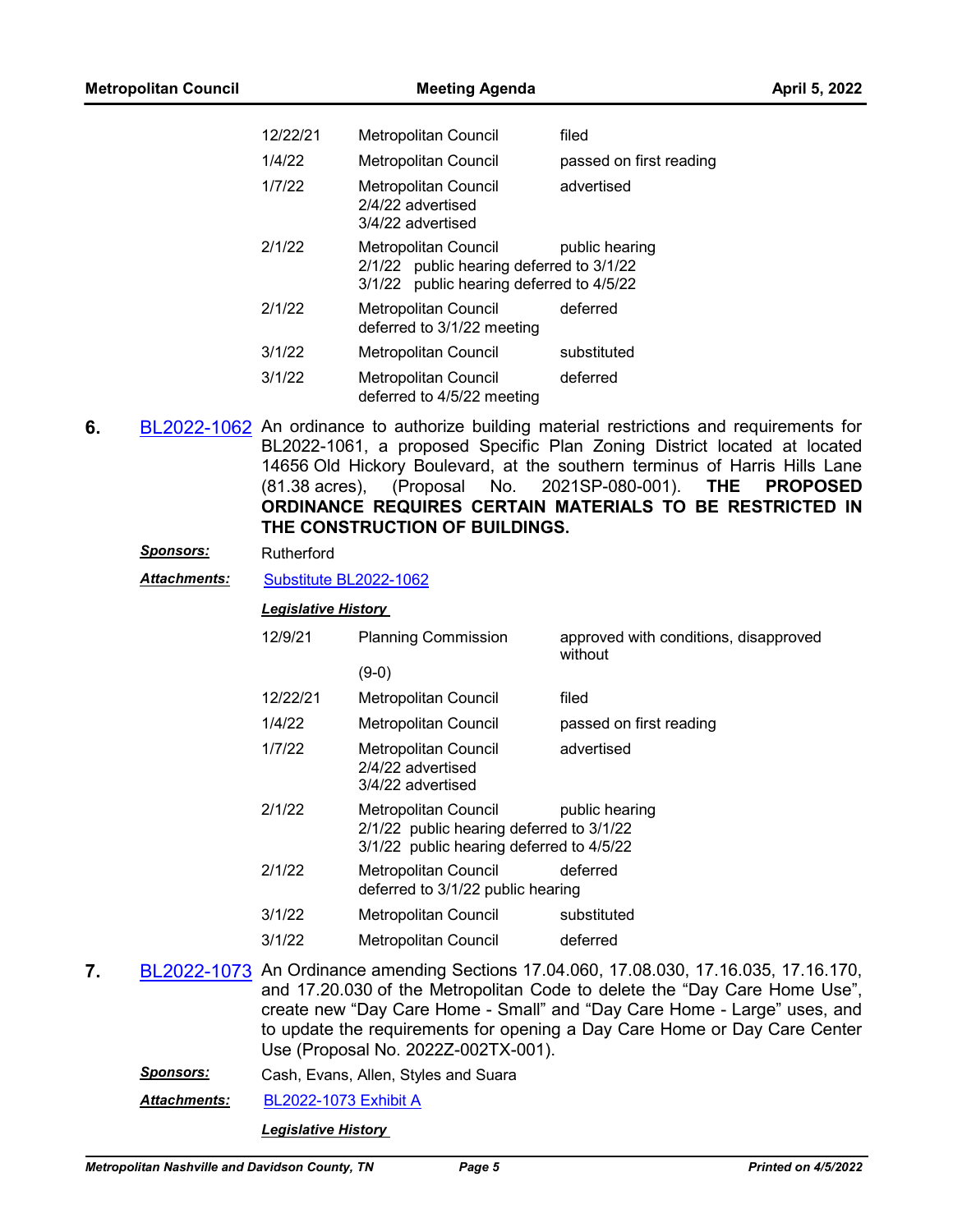| | | |
|---|---|---|
| 12/22/21 | Metropolitan Council | filed |
| 1/4/22 | Metropolitan Council | passed on first reading |
| 1/7/22 | Metropolitan Council<br>2/4/22 advertised<br>3/4/22 advertised | advertised |
| 2/1/22 | Metropolitan Council<br>2/1/22 public hearing deferred to 3/1/22<br>3/1/22 public hearing deferred to 4/5/22 | public hearing |
| 2/1/22 | Metropolitan Council<br>deferred to 3/1/22 meeting | deferred |
| 3/1/22 | Metropolitan Council | substituted |
| 3/1/22 | Metropolitan Council<br>deferred to 4/5/22 meeting | deferred |

**6.** BL2022-1062 An ordinance to authorize building material restrictions and requirements for BL2022-1061, a proposed Specific Plan Zoning District located at located 14656 Old Hickory Boulevard, at the southern terminus of Harris Hills Lane (81.38 acres), (Proposal No. 2021SP-080-001). **THE PROPOSED ORDINANCE REQUIRES CERTAIN MATERIALS TO BE RESTRICTED IN THE CONSTRUCTION OF BUILDINGS.**

***Sponsors:*** Rutherford

***Attachments:*** Substitute BL2022-1062

***Legislative History***

| | | |
|---|---|---|
| 12/9/21 | Planning Commission<br>(9-0) | approved with conditions, disapproved without |
| 12/22/21 | Metropolitan Council | filed |
| 1/4/22 | Metropolitan Council | passed on first reading |
| 1/7/22 | Metropolitan Council<br>2/4/22 advertised<br>3/4/22 advertised | advertised |
| 2/1/22 | Metropolitan Council<br>2/1/22 public hearing deferred to 3/1/22<br>3/1/22 public hearing deferred to 4/5/22 | public hearing |
| 2/1/22 | Metropolitan Council<br>deferred to 3/1/22 public hearing | deferred |
| 3/1/22 | Metropolitan Council | substituted |
| 3/1/22 | Metropolitan Council | deferred |

**7.** BL2022-1073 An Ordinance amending Sections 17.04.060, 17.08.030, 17.16.035, 17.16.170, and 17.20.030 of the Metropolitan Code to delete the "Day Care Home Use", create new "Day Care Home - Small" and "Day Care Home - Large" uses, and to update the requirements for opening a Day Care Home or Day Care Center Use (Proposal No. 2022Z-002TX-001).

***Sponsors:*** Cash, Evans, Allen, Styles and Suara

***Attachments:*** BL2022-1073 Exhibit A

***Legislative History***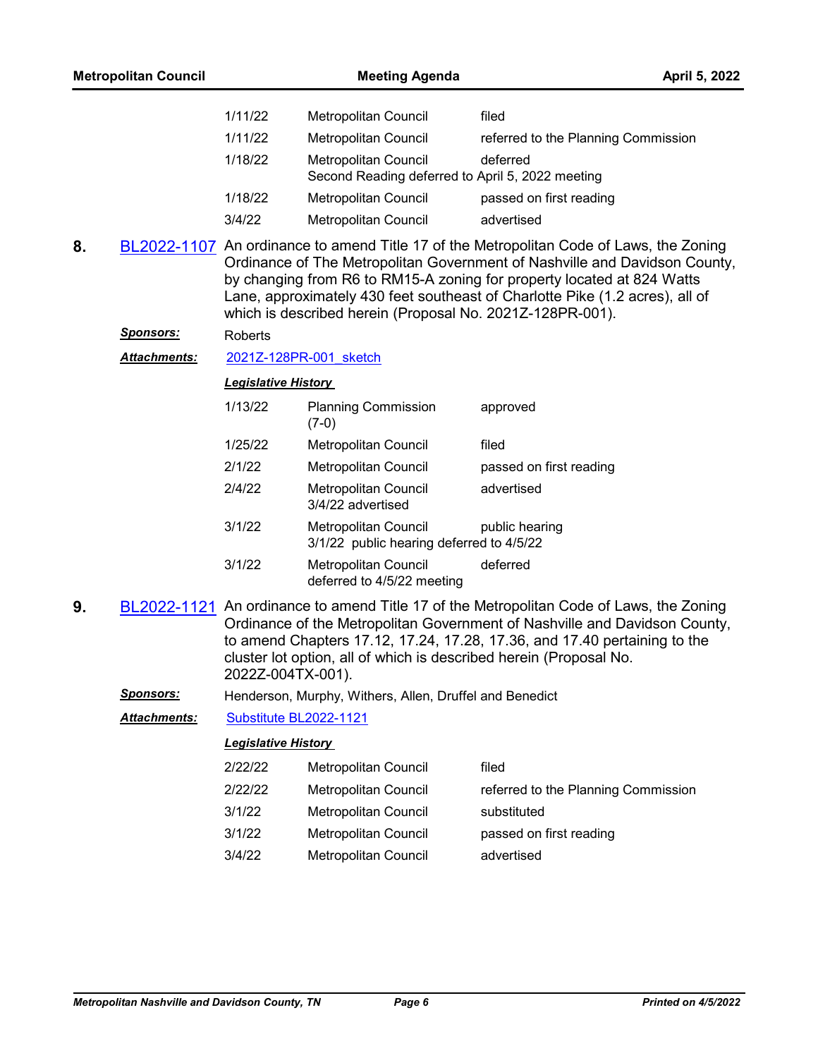| | | |
|---|---|---|
| 1/11/22 | Metropolitan Council | filed |
| 1/11/22 | Metropolitan Council | referred to the Planning Commission |
| 1/18/22 | Metropolitan Council<br>Second Reading deferred to April 5, 2022 meeting | deferred |
| 1/18/22 | Metropolitan Council | passed on first reading |
| 3/4/22 | Metropolitan Council | advertised |

**8.** BL2022-1107 An ordinance to amend Title 17 of the Metropolitan Code of Laws, the Zoning Ordinance of The Metropolitan Government of Nashville and Davidson County, by changing from R6 to RM15-A zoning for property located at 824 Watts Lane, approximately 430 feet southeast of Charlotte Pike (1.2 acres), all of which is described herein (Proposal No. 2021Z-128PR-001).

***Sponsors:*** Roberts

***Attachments:*** 2021Z-128PR-001_sketch

***Legislative History***

| | | |
|---|---|---|
| 1/13/22 | Planning Commission (7-0) | approved |
| 1/25/22 | Metropolitan Council | filed |
| 2/1/22 | Metropolitan Council | passed on first reading |
| 2/4/22 | Metropolitan Council<br>3/4/22 advertised | advertised |
| 3/1/22 | Metropolitan Council<br>3/1/22 public hearing deferred to 4/5/22 | public hearing |
| 3/1/22 | Metropolitan Council<br>deferred to 4/5/22 meeting | deferred |

**9.** BL2022-1121 An ordinance to amend Title 17 of the Metropolitan Code of Laws, the Zoning Ordinance of the Metropolitan Government of Nashville and Davidson County, to amend Chapters 17.12, 17.24, 17.28, 17.36, and 17.40 pertaining to the cluster lot option, all of which is described herein (Proposal No. 2022Z-004TX-001).

***Sponsors:*** Henderson, Murphy, Withers, Allen, Druffel and Benedict

***Attachments:*** Substitute BL2022-1121

***Legislative History***

| | | |
|---|---|---|
| 2/22/22 | Metropolitan Council | filed |
| 2/22/22 | Metropolitan Council | referred to the Planning Commission |
| 3/1/22 | Metropolitan Council | substituted |
| 3/1/22 | Metropolitan Council | passed on first reading |
| 3/4/22 | Metropolitan Council | advertised |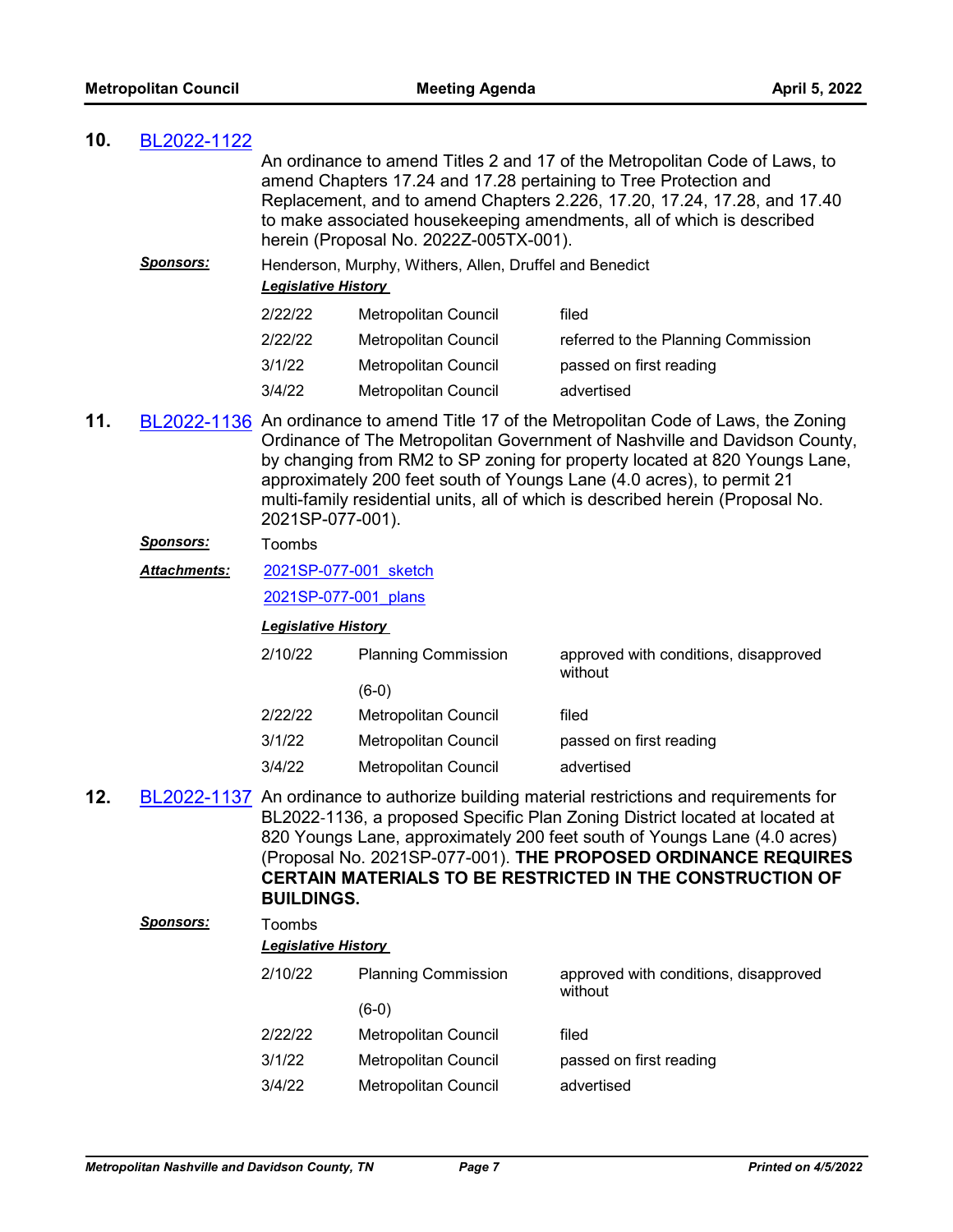**10.** BL2022-1122

An ordinance to amend Titles 2 and 17 of the Metropolitan Code of Laws, to amend Chapters 17.24 and 17.28 pertaining to Tree Protection and Replacement, and to amend Chapters 2.226, 17.20, 17.24, 17.28, and 17.40 to make associated housekeeping amendments, all of which is described herein (Proposal No. 2022Z-005TX-001).

***Sponsors:*** Henderson, Murphy, Withers, Allen, Druffel and Benedict

***Legislative History***

| | | |
|---|---|---|
| 2/22/22 | Metropolitan Council | filed |
| 2/22/22 | Metropolitan Council | referred to the Planning Commission |
| 3/1/22 | Metropolitan Council | passed on first reading |
| 3/4/22 | Metropolitan Council | advertised |

**11.** BL2022-1136 An ordinance to amend Title 17 of the Metropolitan Code of Laws, the Zoning Ordinance of The Metropolitan Government of Nashville and Davidson County, by changing from RM2 to SP zoning for property located at 820 Youngs Lane, approximately 200 feet south of Youngs Lane (4.0 acres), to permit 21 multi-family residential units, all of which is described herein (Proposal No. 2021SP-077-001).

***Sponsors:*** Toombs

***Attachments:*** 2021SP-077-001_sketch

2021SP-077-001_plans

***Legislative History***

| | | |
|---|---|---|
| 2/10/22 | Planning Commission (6-0) | approved with conditions, disapproved without |
| 2/22/22 | Metropolitan Council | filed |
| 3/1/22 | Metropolitan Council | passed on first reading |
| 3/4/22 | Metropolitan Council | advertised |

**12.** BL2022-1137 An ordinance to authorize building material restrictions and requirements for BL2022-1136, a proposed Specific Plan Zoning District located at located at 820 Youngs Lane, approximately 200 feet south of Youngs Lane (4.0 acres) (Proposal No. 2021SP-077-001). **THE PROPOSED ORDINANCE REQUIRES CERTAIN MATERIALS TO BE RESTRICTED IN THE CONSTRUCTION OF BUILDINGS.**

***Sponsors:*** Toombs

***Legislative History***

| | | |
|---|---|---|
| 2/10/22 | Planning Commission (6-0) | approved with conditions, disapproved without |
| 2/22/22 | Metropolitan Council | filed |
| 3/1/22 | Metropolitan Council | passed on first reading |
| 3/4/22 | Metropolitan Council | advertised |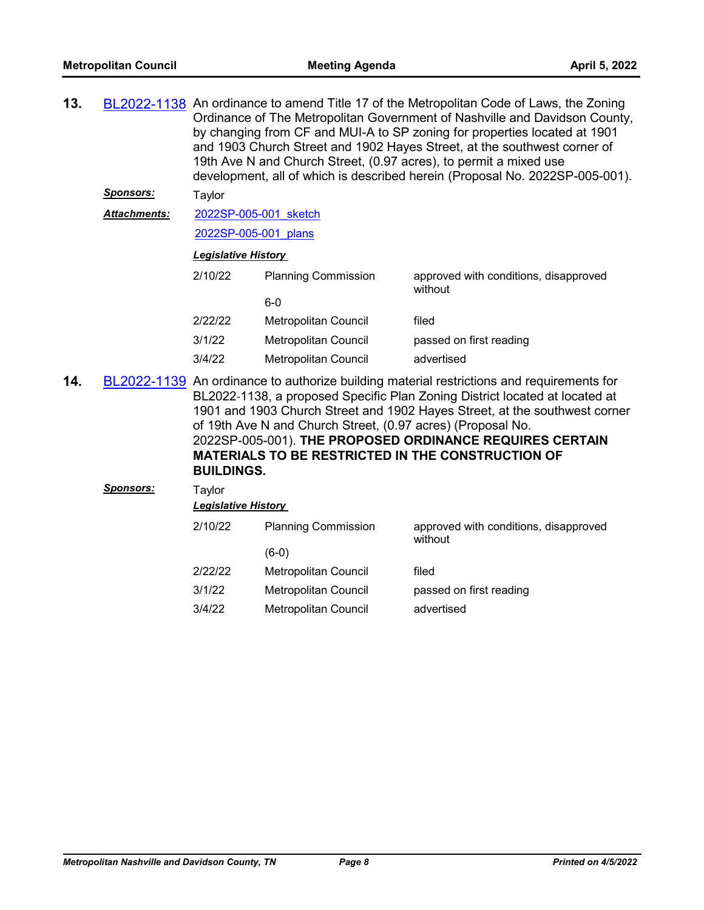**13.** BL2022-1138 An ordinance to amend Title 17 of the Metropolitan Code of Laws, the Zoning Ordinance of The Metropolitan Government of Nashville and Davidson County, by changing from CF and MUI-A to SP zoning for properties located at 1901 and 1903 Church Street and 1902 Hayes Street, at the southwest corner of 19th Ave N and Church Street, (0.97 acres), to permit a mixed use development, all of which is described herein (Proposal No. 2022SP-005-001).

***Sponsors:*** Taylor

***Attachments:*** 2022SP-005-001_sketch

2022SP-005-001_plans

***Legislative History***

| Date | Body | Action |
|---|---|---|
| 2/10/22 | Planning Commission<br>6-0 | approved with conditions, disapproved without |
| 2/22/22 | Metropolitan Council | filed |
| 3/1/22 | Metropolitan Council | passed on first reading |
| 3/4/22 | Metropolitan Council | advertised |

**14.** BL2022-1139 An ordinance to authorize building material restrictions and requirements for BL2022-1138, a proposed Specific Plan Zoning District located at located at 1901 and 1903 Church Street and 1902 Hayes Street, at the southwest corner of 19th Ave N and Church Street, (0.97 acres) (Proposal No. 2022SP-005-001). **THE PROPOSED ORDINANCE REQUIRES CERTAIN MATERIALS TO BE RESTRICTED IN THE CONSTRUCTION OF BUILDINGS.**

***Sponsors:*** Taylor

***Legislative History***

| Date | Body | Action |
|---|---|---|
| 2/10/22 | Planning Commission<br>(6-0) | approved with conditions, disapproved without |
| 2/22/22 | Metropolitan Council | filed |
| 3/1/22 | Metropolitan Council | passed on first reading |
| 3/4/22 | Metropolitan Council | advertised |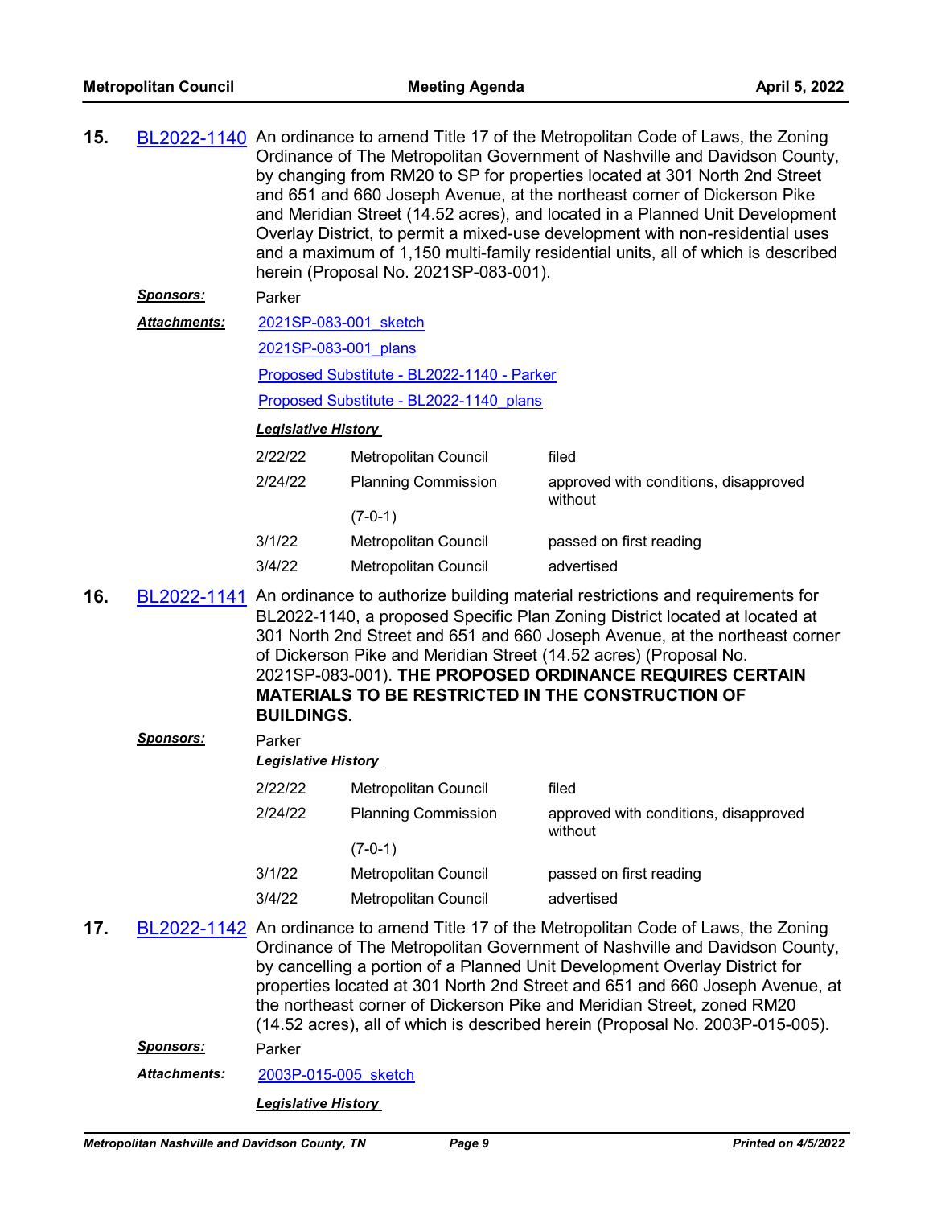**15.** BL2022-1140 An ordinance to amend Title 17 of the Metropolitan Code of Laws, the Zoning Ordinance of The Metropolitan Government of Nashville and Davidson County, by changing from RM20 to SP for properties located at 301 North 2nd Street and 651 and 660 Joseph Avenue, at the northeast corner of Dickerson Pike and Meridian Street (14.52 acres), and located in a Planned Unit Development Overlay District, to permit a mixed-use development with non-residential uses and a maximum of 1,150 multi-family residential units, all of which is described herein (Proposal No. 2021SP-083-001).

***Sponsors:*** Parker

***Attachments:*** 2021SP-083-001_sketch
2021SP-083-001_plans
Proposed Substitute - BL2022-1140 - Parker
Proposed Substitute - BL2022-1140_plans

***Legislative History***

| | | |
|---|---|---|
| 2/22/22 | Metropolitan Council | filed |
| 2/24/22 | Planning Commission (7-0-1) | approved with conditions, disapproved without |
| 3/1/22 | Metropolitan Council | passed on first reading |
| 3/4/22 | Metropolitan Council | advertised |

**16.** BL2022-1141 An ordinance to authorize building material restrictions and requirements for BL2022-1140, a proposed Specific Plan Zoning District located at located at 301 North 2nd Street and 651 and 660 Joseph Avenue, at the northeast corner of Dickerson Pike and Meridian Street (14.52 acres) (Proposal No. 2021SP-083-001). **THE PROPOSED ORDINANCE REQUIRES CERTAIN MATERIALS TO BE RESTRICTED IN THE CONSTRUCTION OF BUILDINGS.**

***Sponsors:*** Parker

***Legislative History***

| | | |
|---|---|---|
| 2/22/22 | Metropolitan Council | filed |
| 2/24/22 | Planning Commission (7-0-1) | approved with conditions, disapproved without |
| 3/1/22 | Metropolitan Council | passed on first reading |
| 3/4/22 | Metropolitan Council | advertised |

**17.** BL2022-1142 An ordinance to amend Title 17 of the Metropolitan Code of Laws, the Zoning Ordinance of The Metropolitan Government of Nashville and Davidson County, by cancelling a portion of a Planned Unit Development Overlay District for properties located at 301 North 2nd Street and 651 and 660 Joseph Avenue, at the northeast corner of Dickerson Pike and Meridian Street, zoned RM20 (14.52 acres), all of which is described herein (Proposal No. 2003P-015-005).

***Sponsors:*** Parker

***Attachments:*** 2003P-015-005_sketch

***Legislative History***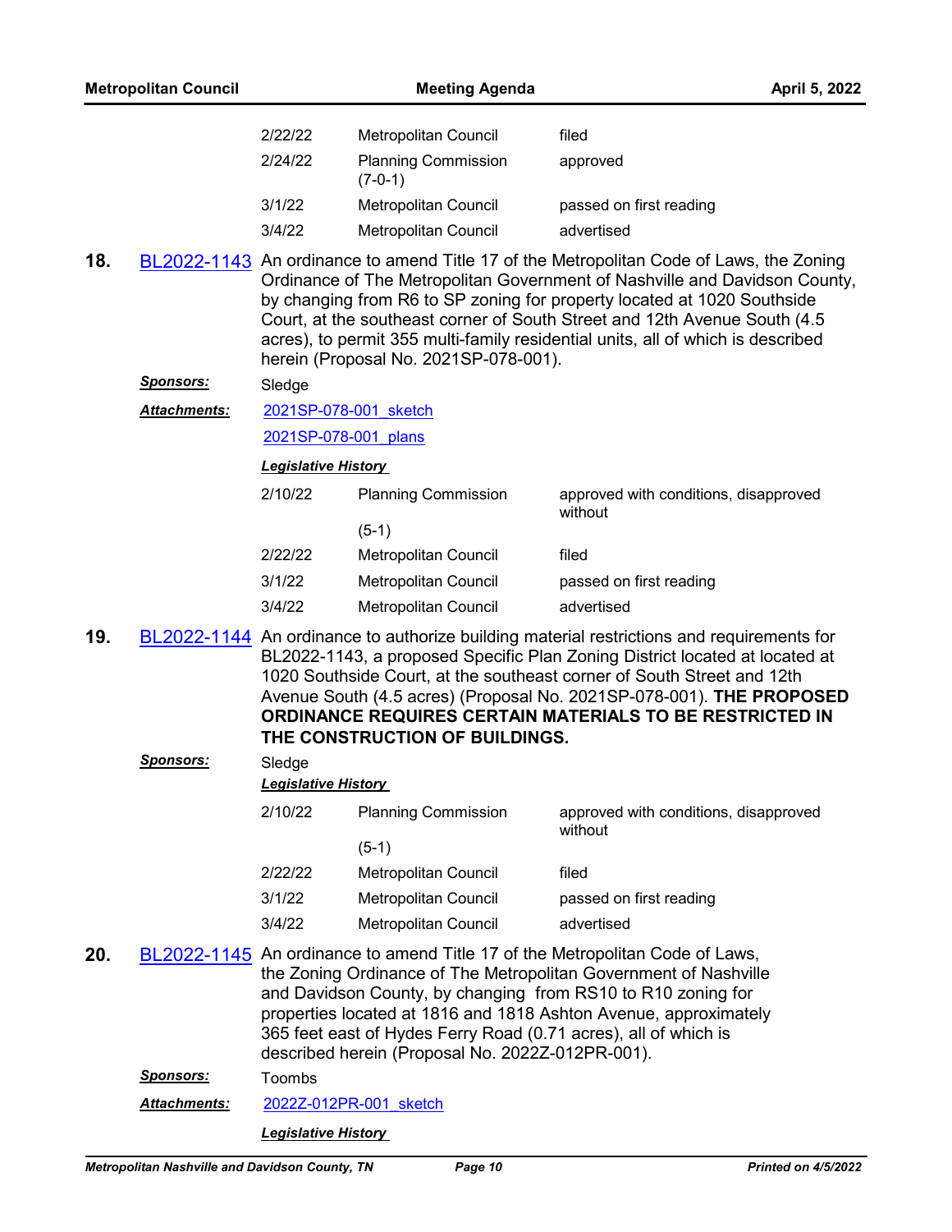| | | |
|---|---|---|
| 2/22/22 | Metropolitan Council | filed |
| 2/24/22 | Planning Commission (7-0-1) | approved |
| 3/1/22 | Metropolitan Council | passed on first reading |
| 3/4/22 | Metropolitan Council | advertised |

**18.** BL2022-1143 An ordinance to amend Title 17 of the Metropolitan Code of Laws, the Zoning Ordinance of The Metropolitan Government of Nashville and Davidson County, by changing from R6 to SP zoning for property located at 1020 Southside Court, at the southeast corner of South Street and 12th Avenue South (4.5 acres), to permit 355 multi-family residential units, all of which is described herein (Proposal No. 2021SP-078-001).

***Sponsors:*** Sledge

***Attachments:*** 2021SP-078-001_sketch

2021SP-078-001_plans

***Legislative History***

| | | |
|---|---|---|
| 2/10/22 | Planning Commission (5-1) | approved with conditions, disapproved without |
| 2/22/22 | Metropolitan Council | filed |
| 3/1/22 | Metropolitan Council | passed on first reading |
| 3/4/22 | Metropolitan Council | advertised |

**19.** BL2022-1144 An ordinance to authorize building material restrictions and requirements for BL2022-1143, a proposed Specific Plan Zoning District located at located at 1020 Southside Court, at the southeast corner of South Street and 12th Avenue South (4.5 acres) (Proposal No. 2021SP-078-001). **THE PROPOSED ORDINANCE REQUIRES CERTAIN MATERIALS TO BE RESTRICTED IN THE CONSTRUCTION OF BUILDINGS.**

***Sponsors:*** Sledge

***Legislative History***

| | | |
|---|---|---|
| 2/10/22 | Planning Commission (5-1) | approved with conditions, disapproved without |
| 2/22/22 | Metropolitan Council | filed |
| 3/1/22 | Metropolitan Council | passed on first reading |
| 3/4/22 | Metropolitan Council | advertised |

**20.** BL2022-1145 An ordinance to amend Title 17 of the Metropolitan Code of Laws, the Zoning Ordinance of The Metropolitan Government of Nashville and Davidson County, by changing from RS10 to R10 zoning for properties located at 1816 and 1818 Ashton Avenue, approximately 365 feet east of Hydes Ferry Road (0.71 acres), all of which is described herein (Proposal No. 2022Z-012PR-001).

***Sponsors:*** Toombs

***Attachments:*** 2022Z-012PR-001_sketch

***Legislative History***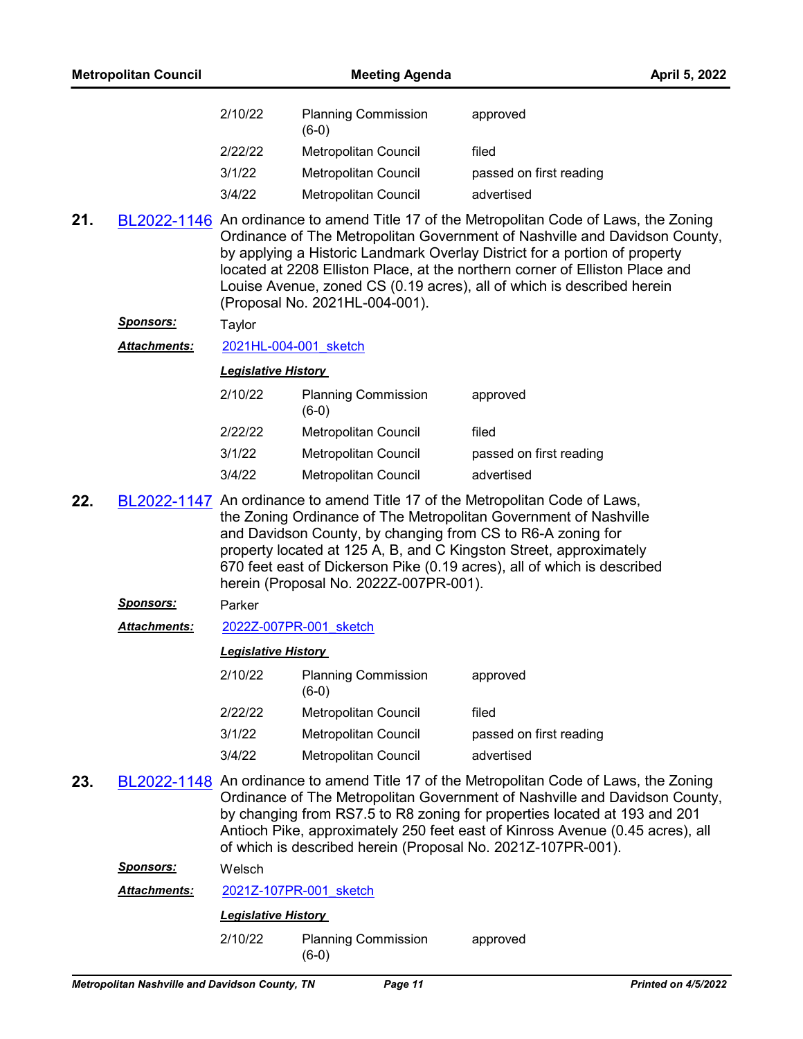| | | |
|---|---|---|
| 2/10/22 | Planning Commission (6-0) | approved |
| 2/22/22 | Metropolitan Council | filed |
| 3/1/22 | Metropolitan Council | passed on first reading |
| 3/4/22 | Metropolitan Council | advertised |

**21.** BL2022-1146 An ordinance to amend Title 17 of the Metropolitan Code of Laws, the Zoning Ordinance of The Metropolitan Government of Nashville and Davidson County, by applying a Historic Landmark Overlay District for a portion of property located at 2208 Elliston Place, at the northern corner of Elliston Place and Louise Avenue, zoned CS (0.19 acres), all of which is described herein (Proposal No. 2021HL-004-001).

***Sponsors:*** Taylor

***Attachments:*** 2021HL-004-001_sketch

***Legislative History***

| | | |
|---|---|---|
| 2/10/22 | Planning Commission (6-0) | approved |
| 2/22/22 | Metropolitan Council | filed |
| 3/1/22 | Metropolitan Council | passed on first reading |
| 3/4/22 | Metropolitan Council | advertised |

**22.** BL2022-1147 An ordinance to amend Title 17 of the Metropolitan Code of Laws, the Zoning Ordinance of The Metropolitan Government of Nashville and Davidson County, by changing from CS to R6-A zoning for property located at 125 A, B, and C Kingston Street, approximately 670 feet east of Dickerson Pike (0.19 acres), all of which is described herein (Proposal No. 2022Z-007PR-001).

***Sponsors:*** Parker

***Attachments:*** 2022Z-007PR-001_sketch

***Legislative History***

| | | |
|---|---|---|
| 2/10/22 | Planning Commission (6-0) | approved |
| 2/22/22 | Metropolitan Council | filed |
| 3/1/22 | Metropolitan Council | passed on first reading |
| 3/4/22 | Metropolitan Council | advertised |

**23.** BL2022-1148 An ordinance to amend Title 17 of the Metropolitan Code of Laws, the Zoning Ordinance of The Metropolitan Government of Nashville and Davidson County, by changing from RS7.5 to R8 zoning for properties located at 193 and 201 Antioch Pike, approximately 250 feet east of Kinross Avenue (0.45 acres), all of which is described herein (Proposal No. 2021Z-107PR-001).

***Sponsors:*** Welsch

***Attachments:*** 2021Z-107PR-001_sketch

***Legislative History***

| | | |
|---|---|---|
| 2/10/22 | Planning Commission (6-0) | approved |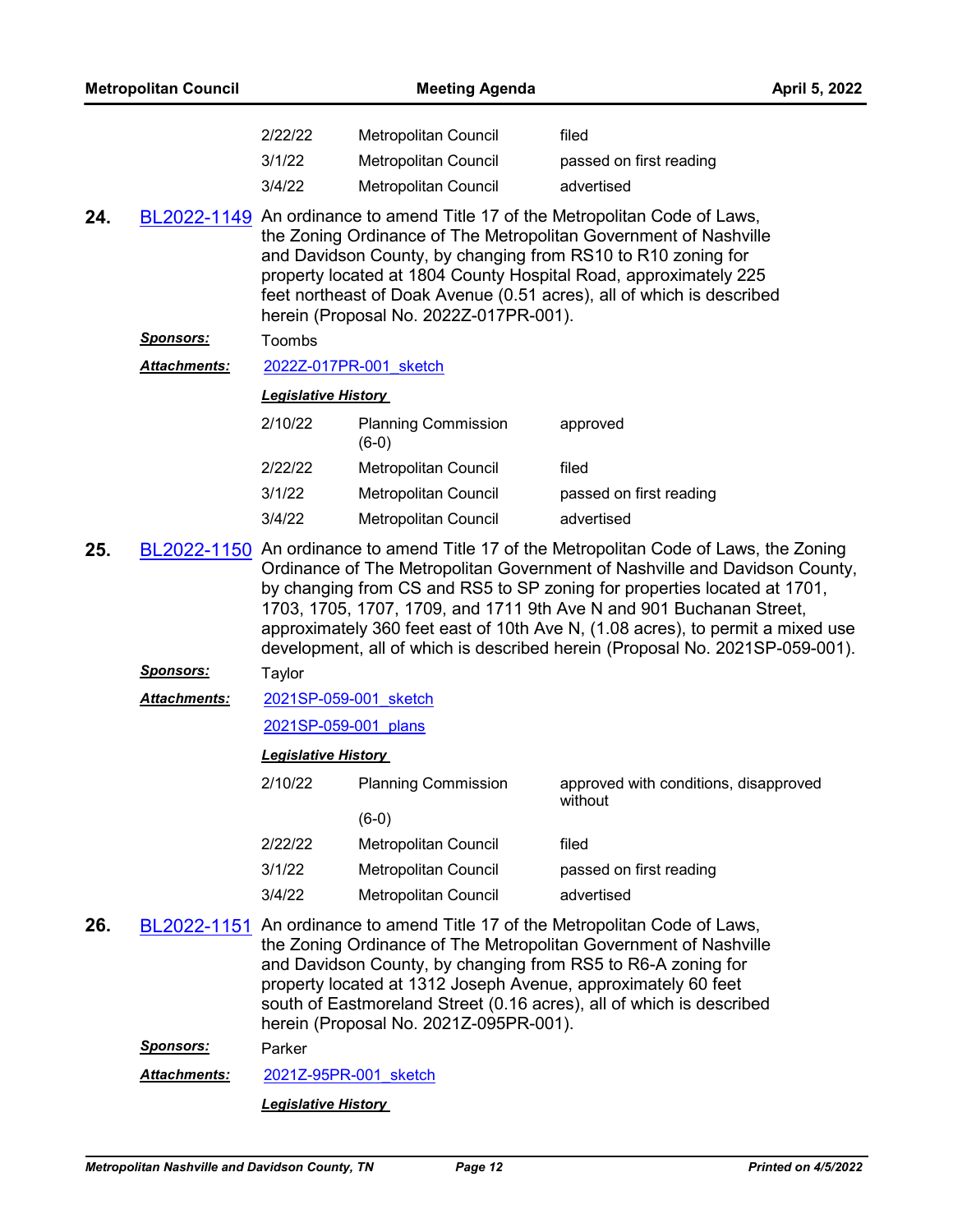| | | |
|---|---|---|
| 2/22/22 | Metropolitan Council | filed |
| 3/1/22 | Metropolitan Council | passed on first reading |
| 3/4/22 | Metropolitan Council | advertised |

**24.** BL2022-1149 An ordinance to amend Title 17 of the Metropolitan Code of Laws, the Zoning Ordinance of The Metropolitan Government of Nashville and Davidson County, by changing from RS10 to R10 zoning for property located at 1804 County Hospital Road, approximately 225 feet northeast of Doak Avenue (0.51 acres), all of which is described herein (Proposal No. 2022Z-017PR-001).

***Sponsors:*** Toombs

***Attachments:*** 2022Z-017PR-001_sketch

***Legislative History***

| | | |
|---|---|---|
| 2/10/22 | Planning Commission (6-0) | approved |
| 2/22/22 | Metropolitan Council | filed |
| 3/1/22 | Metropolitan Council | passed on first reading |
| 3/4/22 | Metropolitan Council | advertised |

**25.** BL2022-1150 An ordinance to amend Title 17 of the Metropolitan Code of Laws, the Zoning Ordinance of The Metropolitan Government of Nashville and Davidson County, by changing from CS and RS5 to SP zoning for properties located at 1701, 1703, 1705, 1707, 1709, and 1711 9th Ave N and 901 Buchanan Street, approximately 360 feet east of 10th Ave N, (1.08 acres), to permit a mixed use development, all of which is described herein (Proposal No. 2021SP-059-001).

***Sponsors:*** Taylor

***Attachments:*** 2021SP-059-001_sketch

2021SP-059-001_plans

***Legislative History***

| | | |
|---|---|---|
| 2/10/22 | Planning Commission (6-0) | approved with conditions, disapproved without |
| 2/22/22 | Metropolitan Council | filed |
| 3/1/22 | Metropolitan Council | passed on first reading |
| 3/4/22 | Metropolitan Council | advertised |

**26.** BL2022-1151 An ordinance to amend Title 17 of the Metropolitan Code of Laws, the Zoning Ordinance of The Metropolitan Government of Nashville and Davidson County, by changing from RS5 to R6-A zoning for property located at 1312 Joseph Avenue, approximately 60 feet south of Eastmoreland Street (0.16 acres), all of which is described herein (Proposal No. 2021Z-095PR-001).

***Sponsors:*** Parker

***Attachments:*** 2021Z-95PR-001_sketch

***Legislative History***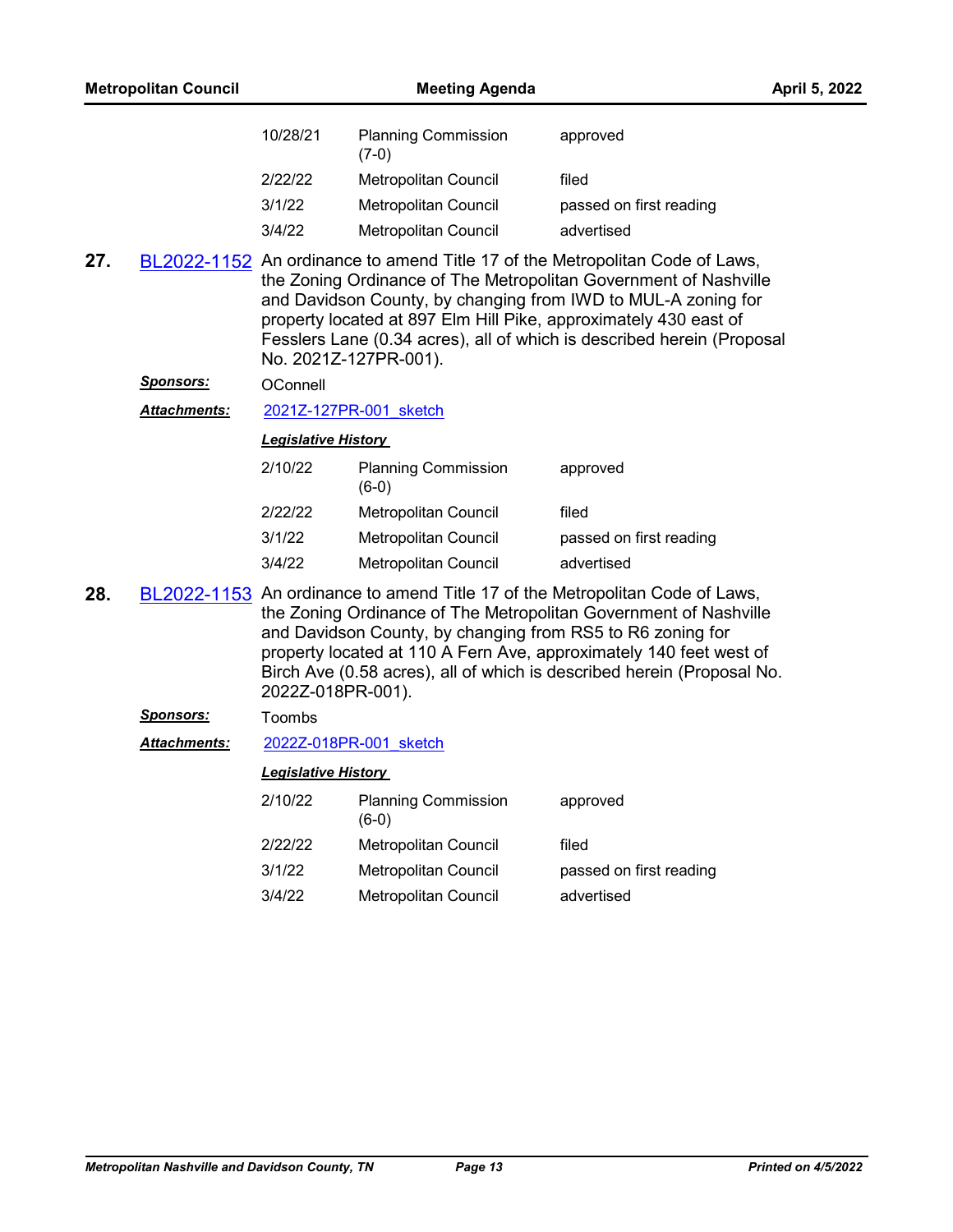| | | |
|---|---|---|
| 10/28/21 | Planning Commission (7-0) | approved |
| 2/22/22 | Metropolitan Council | filed |
| 3/1/22 | Metropolitan Council | passed on first reading |
| 3/4/22 | Metropolitan Council | advertised |

**27.** BL2022-1152 An ordinance to amend Title 17 of the Metropolitan Code of Laws, the Zoning Ordinance of The Metropolitan Government of Nashville and Davidson County, by changing from IWD to MUL-A zoning for property located at 897 Elm Hill Pike, approximately 430 east of Fesslers Lane (0.34 acres), all of which is described herein (Proposal No. 2021Z-127PR-001).

***Sponsors:*** OConnell

***Attachments:*** 2021Z-127PR-001_sketch

***Legislative History***

| | | |
|---|---|---|
| 2/10/22 | Planning Commission (6-0) | approved |
| 2/22/22 | Metropolitan Council | filed |
| 3/1/22 | Metropolitan Council | passed on first reading |
| 3/4/22 | Metropolitan Council | advertised |

**28.** BL2022-1153 An ordinance to amend Title 17 of the Metropolitan Code of Laws, the Zoning Ordinance of The Metropolitan Government of Nashville and Davidson County, by changing from RS5 to R6 zoning for property located at 110 A Fern Ave, approximately 140 feet west of Birch Ave (0.58 acres), all of which is described herein (Proposal No. 2022Z-018PR-001).

***Sponsors:*** Toombs

***Attachments:*** 2022Z-018PR-001_sketch

***Legislative History***

| | | |
|---|---|---|
| 2/10/22 | Planning Commission (6-0) | approved |
| 2/22/22 | Metropolitan Council | filed |
| 3/1/22 | Metropolitan Council | passed on first reading |
| 3/4/22 | Metropolitan Council | advertised |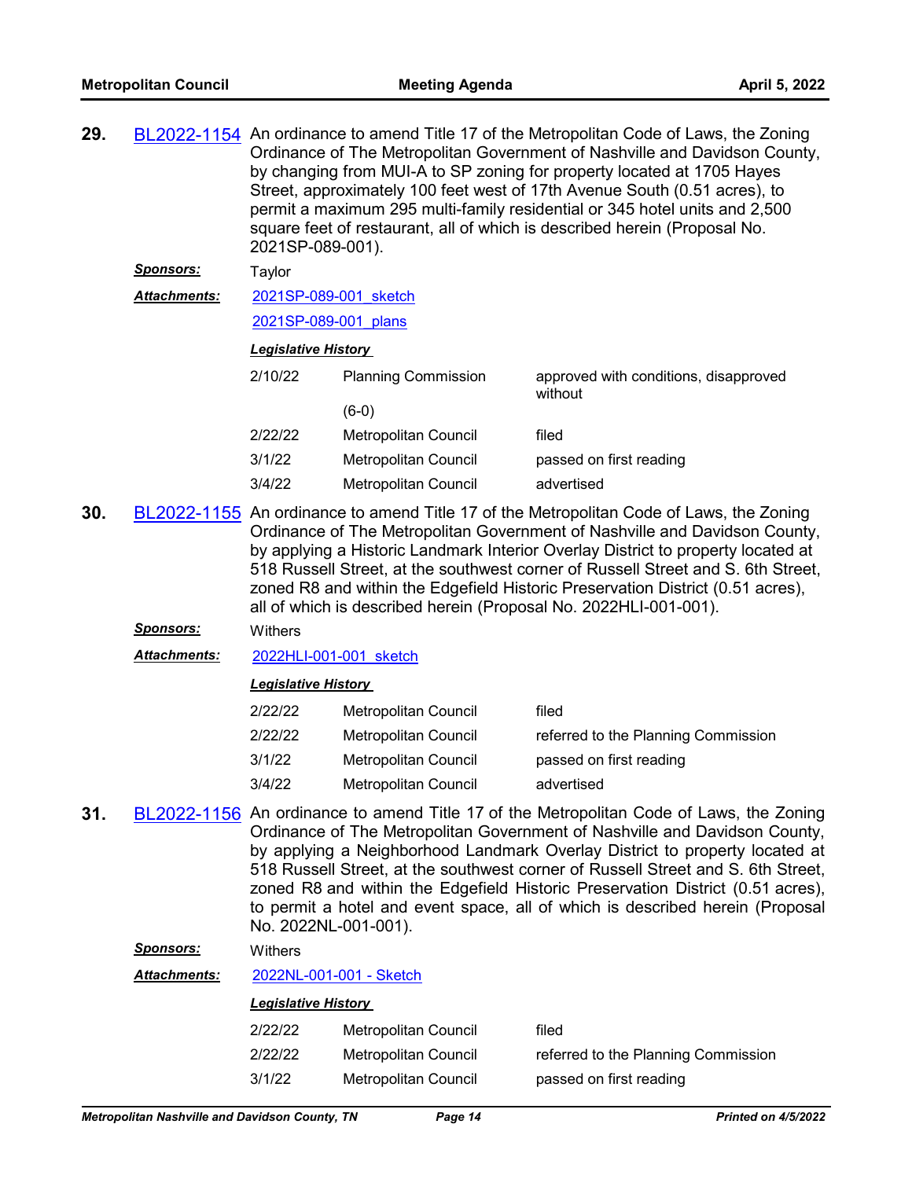**29.** BL2022-1154 An ordinance to amend Title 17 of the Metropolitan Code of Laws, the Zoning Ordinance of The Metropolitan Government of Nashville and Davidson County, by changing from MUI-A to SP zoning for property located at 1705 Hayes Street, approximately 100 feet west of 17th Avenue South (0.51 acres), to permit a maximum 295 multi-family residential or 345 hotel units and 2,500 square feet of restaurant, all of which is described herein (Proposal No. 2021SP-089-001).

***Sponsors:*** Taylor

***Attachments:*** 2021SP-089-001_sketch

2021SP-089-001_plans

***Legislative History***

| | | |
|---|---|---|
| 2/10/22 | Planning Commission (6-0) | approved with conditions, disapproved without |
| 2/22/22 | Metropolitan Council | filed |
| 3/1/22 | Metropolitan Council | passed on first reading |
| 3/4/22 | Metropolitan Council | advertised |

**30.** BL2022-1155 An ordinance to amend Title 17 of the Metropolitan Code of Laws, the Zoning Ordinance of The Metropolitan Government of Nashville and Davidson County, by applying a Historic Landmark Interior Overlay District to property located at 518 Russell Street, at the southwest corner of Russell Street and S. 6th Street, zoned R8 and within the Edgefield Historic Preservation District (0.51 acres), all of which is described herein (Proposal No. 2022HLI-001-001).

***Sponsors:*** Withers

***Attachments:*** 2022HLI-001-001_sketch

***Legislative History***

| | | |
|---|---|---|
| 2/22/22 | Metropolitan Council | filed |
| 2/22/22 | Metropolitan Council | referred to the Planning Commission |
| 3/1/22 | Metropolitan Council | passed on first reading |
| 3/4/22 | Metropolitan Council | advertised |

**31.** BL2022-1156 An ordinance to amend Title 17 of the Metropolitan Code of Laws, the Zoning Ordinance of The Metropolitan Government of Nashville and Davidson County, by applying a Neighborhood Landmark Overlay District to property located at 518 Russell Street, at the southwest corner of Russell Street and S. 6th Street, zoned R8 and within the Edgefield Historic Preservation District (0.51 acres), to permit a hotel and event space, all of which is described herein (Proposal No. 2022NL-001-001).

***Sponsors:*** Withers

***Attachments:*** 2022NL-001-001 - Sketch

***Legislative History***

| | | |
|---|---|---|
| 2/22/22 | Metropolitan Council | filed |
| 2/22/22 | Metropolitan Council | referred to the Planning Commission |
| 3/1/22 | Metropolitan Council | passed on first reading |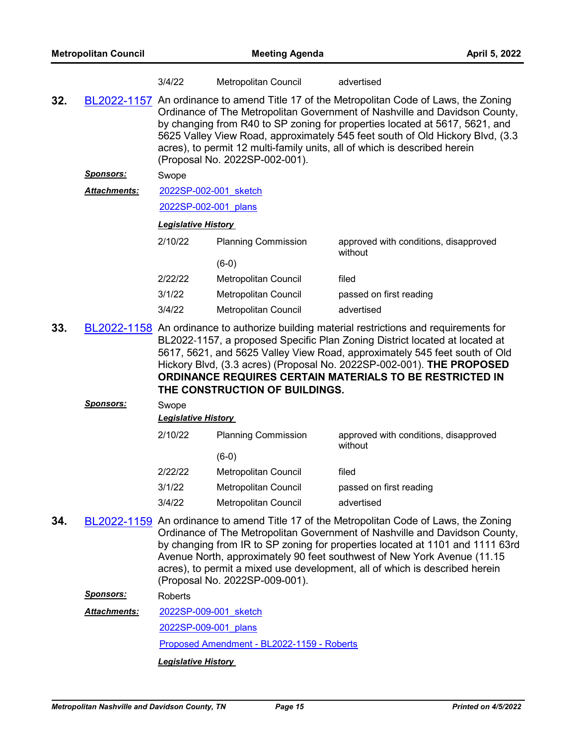| | | |
|---|---|---|
| 3/4/22 | Metropolitan Council | advertised |

**32.** BL2022-1157 An ordinance to amend Title 17 of the Metropolitan Code of Laws, the Zoning Ordinance of The Metropolitan Government of Nashville and Davidson County, by changing from R40 to SP zoning for properties located at 5617, 5621, and 5625 Valley View Road, approximately 545 feet south of Old Hickory Blvd, (3.3 acres), to permit 12 multi-family units, all of which is described herein (Proposal No. 2022SP-002-001).

***Sponsors:*** Swope

***Attachments:*** 2022SP-002-001_sketch

2022SP-002-001_plans

***Legislative History***

| Date | Body | Action |
|---|---|---|
| 2/10/22 | Planning Commission (6-0) | approved with conditions, disapproved without |
| 2/22/22 | Metropolitan Council | filed |
| 3/1/22 | Metropolitan Council | passed on first reading |
| 3/4/22 | Metropolitan Council | advertised |

**33.** BL2022-1158 An ordinance to authorize building material restrictions and requirements for BL2022-1157, a proposed Specific Plan Zoning District located at located at 5617, 5621, and 5625 Valley View Road, approximately 545 feet south of Old Hickory Blvd, (3.3 acres) (Proposal No. 2022SP-002-001). **THE PROPOSED ORDINANCE REQUIRES CERTAIN MATERIALS TO BE RESTRICTED IN THE CONSTRUCTION OF BUILDINGS.**

***Sponsors:*** Swope

***Legislative History***

| Date | Body | Action |
|---|---|---|
| 2/10/22 | Planning Commission (6-0) | approved with conditions, disapproved without |
| 2/22/22 | Metropolitan Council | filed |
| 3/1/22 | Metropolitan Council | passed on first reading |
| 3/4/22 | Metropolitan Council | advertised |

**34.** BL2022-1159 An ordinance to amend Title 17 of the Metropolitan Code of Laws, the Zoning Ordinance of The Metropolitan Government of Nashville and Davidson County, by changing from IR to SP zoning for properties located at 1101 and 1111 63rd Avenue North, approximately 90 feet southwest of New York Avenue (11.15 acres), to permit a mixed use development, all of which is described herein (Proposal No. 2022SP-009-001).

***Sponsors:*** Roberts

***Attachments:*** 2022SP-009-001_sketch

2022SP-009-001_plans

Proposed Amendment - BL2022-1159 - Roberts

***Legislative History***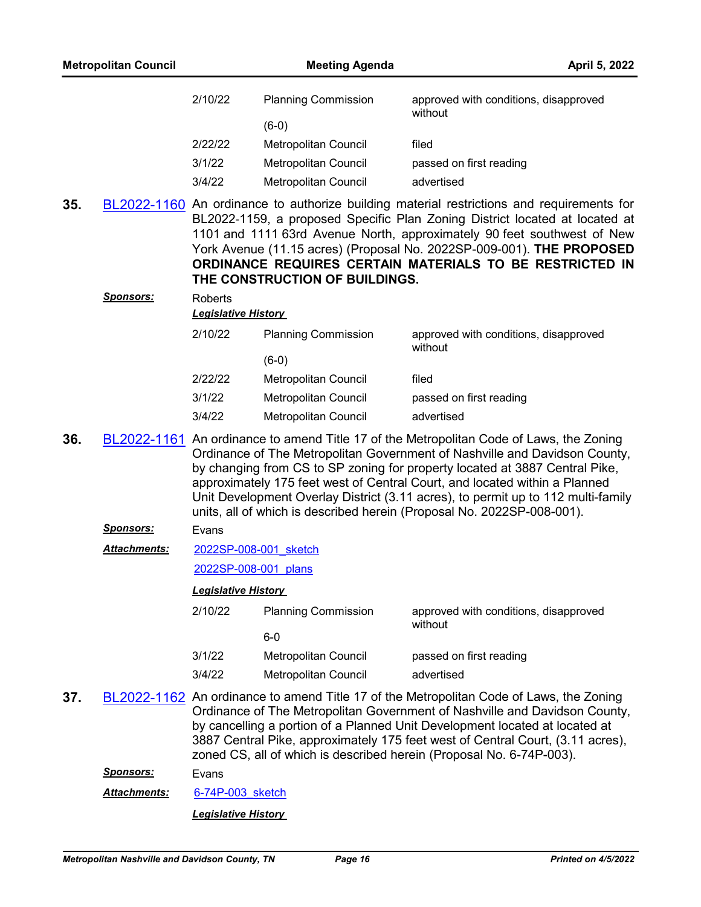| | | |
|---|---|---|
| 2/10/22 | Planning Commission (6-0) | approved with conditions, disapproved without |
| 2/22/22 | Metropolitan Council | filed |
| 3/1/22 | Metropolitan Council | passed on first reading |
| 3/4/22 | Metropolitan Council | advertised |

**35.** BL2022-1160 An ordinance to authorize building material restrictions and requirements for BL2022-1159, a proposed Specific Plan Zoning District located at located at 1101 and 1111 63rd Avenue North, approximately 90 feet southwest of New York Avenue (11.15 acres) (Proposal No. 2022SP-009-001). **THE PROPOSED ORDINANCE REQUIRES CERTAIN MATERIALS TO BE RESTRICTED IN THE CONSTRUCTION OF BUILDINGS.**

***Sponsors:*** Roberts

***Legislative History***

| | | |
|---|---|---|
| 2/10/22 | Planning Commission (6-0) | approved with conditions, disapproved without |
| 2/22/22 | Metropolitan Council | filed |
| 3/1/22 | Metropolitan Council | passed on first reading |
| 3/4/22 | Metropolitan Council | advertised |

**36.** BL2022-1161 An ordinance to amend Title 17 of the Metropolitan Code of Laws, the Zoning Ordinance of The Metropolitan Government of Nashville and Davidson County, by changing from CS to SP zoning for property located at 3887 Central Pike, approximately 175 feet west of Central Court, and located within a Planned Unit Development Overlay District (3.11 acres), to permit up to 112 multi-family units, all of which is described herein (Proposal No. 2022SP-008-001).

***Sponsors:*** Evans

***Attachments:*** 2022SP-008-001_sketch
2022SP-008-001_plans

***Legislative History***

| | | |
|---|---|---|
| 2/10/22 | Planning Commission 6-0 | approved with conditions, disapproved without |
| 3/1/22 | Metropolitan Council | passed on first reading |
| 3/4/22 | Metropolitan Council | advertised |

**37.** BL2022-1162 An ordinance to amend Title 17 of the Metropolitan Code of Laws, the Zoning Ordinance of The Metropolitan Government of Nashville and Davidson County, by cancelling a portion of a Planned Unit Development located at located at 3887 Central Pike, approximately 175 feet west of Central Court, (3.11 acres), zoned CS, all of which is described herein (Proposal No. 6-74P-003).

***Sponsors:*** Evans

***Attachments:*** 6-74P-003_sketch

***Legislative History***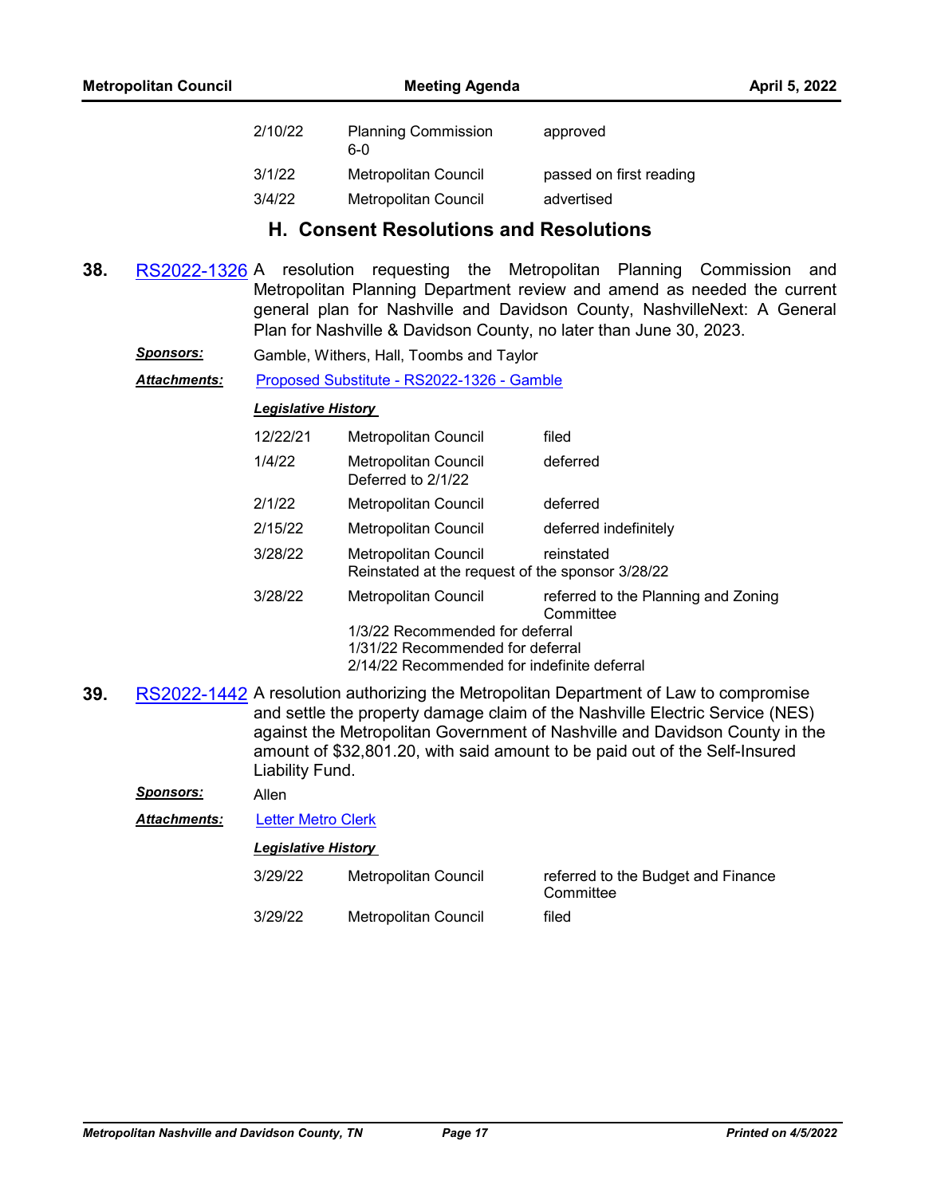| | | |
|---|---|---|
| 2/10/22 | Planning Commission 6-0 | approved |
| 3/1/22 | Metropolitan Council | passed on first reading |
| 3/4/22 | Metropolitan Council | advertised |

## H. Consent Resolutions and Resolutions

**38.** RS2022-1326 A resolution requesting the Metropolitan Planning Commission and Metropolitan Planning Department review and amend as needed the current general plan for Nashville and Davidson County, NashvilleNext: A General Plan for Nashville & Davidson County, no later than June 30, 2023.

***Sponsors:*** Gamble, Withers, Hall, Toombs and Taylor

***Attachments:*** Proposed Substitute - RS2022-1326 - Gamble

***Legislative History***

| | | |
|---|---|---|
| 12/22/21 | Metropolitan Council | filed |
| 1/4/22 | Metropolitan Council Deferred to 2/1/22 | deferred |
| 2/1/22 | Metropolitan Council | deferred |
| 2/15/22 | Metropolitan Council | deferred indefinitely |
| 3/28/22 | Metropolitan Council Reinstated at the request of the sponsor 3/28/22 | reinstated |
| 3/28/22 | Metropolitan Council 1/3/22 Recommended for deferral 1/31/22 Recommended for deferral 2/14/22 Recommended for indefinite deferral | referred to the Planning and Zoning Committee |

**39.** RS2022-1442 A resolution authorizing the Metropolitan Department of Law to compromise and settle the property damage claim of the Nashville Electric Service (NES) against the Metropolitan Government of Nashville and Davidson County in the amount of $32,801.20, with said amount to be paid out of the Self-Insured Liability Fund.

***Sponsors:*** Allen

***Attachments:*** Letter Metro Clerk

***Legislative History***

| | | |
|---|---|---|
| 3/29/22 | Metropolitan Council | referred to the Budget and Finance Committee |
| 3/29/22 | Metropolitan Council | filed |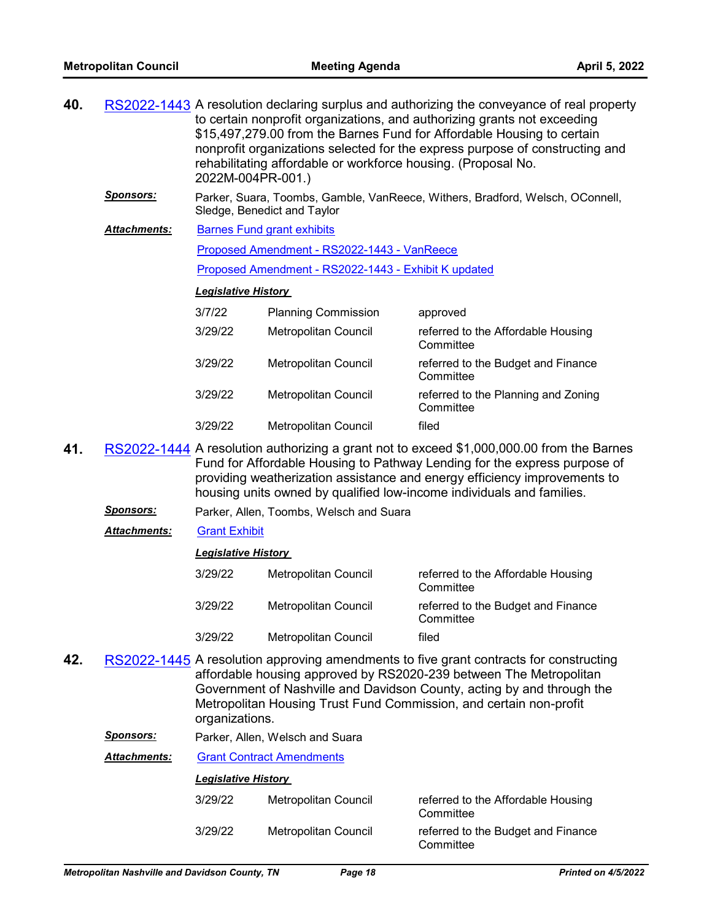**40.** [RS2022-1443] A resolution declaring surplus and authorizing the conveyance of real property to certain nonprofit organizations, and authorizing grants not exceeding $15,497,279.00 from the Barnes Fund for Affordable Housing to certain nonprofit organizations selected for the express purpose of constructing and rehabilitating affordable or workforce housing. (Proposal No. 2022M-004PR-001.)

***Sponsors:*** Parker, Suara, Toombs, Gamble, VanReece, Withers, Bradford, Welsch, OConnell, Sledge, Benedict and Taylor

***Attachments:*** Barnes Fund grant exhibits

Proposed Amendment - RS2022-1443 - VanReece

Proposed Amendment - RS2022-1443 - Exhibit K updated

***Legislative History***

| | | |
|---|---|---|
| 3/7/22 | Planning Commission | approved |
| 3/29/22 | Metropolitan Council | referred to the Affordable Housing Committee |
| 3/29/22 | Metropolitan Council | referred to the Budget and Finance Committee |
| 3/29/22 | Metropolitan Council | referred to the Planning and Zoning Committee |
| 3/29/22 | Metropolitan Council | filed |

**41.** [RS2022-1444] A resolution authorizing a grant not to exceed $1,000,000.00 from the Barnes Fund for Affordable Housing to Pathway Lending for the express purpose of providing weatherization assistance and energy efficiency improvements to housing units owned by qualified low-income individuals and families.

***Sponsors:*** Parker, Allen, Toombs, Welsch and Suara

***Attachments:*** Grant Exhibit

***Legislative History***

| | | |
|---|---|---|
| 3/29/22 | Metropolitan Council | referred to the Affordable Housing Committee |
| 3/29/22 | Metropolitan Council | referred to the Budget and Finance Committee |
| 3/29/22 | Metropolitan Council | filed |

**42.** [RS2022-1445] A resolution approving amendments to five grant contracts for constructing affordable housing approved by RS2020-239 between The Metropolitan Government of Nashville and Davidson County, acting by and through the Metropolitan Housing Trust Fund Commission, and certain non-profit organizations.

***Sponsors:*** Parker, Allen, Welsch and Suara

***Attachments:*** Grant Contract Amendments

***Legislative History***

| | | |
|---|---|---|
| 3/29/22 | Metropolitan Council | referred to the Affordable Housing Committee |
| 3/29/22 | Metropolitan Council | referred to the Budget and Finance Committee |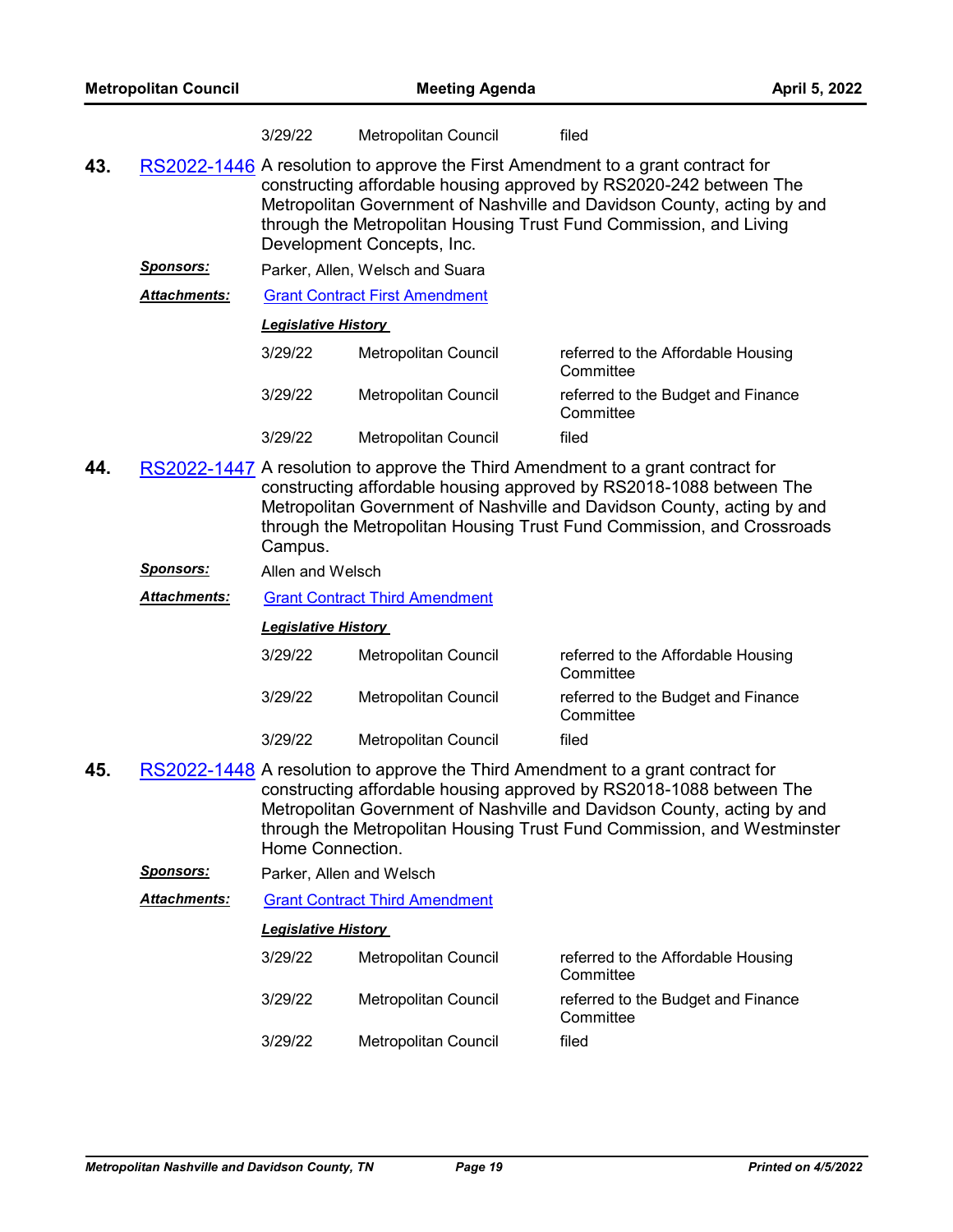| | | |
|---|---|---|
| 3/29/22 | Metropolitan Council | filed |

**43.** RS2022-1446 A resolution to approve the First Amendment to a grant contract for constructing affordable housing approved by RS2020-242 between The Metropolitan Government of Nashville and Davidson County, acting by and through the Metropolitan Housing Trust Fund Commission, and Living Development Concepts, Inc.

***Sponsors:*** Parker, Allen, Welsch and Suara

***Attachments:*** Grant Contract First Amendment

***Legislative History***

| | | |
|---|---|---|
| 3/29/22 | Metropolitan Council | referred to the Affordable Housing Committee |
| 3/29/22 | Metropolitan Council | referred to the Budget and Finance Committee |
| 3/29/22 | Metropolitan Council | filed |

**44.** RS2022-1447 A resolution to approve the Third Amendment to a grant contract for constructing affordable housing approved by RS2018-1088 between The Metropolitan Government of Nashville and Davidson County, acting by and through the Metropolitan Housing Trust Fund Commission, and Crossroads Campus.

***Sponsors:*** Allen and Welsch

***Attachments:*** Grant Contract Third Amendment

***Legislative History***

| | | |
|---|---|---|
| 3/29/22 | Metropolitan Council | referred to the Affordable Housing Committee |
| 3/29/22 | Metropolitan Council | referred to the Budget and Finance Committee |
| 3/29/22 | Metropolitan Council | filed |

**45.** RS2022-1448 A resolution to approve the Third Amendment to a grant contract for constructing affordable housing approved by RS2018-1088 between The Metropolitan Government of Nashville and Davidson County, acting by and through the Metropolitan Housing Trust Fund Commission, and Westminster Home Connection.

***Sponsors:*** Parker, Allen and Welsch

***Attachments:*** Grant Contract Third Amendment

***Legislative History***

| | | |
|---|---|---|
| 3/29/22 | Metropolitan Council | referred to the Affordable Housing Committee |
| 3/29/22 | Metropolitan Council | referred to the Budget and Finance Committee |
| 3/29/22 | Metropolitan Council | filed |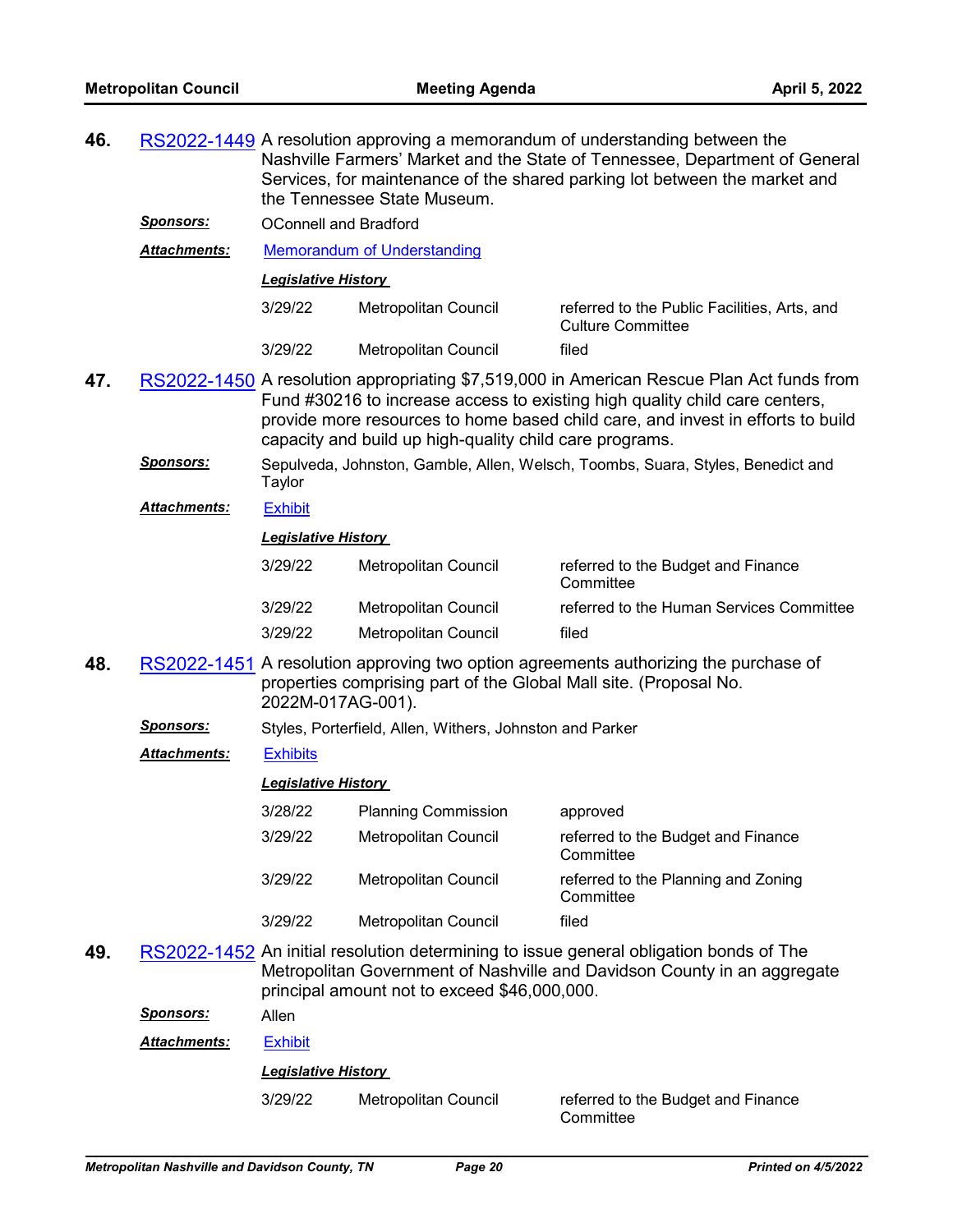**46.** RS2022-1449 A resolution approving a memorandum of understanding between the Nashville Farmers' Market and the State of Tennessee, Department of General Services, for maintenance of the shared parking lot between the market and the Tennessee State Museum.

***Sponsors:*** OConnell and Bradford

***Attachments:*** Memorandum of Understanding

***Legislative History***

| | | |
|---|---|---|
| 3/29/22 | Metropolitan Council | referred to the Public Facilities, Arts, and Culture Committee |
| 3/29/22 | Metropolitan Council | filed |

**47.** RS2022-1450 A resolution appropriating $7,519,000 in American Rescue Plan Act funds from Fund #30216 to increase access to existing high quality child care centers, provide more resources to home based child care, and invest in efforts to build capacity and build up high-quality child care programs.

***Sponsors:*** Sepulveda, Johnston, Gamble, Allen, Welsch, Toombs, Suara, Styles, Benedict and Taylor

***Attachments:*** Exhibit

***Legislative History***

| | | |
|---|---|---|
| 3/29/22 | Metropolitan Council | referred to the Budget and Finance Committee |
| 3/29/22 | Metropolitan Council | referred to the Human Services Committee |
| 3/29/22 | Metropolitan Council | filed |

**48.** RS2022-1451 A resolution approving two option agreements authorizing the purchase of properties comprising part of the Global Mall site. (Proposal No. 2022M-017AG-001).

***Sponsors:*** Styles, Porterfield, Allen, Withers, Johnston and Parker

***Attachments:*** Exhibits

***Legislative History***

| | | |
|---|---|---|
| 3/28/22 | Planning Commission | approved |
| 3/29/22 | Metropolitan Council | referred to the Budget and Finance Committee |
| 3/29/22 | Metropolitan Council | referred to the Planning and Zoning Committee |
| 3/29/22 | Metropolitan Council | filed |

**49.** RS2022-1452 An initial resolution determining to issue general obligation bonds of The Metropolitan Government of Nashville and Davidson County in an aggregate principal amount not to exceed $46,000,000.

***Sponsors:*** Allen

***Attachments:*** Exhibit

***Legislative History***

| | | |
|---|---|---|
| 3/29/22 | Metropolitan Council | referred to the Budget and Finance Committee |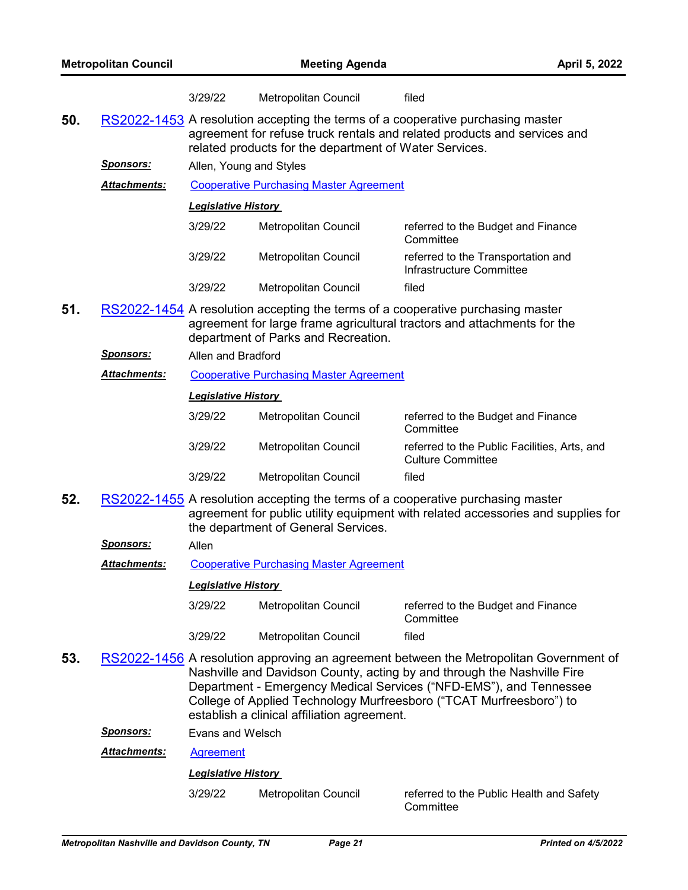| | | |
|---|---|---|
| 3/29/22 | Metropolitan Council | filed |

**50.** RS2022-1453 A resolution accepting the terms of a cooperative purchasing master agreement for refuse truck rentals and related products and services and related products for the department of Water Services.

***Sponsors:*** Allen, Young and Styles

***Attachments:*** Cooperative Purchasing Master Agreement

***Legislative History***

| | | |
|---|---|---|
| 3/29/22 | Metropolitan Council | referred to the Budget and Finance Committee |
| 3/29/22 | Metropolitan Council | referred to the Transportation and Infrastructure Committee |
| 3/29/22 | Metropolitan Council | filed |

**51.** RS2022-1454 A resolution accepting the terms of a cooperative purchasing master agreement for large frame agricultural tractors and attachments for the department of Parks and Recreation.

***Sponsors:*** Allen and Bradford

***Attachments:*** Cooperative Purchasing Master Agreement

***Legislative History***

| | | |
|---|---|---|
| 3/29/22 | Metropolitan Council | referred to the Budget and Finance Committee |
| 3/29/22 | Metropolitan Council | referred to the Public Facilities, Arts, and Culture Committee |
| 3/29/22 | Metropolitan Council | filed |

**52.** RS2022-1455 A resolution accepting the terms of a cooperative purchasing master agreement for public utility equipment with related accessories and supplies for the department of General Services.

***Sponsors:*** Allen

***Attachments:*** Cooperative Purchasing Master Agreement

***Legislative History***

| | | |
|---|---|---|
| 3/29/22 | Metropolitan Council | referred to the Budget and Finance Committee |
| 3/29/22 | Metropolitan Council | filed |

**53.** RS2022-1456 A resolution approving an agreement between the Metropolitan Government of Nashville and Davidson County, acting by and through the Nashville Fire Department - Emergency Medical Services ("NFD-EMS"), and Tennessee College of Applied Technology Murfreesboro ("TCAT Murfreesboro") to establish a clinical affiliation agreement.

***Sponsors:*** Evans and Welsch

***Attachments:*** Agreement

***Legislative History***

| | | |
|---|---|---|
| 3/29/22 | Metropolitan Council | referred to the Public Health and Safety Committee |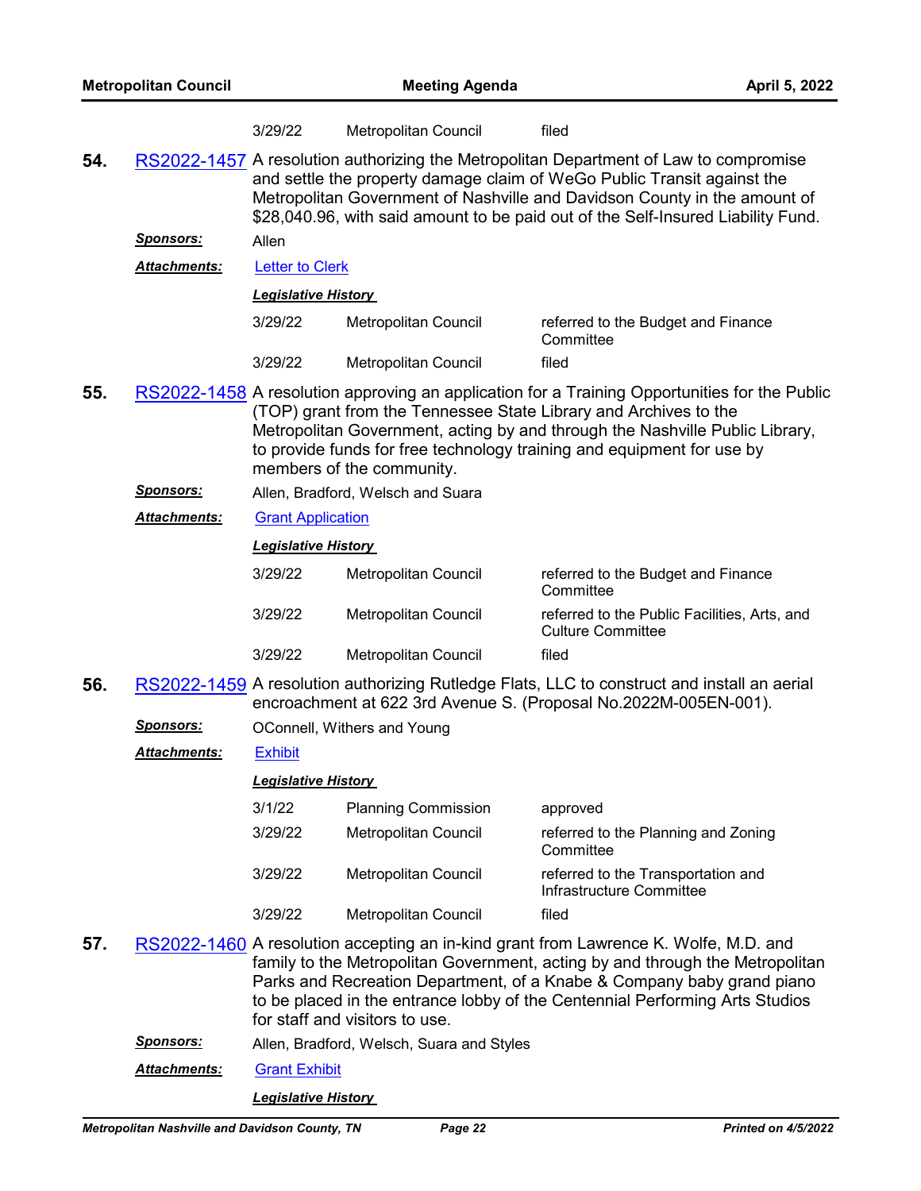| | | |
|---|---|---|
| 3/29/22 | Metropolitan Council | filed |

**54.** RS2022-1457 A resolution authorizing the Metropolitan Department of Law to compromise and settle the property damage claim of WeGo Public Transit against the Metropolitan Government of Nashville and Davidson County in the amount of $28,040.96, with said amount to be paid out of the Self-Insured Liability Fund.

***Sponsors:*** Allen

***Attachments:*** Letter to Clerk

***Legislative History***

| | | |
|---|---|---|
| 3/29/22 | Metropolitan Council | referred to the Budget and Finance Committee |
| 3/29/22 | Metropolitan Council | filed |

**55.** RS2022-1458 A resolution approving an application for a Training Opportunities for the Public (TOP) grant from the Tennessee State Library and Archives to the Metropolitan Government, acting by and through the Nashville Public Library, to provide funds for free technology training and equipment for use by members of the community.

***Sponsors:*** Allen, Bradford, Welsch and Suara

***Attachments:*** Grant Application

***Legislative History***

| | | |
|---|---|---|
| 3/29/22 | Metropolitan Council | referred to the Budget and Finance Committee |
| 3/29/22 | Metropolitan Council | referred to the Public Facilities, Arts, and Culture Committee |
| 3/29/22 | Metropolitan Council | filed |

**56.** RS2022-1459 A resolution authorizing Rutledge Flats, LLC to construct and install an aerial encroachment at 622 3rd Avenue S. (Proposal No.2022M-005EN-001).

***Sponsors:*** OConnell, Withers and Young

***Attachments:*** Exhibit

***Legislative History***

| | | |
|---|---|---|
| 3/1/22 | Planning Commission | approved |
| 3/29/22 | Metropolitan Council | referred to the Planning and Zoning Committee |
| 3/29/22 | Metropolitan Council | referred to the Transportation and Infrastructure Committee |
| 3/29/22 | Metropolitan Council | filed |

**57.** RS2022-1460 A resolution accepting an in-kind grant from Lawrence K. Wolfe, M.D. and family to the Metropolitan Government, acting by and through the Metropolitan Parks and Recreation Department, of a Knabe & Company baby grand piano to be placed in the entrance lobby of the Centennial Performing Arts Studios for staff and visitors to use.

***Sponsors:*** Allen, Bradford, Welsch, Suara and Styles

***Attachments:*** Grant Exhibit

***Legislative History***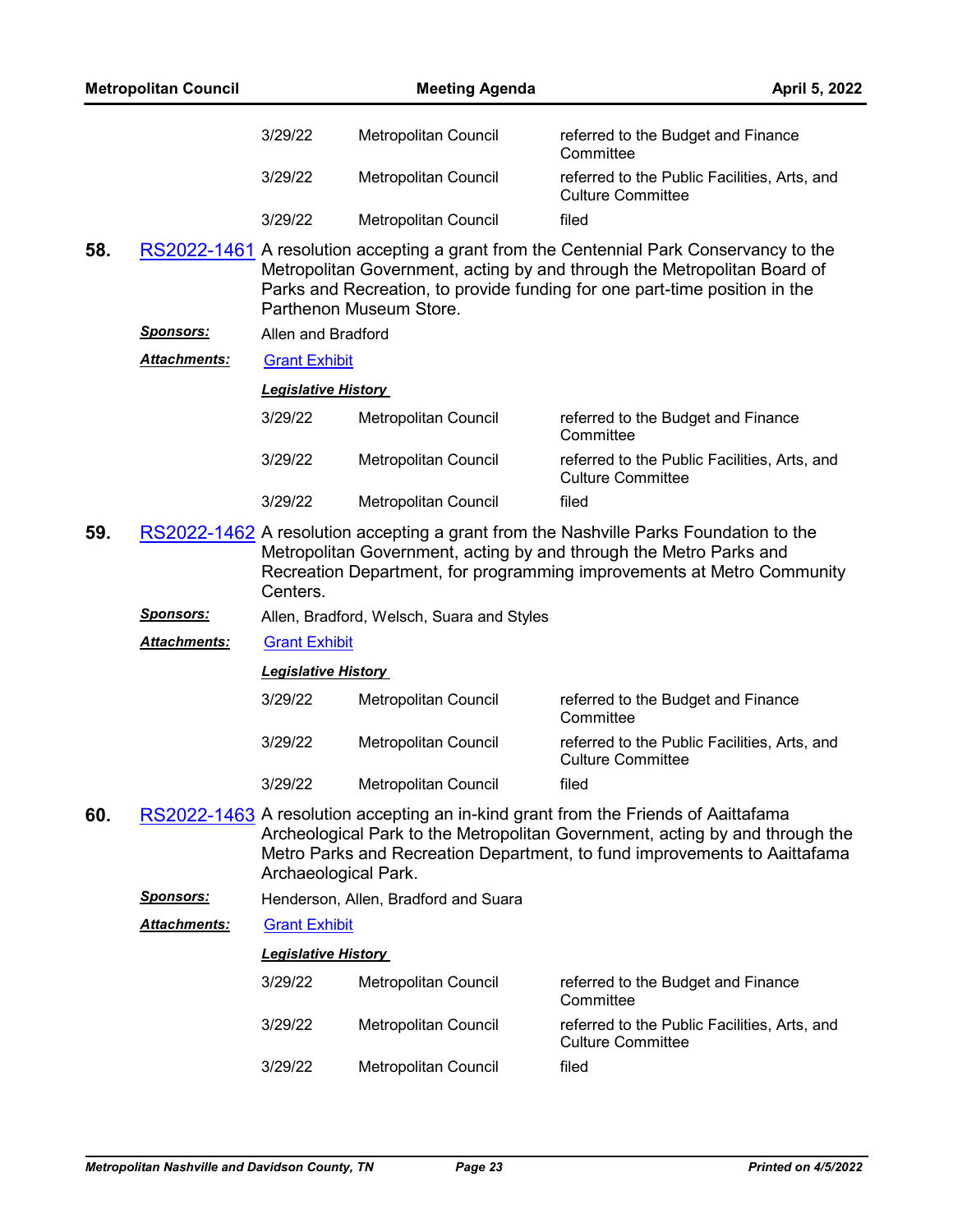| | | |
|---|---|---|
| 3/29/22 | Metropolitan Council | referred to the Budget and Finance Committee |
| 3/29/22 | Metropolitan Council | referred to the Public Facilities, Arts, and Culture Committee |
| 3/29/22 | Metropolitan Council | filed |

**58.** RS2022-1461 A resolution accepting a grant from the Centennial Park Conservancy to the Metropolitan Government, acting by and through the Metropolitan Board of Parks and Recreation, to provide funding for one part-time position in the Parthenon Museum Store.

***Sponsors:*** Allen and Bradford

***Attachments:*** Grant Exhibit

***Legislative History***

| | | |
|---|---|---|
| 3/29/22 | Metropolitan Council | referred to the Budget and Finance Committee |
| 3/29/22 | Metropolitan Council | referred to the Public Facilities, Arts, and Culture Committee |
| 3/29/22 | Metropolitan Council | filed |

**59.** RS2022-1462 A resolution accepting a grant from the Nashville Parks Foundation to the Metropolitan Government, acting by and through the Metro Parks and Recreation Department, for programming improvements at Metro Community Centers.

***Sponsors:*** Allen, Bradford, Welsch, Suara and Styles

***Attachments:*** Grant Exhibit

***Legislative History***

| | | |
|---|---|---|
| 3/29/22 | Metropolitan Council | referred to the Budget and Finance Committee |
| 3/29/22 | Metropolitan Council | referred to the Public Facilities, Arts, and Culture Committee |
| 3/29/22 | Metropolitan Council | filed |

**60.** RS2022-1463 A resolution accepting an in-kind grant from the Friends of Aaittafama Archeological Park to the Metropolitan Government, acting by and through the Metro Parks and Recreation Department, to fund improvements to Aaittafama Archaeological Park.

***Sponsors:*** Henderson, Allen, Bradford and Suara

***Attachments:*** Grant Exhibit

***Legislative History***

| | | |
|---|---|---|
| 3/29/22 | Metropolitan Council | referred to the Budget and Finance Committee |
| 3/29/22 | Metropolitan Council | referred to the Public Facilities, Arts, and Culture Committee |
| 3/29/22 | Metropolitan Council | filed |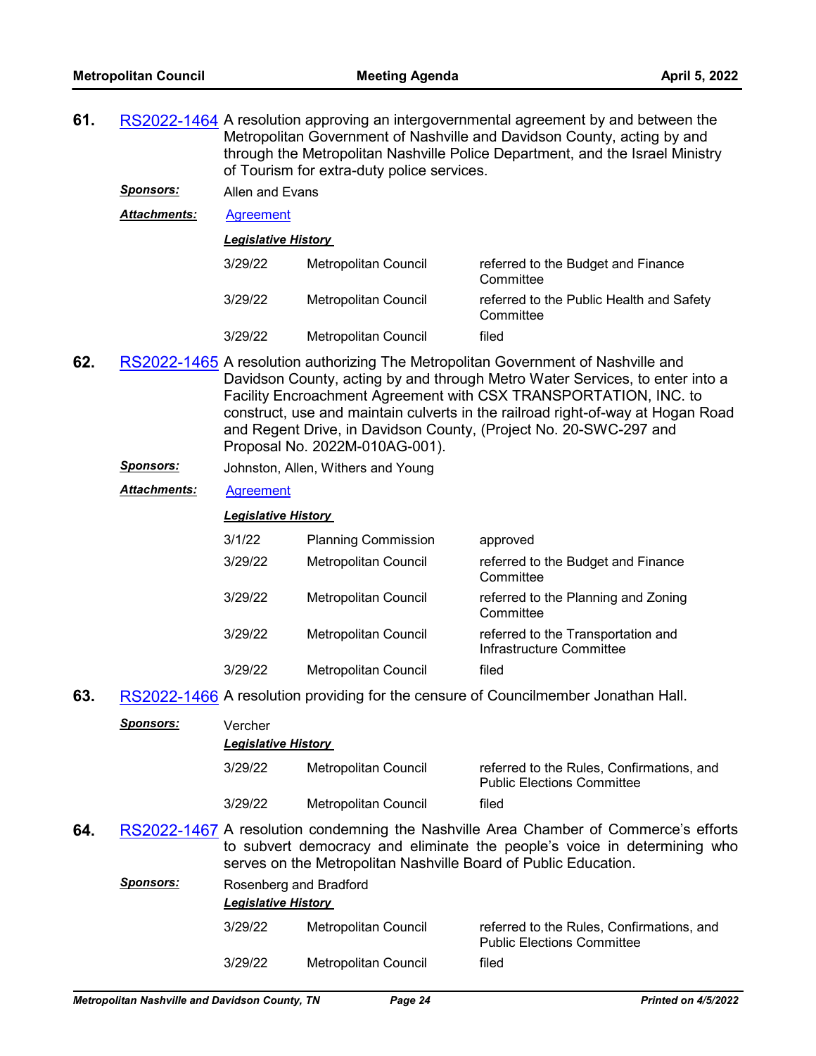**61.** RS2022-1464 A resolution approving an intergovernmental agreement by and between the Metropolitan Government of Nashville and Davidson County, acting by and through the Metropolitan Nashville Police Department, and the Israel Ministry of Tourism for extra-duty police services.

***Sponsors:*** Allen and Evans

***Attachments:*** Agreement

***Legislative History***

| | | |
|---|---|---|
| 3/29/22 | Metropolitan Council | referred to the Budget and Finance Committee |
| 3/29/22 | Metropolitan Council | referred to the Public Health and Safety Committee |
| 3/29/22 | Metropolitan Council | filed |

**62.** RS2022-1465 A resolution authorizing The Metropolitan Government of Nashville and Davidson County, acting by and through Metro Water Services, to enter into a Facility Encroachment Agreement with CSX TRANSPORTATION, INC. to construct, use and maintain culverts in the railroad right-of-way at Hogan Road and Regent Drive, in Davidson County, (Project No. 20-SWC-297 and Proposal No. 2022M-010AG-001).

***Sponsors:*** Johnston, Allen, Withers and Young

***Attachments:*** Agreement

***Legislative History***

| | | |
|---|---|---|
| 3/1/22 | Planning Commission | approved |
| 3/29/22 | Metropolitan Council | referred to the Budget and Finance Committee |
| 3/29/22 | Metropolitan Council | referred to the Planning and Zoning Committee |
| 3/29/22 | Metropolitan Council | referred to the Transportation and Infrastructure Committee |
| 3/29/22 | Metropolitan Council | filed |

**63.** RS2022-1466 A resolution providing for the censure of Councilmember Jonathan Hall.

***Sponsors:*** Vercher

***Legislative History***

| | | |
|---|---|---|
| 3/29/22 | Metropolitan Council | referred to the Rules, Confirmations, and Public Elections Committee |
| 3/29/22 | Metropolitan Council | filed |

**64.** RS2022-1467 A resolution condemning the Nashville Area Chamber of Commerce's efforts to subvert democracy and eliminate the people's voice in determining who serves on the Metropolitan Nashville Board of Public Education.

***Sponsors:*** Rosenberg and Bradford

***Legislative History***

| | | |
|---|---|---|
| 3/29/22 | Metropolitan Council | referred to the Rules, Confirmations, and Public Elections Committee |
| 3/29/22 | Metropolitan Council | filed |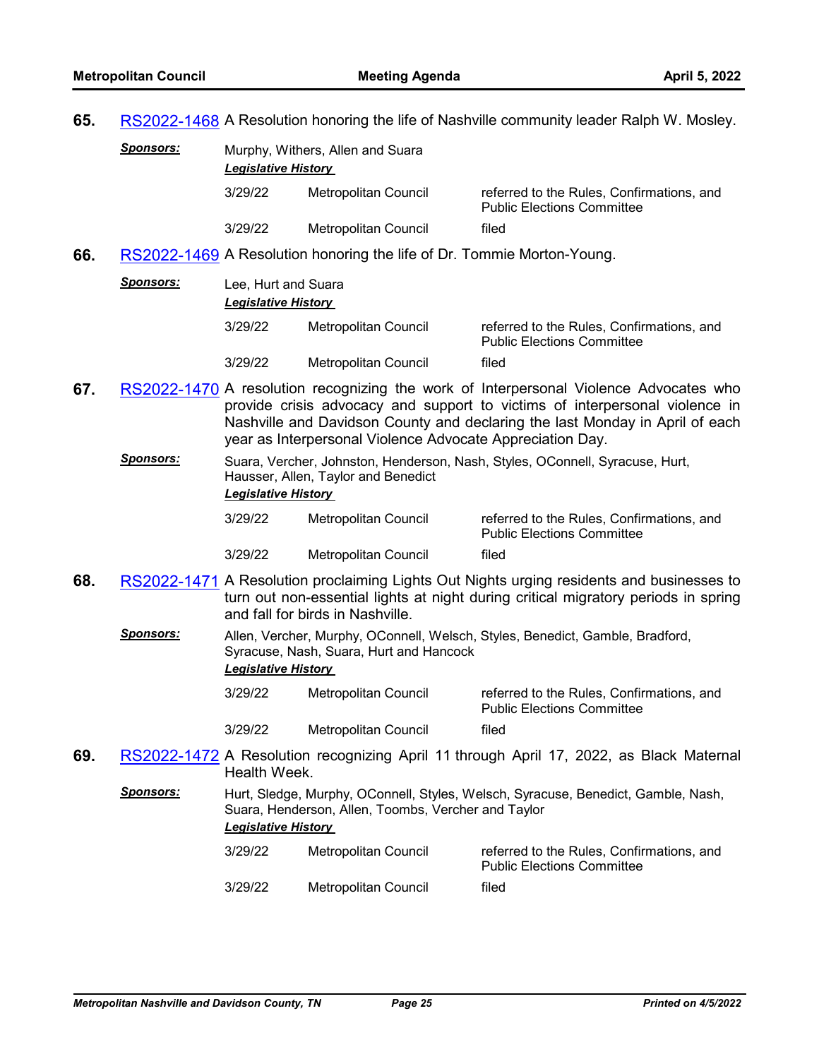**65.** RS2022-1468 A Resolution honoring the life of Nashville community leader Ralph W. Mosley.

***Sponsors:*** Murphy, Withers, Allen and Suara

***Legislative History***

| | | |
|---|---|---|
| 3/29/22 | Metropolitan Council | referred to the Rules, Confirmations, and Public Elections Committee |
| 3/29/22 | Metropolitan Council | filed |

**66.** RS2022-1469 A Resolution honoring the life of Dr. Tommie Morton-Young.

***Sponsors:*** Lee, Hurt and Suara

***Legislative History***

| | | |
|---|---|---|
| 3/29/22 | Metropolitan Council | referred to the Rules, Confirmations, and Public Elections Committee |
| 3/29/22 | Metropolitan Council | filed |

**67.** RS2022-1470 A resolution recognizing the work of Interpersonal Violence Advocates who provide crisis advocacy and support to victims of interpersonal violence in Nashville and Davidson County and declaring the last Monday in April of each year as Interpersonal Violence Advocate Appreciation Day.

***Sponsors:*** Suara, Vercher, Johnston, Henderson, Nash, Styles, OConnell, Syracuse, Hurt, Hausser, Allen, Taylor and Benedict

***Legislative History***

| | | |
|---|---|---|
| 3/29/22 | Metropolitan Council | referred to the Rules, Confirmations, and Public Elections Committee |
| 3/29/22 | Metropolitan Council | filed |

**68.** RS2022-1471 A Resolution proclaiming Lights Out Nights urging residents and businesses to turn out non-essential lights at night during critical migratory periods in spring and fall for birds in Nashville.

***Sponsors:*** Allen, Vercher, Murphy, OConnell, Welsch, Styles, Benedict, Gamble, Bradford, Syracuse, Nash, Suara, Hurt and Hancock

***Legislative History***

| | | |
|---|---|---|
| 3/29/22 | Metropolitan Council | referred to the Rules, Confirmations, and Public Elections Committee |
| 3/29/22 | Metropolitan Council | filed |

**69.** RS2022-1472 A Resolution recognizing April 11 through April 17, 2022, as Black Maternal Health Week.

***Sponsors:*** Hurt, Sledge, Murphy, OConnell, Styles, Welsch, Syracuse, Benedict, Gamble, Nash, Suara, Henderson, Allen, Toombs, Vercher and Taylor

***Legislative History***

| | | |
|---|---|---|
| 3/29/22 | Metropolitan Council | referred to the Rules, Confirmations, and Public Elections Committee |
| 3/29/22 | Metropolitan Council | filed |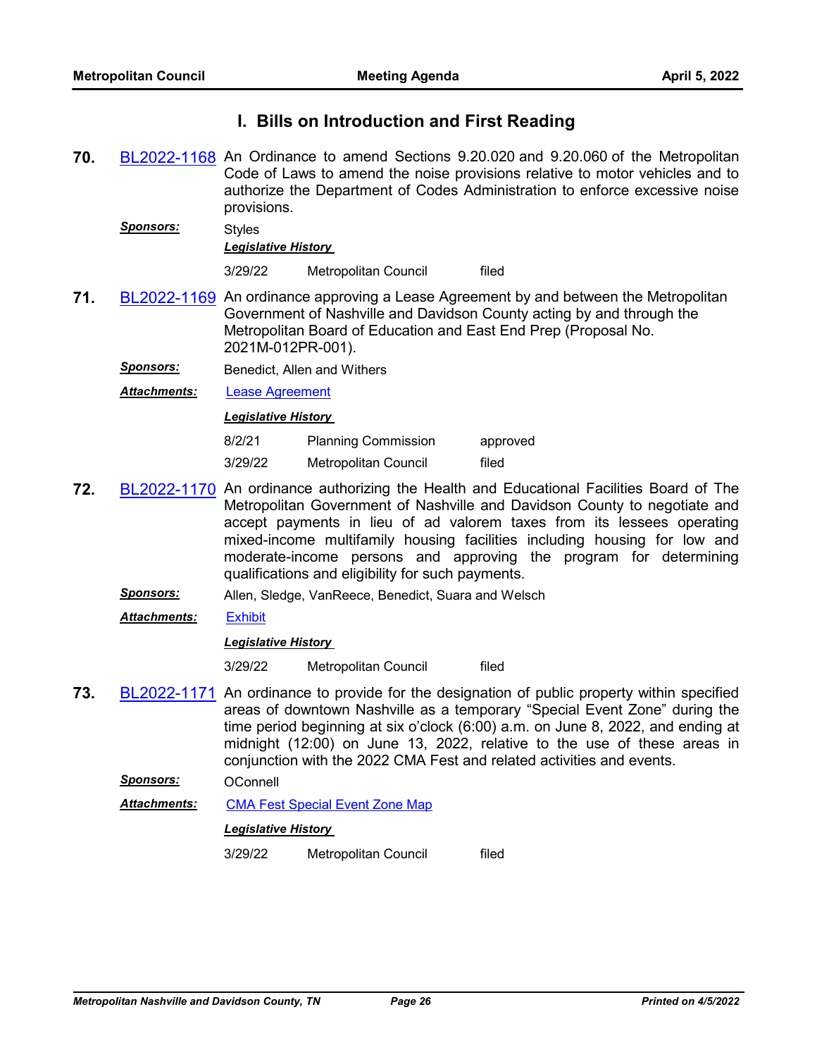## I. Bills on Introduction and First Reading

**70.** BL2022-1168 An Ordinance to amend Sections 9.20.020 and 9.20.060 of the Metropolitan Code of Laws to amend the noise provisions relative to motor vehicles and to authorize the Department of Codes Administration to enforce excessive noise provisions.

***Sponsors:*** Styles

***Legislative History***

| | | |
|---|---|---|
| 3/29/22 | Metropolitan Council | filed |

**71.** BL2022-1169 An ordinance approving a Lease Agreement by and between the Metropolitan Government of Nashville and Davidson County acting by and through the Metropolitan Board of Education and East End Prep (Proposal No. 2021M-012PR-001).

***Sponsors:*** Benedict, Allen and Withers

***Attachments:*** Lease Agreement

***Legislative History***

| | | |
|---|---|---|
| 8/2/21 | Planning Commission | approved |
| 3/29/22 | Metropolitan Council | filed |

**72.** BL2022-1170 An ordinance authorizing the Health and Educational Facilities Board of The Metropolitan Government of Nashville and Davidson County to negotiate and accept payments in lieu of ad valorem taxes from its lessees operating mixed-income multifamily housing facilities including housing for low and moderate-income persons and approving the program for determining qualifications and eligibility for such payments.

***Sponsors:*** Allen, Sledge, VanReece, Benedict, Suara and Welsch

***Attachments:*** Exhibit

***Legislative History***

| | | |
|---|---|---|
| 3/29/22 | Metropolitan Council | filed |

**73.** BL2022-1171 An ordinance to provide for the designation of public property within specified areas of downtown Nashville as a temporary "Special Event Zone" during the time period beginning at six o'clock (6:00) a.m. on June 8, 2022, and ending at midnight (12:00) on June 13, 2022, relative to the use of these areas in conjunction with the 2022 CMA Fest and related activities and events.

***Sponsors:*** OConnell

***Attachments:*** CMA Fest Special Event Zone Map

***Legislative History***

| | | |
|---|---|---|
| 3/29/22 | Metropolitan Council | filed |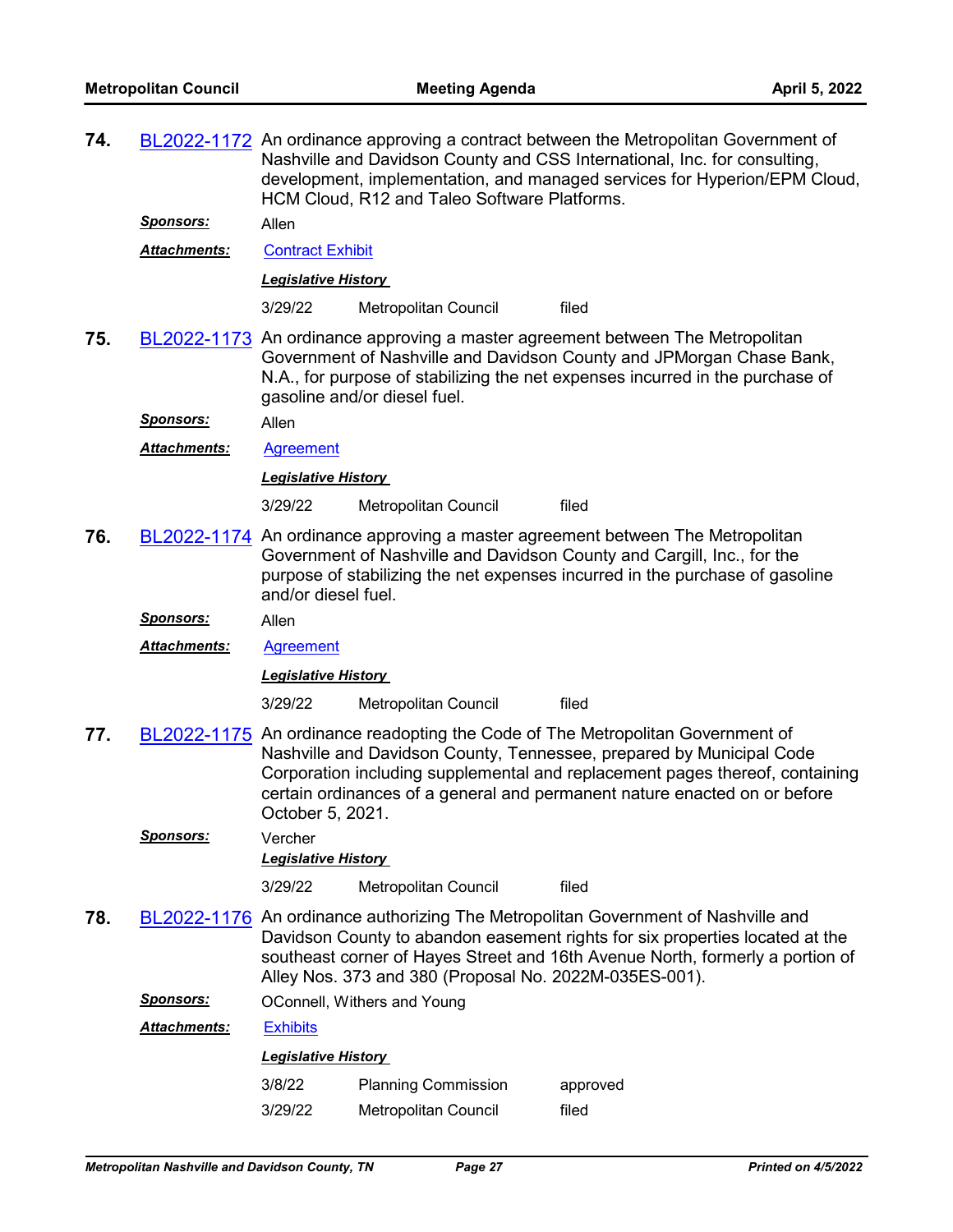**74.** BL2022-1172 An ordinance approving a contract between the Metropolitan Government of Nashville and Davidson County and CSS International, Inc. for consulting, development, implementation, and managed services for Hyperion/EPM Cloud, HCM Cloud, R12 and Taleo Software Platforms.

***Sponsors:*** Allen

***Attachments:*** Contract Exhibit

***Legislative History***

| | | |
|---|---|---|
| 3/29/22 | Metropolitan Council | filed |

**75.** BL2022-1173 An ordinance approving a master agreement between The Metropolitan Government of Nashville and Davidson County and JPMorgan Chase Bank, N.A., for purpose of stabilizing the net expenses incurred in the purchase of gasoline and/or diesel fuel.

***Sponsors:*** Allen

***Attachments:*** Agreement

***Legislative History***

| | | |
|---|---|---|
| 3/29/22 | Metropolitan Council | filed |

**76.** BL2022-1174 An ordinance approving a master agreement between The Metropolitan Government of Nashville and Davidson County and Cargill, Inc., for the purpose of stabilizing the net expenses incurred in the purchase of gasoline and/or diesel fuel.

***Sponsors:*** Allen

***Attachments:*** Agreement

***Legislative History***

| | | |
|---|---|---|
| 3/29/22 | Metropolitan Council | filed |

**77.** BL2022-1175 An ordinance readopting the Code of The Metropolitan Government of Nashville and Davidson County, Tennessee, prepared by Municipal Code Corporation including supplemental and replacement pages thereof, containing certain ordinances of a general and permanent nature enacted on or before October 5, 2021.

***Sponsors:*** Vercher

***Legislative History***

| | | |
|---|---|---|
| 3/29/22 | Metropolitan Council | filed |

**78.** BL2022-1176 An ordinance authorizing The Metropolitan Government of Nashville and Davidson County to abandon easement rights for six properties located at the southeast corner of Hayes Street and 16th Avenue North, formerly a portion of Alley Nos. 373 and 380 (Proposal No. 2022M-035ES-001).

***Sponsors:*** OConnell, Withers and Young

***Attachments:*** Exhibits

***Legislative History***

| | | |
|---|---|---|
| 3/8/22 | Planning Commission | approved |
| 3/29/22 | Metropolitan Council | filed |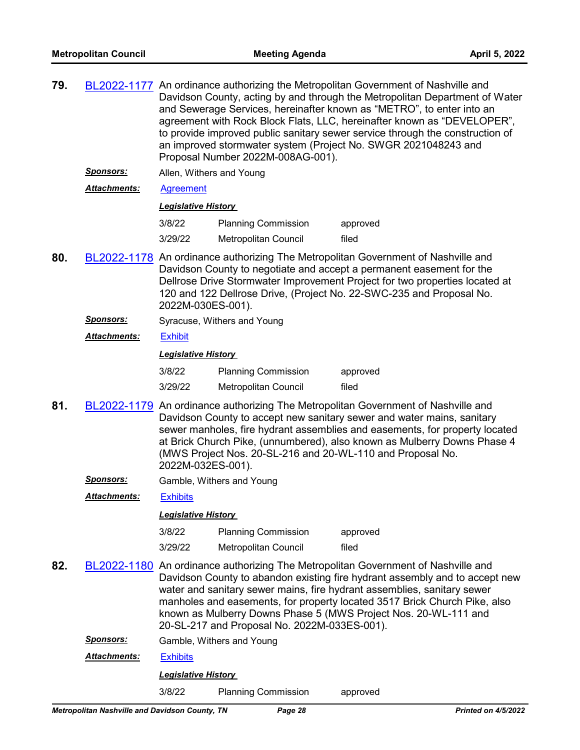**79.** BL2022-1177 An ordinance authorizing the Metropolitan Government of Nashville and Davidson County, acting by and through the Metropolitan Department of Water and Sewerage Services, hereinafter known as “METRO”, to enter into an agreement with Rock Block Flats, LLC, hereinafter known as “DEVELOPER”, to provide improved public sanitary sewer service through the construction of an improved stormwater system (Project No. SWGR 2021048243 and Proposal Number 2022M-008AG-001).

***Sponsors:*** Allen, Withers and Young

***Attachments:*** Agreement

***Legislative History***

| | | |
|---|---|---|
| 3/8/22 | Planning Commission | approved |
| 3/29/22 | Metropolitan Council | filed |

**80.** BL2022-1178 An ordinance authorizing The Metropolitan Government of Nashville and Davidson County to negotiate and accept a permanent easement for the Dellrose Drive Stormwater Improvement Project for two properties located at 120 and 122 Dellrose Drive, (Project No. 22-SWC-235 and Proposal No. 2022M-030ES-001).

***Sponsors:*** Syracuse, Withers and Young

***Attachments:*** Exhibit

***Legislative History***

| | | |
|---|---|---|
| 3/8/22 | Planning Commission | approved |
| 3/29/22 | Metropolitan Council | filed |

**81.** BL2022-1179 An ordinance authorizing The Metropolitan Government of Nashville and Davidson County to accept new sanitary sewer and water mains, sanitary sewer manholes, fire hydrant assemblies and easements, for property located at Brick Church Pike, (unnumbered), also known as Mulberry Downs Phase 4 (MWS Project Nos. 20-SL-216 and 20-WL-110 and Proposal No. 2022M-032ES-001).

***Sponsors:*** Gamble, Withers and Young

***Attachments:*** Exhibits

***Legislative History***

| | | |
|---|---|---|
| 3/8/22 | Planning Commission | approved |
| 3/29/22 | Metropolitan Council | filed |

**82.** BL2022-1180 An ordinance authorizing The Metropolitan Government of Nashville and Davidson County to abandon existing fire hydrant assembly and to accept new water and sanitary sewer mains, fire hydrant assemblies, sanitary sewer manholes and easements, for property located 3517 Brick Church Pike, also known as Mulberry Downs Phase 5 (MWS Project Nos. 20-WL-111 and 20-SL-217 and Proposal No. 2022M-033ES-001).

***Sponsors:*** Gamble, Withers and Young

***Attachments:*** Exhibits

***Legislative History***

| | | |
|---|---|---|
| 3/8/22 | Planning Commission | approved |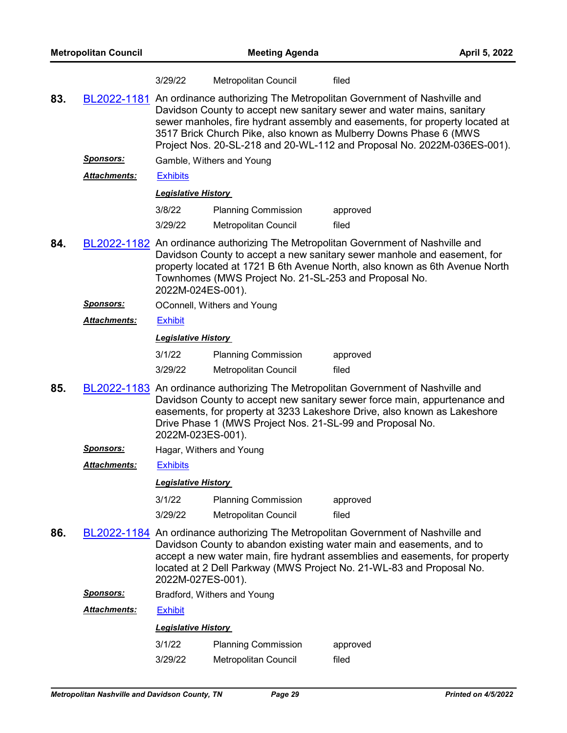| | | |
|---|---|---|
| 3/29/22 | Metropolitan Council | filed |

**83.** BL2022-1181 An ordinance authorizing The Metropolitan Government of Nashville and Davidson County to accept new sanitary sewer and water mains, sanitary sewer manholes, fire hydrant assembly and easements, for property located at 3517 Brick Church Pike, also known as Mulberry Downs Phase 6 (MWS Project Nos. 20-SL-218 and 20-WL-112 and Proposal No. 2022M-036ES-001).

***Sponsors:*** Gamble, Withers and Young

***Attachments:*** Exhibits

***Legislative History***

| | | |
|---|---|---|
| 3/8/22 | Planning Commission | approved |
| 3/29/22 | Metropolitan Council | filed |

**84.** BL2022-1182 An ordinance authorizing The Metropolitan Government of Nashville and Davidson County to accept a new sanitary sewer manhole and easement, for property located at 1721 B 6th Avenue North, also known as 6th Avenue North Townhomes (MWS Project No. 21-SL-253 and Proposal No. 2022M-024ES-001).

***Sponsors:*** OConnell, Withers and Young

***Attachments:*** Exhibit

***Legislative History***

| | | |
|---|---|---|
| 3/1/22 | Planning Commission | approved |
| 3/29/22 | Metropolitan Council | filed |

**85.** BL2022-1183 An ordinance authorizing The Metropolitan Government of Nashville and Davidson County to accept new sanitary sewer force main, appurtenance and easements, for property at 3233 Lakeshore Drive, also known as Lakeshore Drive Phase 1 (MWS Project Nos. 21-SL-99 and Proposal No. 2022M-023ES-001).

***Sponsors:*** Hagar, Withers and Young

***Attachments:*** Exhibits

***Legislative History***

| | | |
|---|---|---|
| 3/1/22 | Planning Commission | approved |
| 3/29/22 | Metropolitan Council | filed |

**86.** BL2022-1184 An ordinance authorizing The Metropolitan Government of Nashville and Davidson County to abandon existing water main and easements, and to accept a new water main, fire hydrant assemblies and easements, for property located at 2 Dell Parkway (MWS Project No. 21-WL-83 and Proposal No. 2022M-027ES-001).

***Sponsors:*** Bradford, Withers and Young

***Attachments:*** Exhibit

***Legislative History***

| | | |
|---|---|---|
| 3/1/22 | Planning Commission | approved |
| 3/29/22 | Metropolitan Council | filed |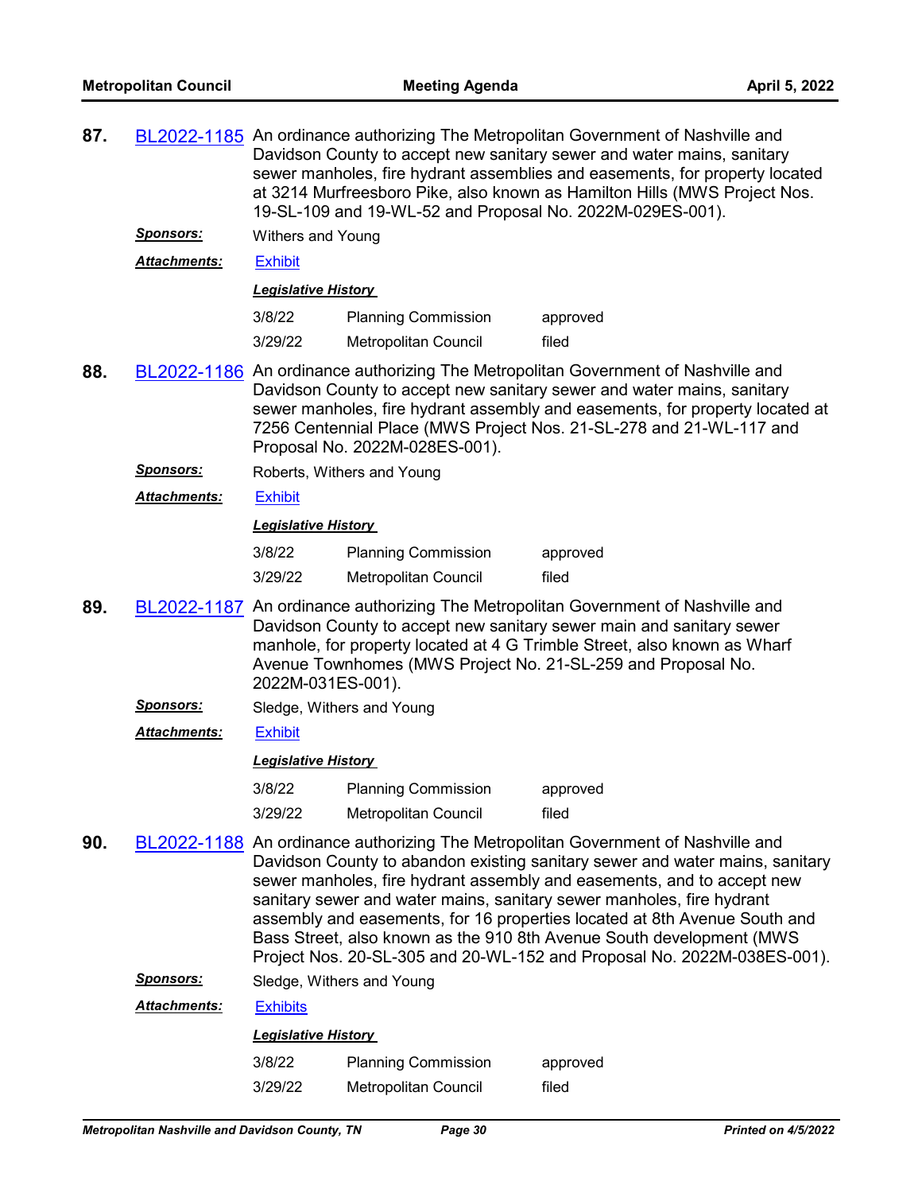**87.** BL2022-1185 An ordinance authorizing The Metropolitan Government of Nashville and Davidson County to accept new sanitary sewer and water mains, sanitary sewer manholes, fire hydrant assemblies and easements, for property located at 3214 Murfreesboro Pike, also known as Hamilton Hills (MWS Project Nos. 19-SL-109 and 19-WL-52 and Proposal No. 2022M-029ES-001).

***Sponsors:*** Withers and Young

***Attachments:*** Exhibit

***Legislative History***

| | | |
|---|---|---|
| 3/8/22 | Planning Commission | approved |
| 3/29/22 | Metropolitan Council | filed |

**88.** BL2022-1186 An ordinance authorizing The Metropolitan Government of Nashville and Davidson County to accept new sanitary sewer and water mains, sanitary sewer manholes, fire hydrant assembly and easements, for property located at 7256 Centennial Place (MWS Project Nos. 21-SL-278 and 21-WL-117 and Proposal No. 2022M-028ES-001).

***Sponsors:*** Roberts, Withers and Young

***Attachments:*** Exhibit

***Legislative History***

| | | |
|---|---|---|
| 3/8/22 | Planning Commission | approved |
| 3/29/22 | Metropolitan Council | filed |

**89.** BL2022-1187 An ordinance authorizing The Metropolitan Government of Nashville and Davidson County to accept new sanitary sewer main and sanitary sewer manhole, for property located at 4 G Trimble Street, also known as Wharf Avenue Townhomes (MWS Project No. 21-SL-259 and Proposal No. 2022M-031ES-001).

***Sponsors:*** Sledge, Withers and Young

***Attachments:*** Exhibit

***Legislative History***

| | | |
|---|---|---|
| 3/8/22 | Planning Commission | approved |
| 3/29/22 | Metropolitan Council | filed |

**90.** BL2022-1188 An ordinance authorizing The Metropolitan Government of Nashville and Davidson County to abandon existing sanitary sewer and water mains, sanitary sewer manholes, fire hydrant assembly and easements, and to accept new sanitary sewer and water mains, sanitary sewer manholes, fire hydrant assembly and easements, for 16 properties located at 8th Avenue South and Bass Street, also known as the 910 8th Avenue South development (MWS Project Nos. 20-SL-305 and 20-WL-152 and Proposal No. 2022M-038ES-001).

***Sponsors:*** Sledge, Withers and Young

***Attachments:*** Exhibits

***Legislative History***

| | | |
|---|---|---|
| 3/8/22 | Planning Commission | approved |
| 3/29/22 | Metropolitan Council | filed |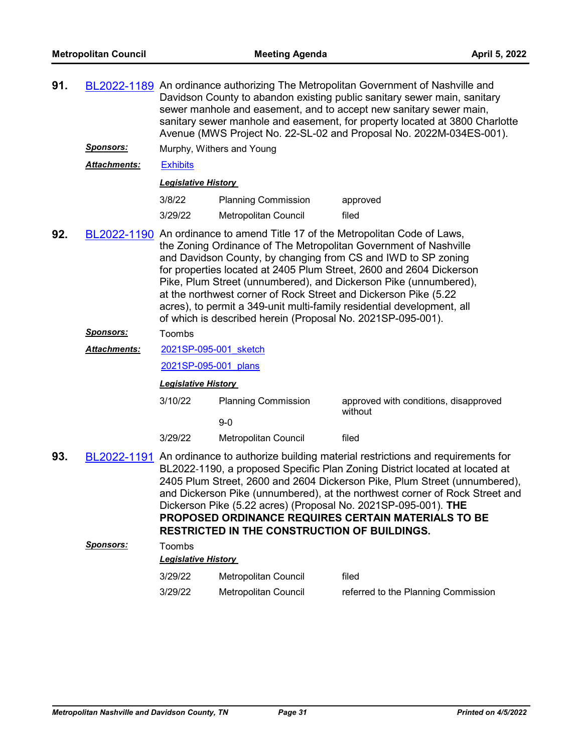**91.** BL2022-1189 An ordinance authorizing The Metropolitan Government of Nashville and Davidson County to abandon existing public sanitary sewer main, sanitary sewer manhole and easement, and to accept new sanitary sewer main, sanitary sewer manhole and easement, for property located at 3800 Charlotte Avenue (MWS Project No. 22-SL-02 and Proposal No. 2022M-034ES-001).

***Sponsors:*** Murphy, Withers and Young

***Attachments:*** Exhibits

***Legislative History***

| | | |
|---|---|---|
| 3/8/22 | Planning Commission | approved |
| 3/29/22 | Metropolitan Council | filed |

**92.** BL2022-1190 An ordinance to amend Title 17 of the Metropolitan Code of Laws, the Zoning Ordinance of The Metropolitan Government of Nashville and Davidson County, by changing from CS and IWD to SP zoning for properties located at 2405 Plum Street, 2600 and 2604 Dickerson Pike, Plum Street (unnumbered), and Dickerson Pike (unnumbered), at the northwest corner of Rock Street and Dickerson Pike (5.22 acres), to permit a 349-unit multi-family residential development, all of which is described herein (Proposal No. 2021SP-095-001).

***Sponsors:*** Toombs

***Attachments:*** 2021SP-095-001_sketch

2021SP-095-001_plans

***Legislative History***

| | | |
|---|---|---|
| 3/10/22 | Planning Commission<br>9-0 | approved with conditions, disapproved without |
| 3/29/22 | Metropolitan Council | filed |

**93.** BL2022-1191 An ordinance to authorize building material restrictions and requirements for BL2022-1190, a proposed Specific Plan Zoning District located at located at 2405 Plum Street, 2600 and 2604 Dickerson Pike, Plum Street (unnumbered), and Dickerson Pike (unnumbered), at the northwest corner of Rock Street and Dickerson Pike (5.22 acres) (Proposal No. 2021SP-095-001). **THE PROPOSED ORDINANCE REQUIRES CERTAIN MATERIALS TO BE RESTRICTED IN THE CONSTRUCTION OF BUILDINGS.**

***Sponsors:*** Toombs

***Legislative History***

| | | |
|---|---|---|
| 3/29/22 | Metropolitan Council | filed |
| 3/29/22 | Metropolitan Council | referred to the Planning Commission |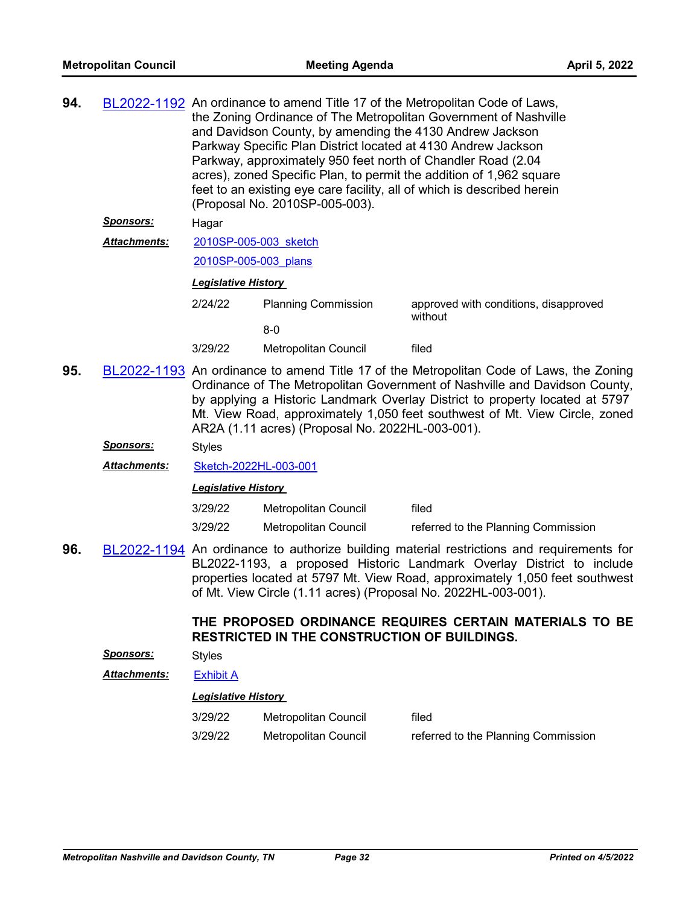**94.** BL2022-1192 An ordinance to amend Title 17 of the Metropolitan Code of Laws, the Zoning Ordinance of The Metropolitan Government of Nashville and Davidson County, by amending the 4130 Andrew Jackson Parkway Specific Plan District located at 4130 Andrew Jackson Parkway, approximately 950 feet north of Chandler Road (2.04 acres), zoned Specific Plan, to permit the addition of 1,962 square feet to an existing eye care facility, all of which is described herein (Proposal No. 2010SP-005-003).

***Sponsors:*** Hagar

***Attachments:*** 2010SP-005-003_sketch
2010SP-005-003_plans

***Legislative History***

| | | |
|---|---|---|
| 2/24/22 | Planning Commission 8-0 | approved with conditions, disapproved without |
| 3/29/22 | Metropolitan Council | filed |

**95.** BL2022-1193 An ordinance to amend Title 17 of the Metropolitan Code of Laws, the Zoning Ordinance of The Metropolitan Government of Nashville and Davidson County, by applying a Historic Landmark Overlay District to property located at 5797 Mt. View Road, approximately 1,050 feet southwest of Mt. View Circle, zoned AR2A (1.11 acres) (Proposal No. 2022HL-003-001).

***Sponsors:*** Styles

***Attachments:*** Sketch-2022HL-003-001

***Legislative History***

| | | |
|---|---|---|
| 3/29/22 | Metropolitan Council | filed |
| 3/29/22 | Metropolitan Council | referred to the Planning Commission |

**96.** BL2022-1194 An ordinance to authorize building material restrictions and requirements for BL2022-1193, a proposed Historic Landmark Overlay District to include properties located at 5797 Mt. View Road, approximately 1,050 feet southwest of Mt. View Circle (1.11 acres) (Proposal No. 2022HL-003-001).

**THE PROPOSED ORDINANCE REQUIRES CERTAIN MATERIALS TO BE RESTRICTED IN THE CONSTRUCTION OF BUILDINGS.**

***Sponsors:*** Styles

***Attachments:*** Exhibit A

***Legislative History***

| | | |
|---|---|---|
| 3/29/22 | Metropolitan Council | filed |
| 3/29/22 | Metropolitan Council | referred to the Planning Commission |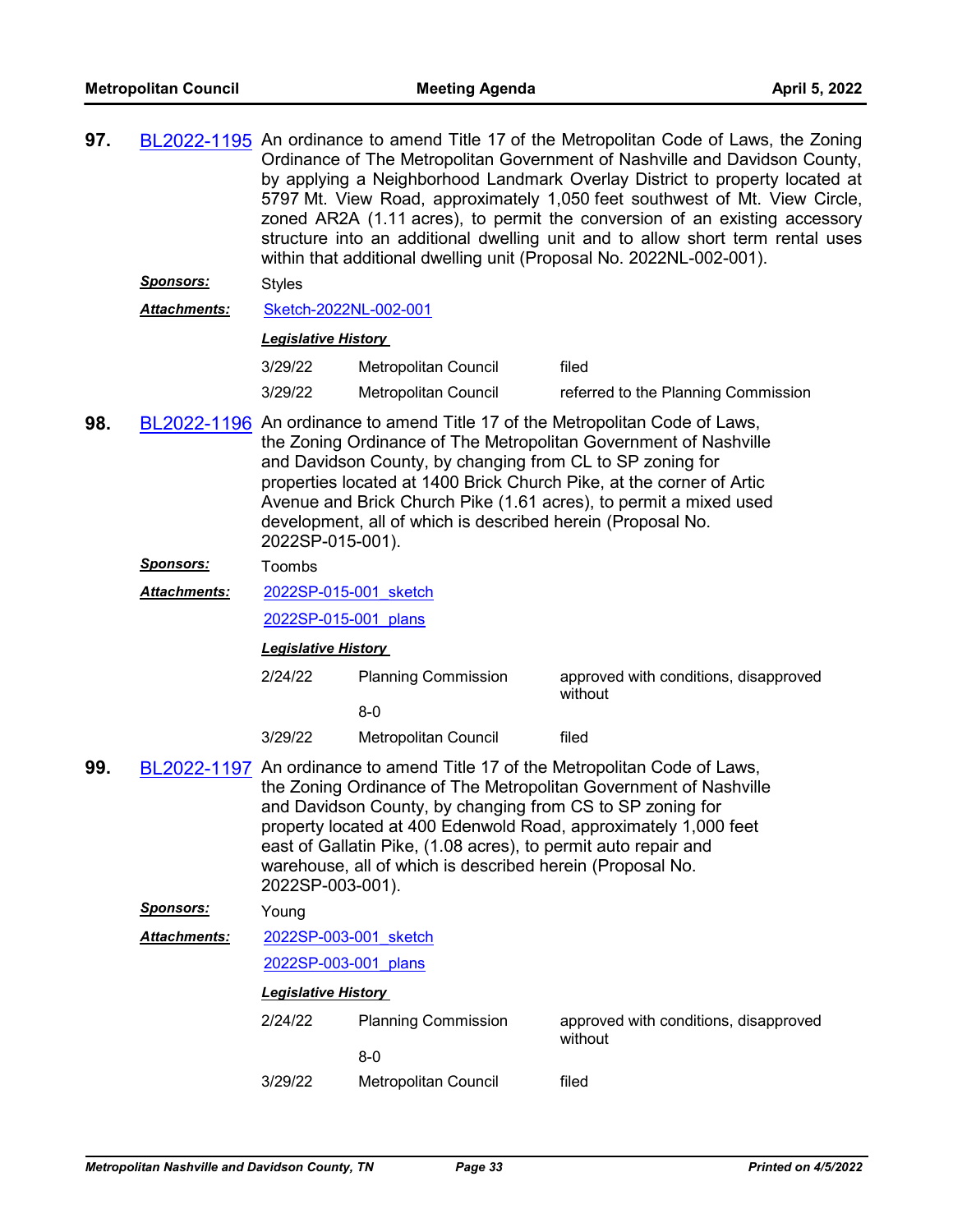**97.** BL2022-1195 An ordinance to amend Title 17 of the Metropolitan Code of Laws, the Zoning Ordinance of The Metropolitan Government of Nashville and Davidson County, by applying a Neighborhood Landmark Overlay District to property located at 5797 Mt. View Road, approximately 1,050 feet southwest of Mt. View Circle, zoned AR2A (1.11 acres), to permit the conversion of an existing accessory structure into an additional dwelling unit and to allow short term rental uses within that additional dwelling unit (Proposal No. 2022NL-002-001).

***Sponsors:*** Styles

***Attachments:*** Sketch-2022NL-002-001

***Legislative History***

| | | |
|---|---|---|
| 3/29/22 | Metropolitan Council | filed |
| 3/29/22 | Metropolitan Council | referred to the Planning Commission |

**98.** BL2022-1196 An ordinance to amend Title 17 of the Metropolitan Code of Laws, the Zoning Ordinance of The Metropolitan Government of Nashville and Davidson County, by changing from CL to SP zoning for properties located at 1400 Brick Church Pike, at the corner of Artic Avenue and Brick Church Pike (1.61 acres), to permit a mixed used development, all of which is described herein (Proposal No. 2022SP-015-001).

***Sponsors:*** Toombs

***Attachments:*** 2022SP-015-001_sketch

2022SP-015-001_plans

***Legislative History***

| | | |
|---|---|---|
| 2/24/22 | Planning Commission<br>8-0 | approved with conditions, disapproved without |
| 3/29/22 | Metropolitan Council | filed |

**99.** BL2022-1197 An ordinance to amend Title 17 of the Metropolitan Code of Laws, the Zoning Ordinance of The Metropolitan Government of Nashville and Davidson County, by changing from CS to SP zoning for property located at 400 Edenwold Road, approximately 1,000 feet east of Gallatin Pike, (1.08 acres), to permit auto repair and warehouse, all of which is described herein (Proposal No. 2022SP-003-001).

***Sponsors:*** Young

***Attachments:*** 2022SP-003-001_sketch

2022SP-003-001_plans

***Legislative History***

| | | |
|---|---|---|
| 2/24/22 | Planning Commission<br>8-0 | approved with conditions, disapproved without |
| 3/29/22 | Metropolitan Council | filed |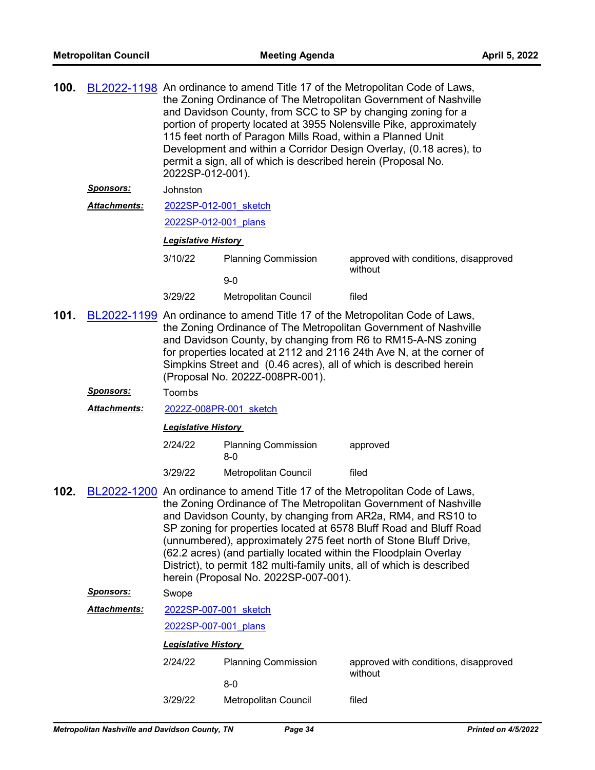**100.** BL2022-1198 An ordinance to amend Title 17 of the Metropolitan Code of Laws, the Zoning Ordinance of The Metropolitan Government of Nashville and Davidson County, from SCC to SP by changing zoning for a portion of property located at 3955 Nolensville Pike, approximately 115 feet north of Paragon Mills Road, within a Planned Unit Development and within a Corridor Design Overlay, (0.18 acres), to permit a sign, all of which is described herein (Proposal No. 2022SP-012-001).

***Sponsors:*** Johnston

***Attachments:*** 2022SP-012-001_sketch
2022SP-012-001_plans

***Legislative History***

| Date | Body | Action |
|---|---|---|
| 3/10/22 | Planning Commission 9-0 | approved with conditions, disapproved without |
| 3/29/22 | Metropolitan Council | filed |

**101.** BL2022-1199 An ordinance to amend Title 17 of the Metropolitan Code of Laws, the Zoning Ordinance of The Metropolitan Government of Nashville and Davidson County, by changing from R6 to RM15-A-NS zoning for properties located at 2112 and 2116 24th Ave N, at the corner of Simpkins Street and (0.46 acres), all of which is described herein (Proposal No. 2022Z-008PR-001).

***Sponsors:*** Toombs

***Attachments:*** 2022Z-008PR-001_sketch

***Legislative History***

| Date | Body | Action |
|---|---|---|
| 2/24/22 | Planning Commission 8-0 | approved |
| 3/29/22 | Metropolitan Council | filed |

**102.** BL2022-1200 An ordinance to amend Title 17 of the Metropolitan Code of Laws, the Zoning Ordinance of The Metropolitan Government of Nashville and Davidson County, by changing from AR2a, RM4, and RS10 to SP zoning for properties located at 6578 Bluff Road and Bluff Road (unnumbered), approximately 275 feet north of Stone Bluff Drive, (62.2 acres) (and partially located within the Floodplain Overlay District), to permit 182 multi-family units, all of which is described herein (Proposal No. 2022SP-007-001).

***Sponsors:*** Swope

***Attachments:*** 2022SP-007-001_sketch
2022SP-007-001_plans

***Legislative History***

| Date | Body | Action |
|---|---|---|
| 2/24/22 | Planning Commission 8-0 | approved with conditions, disapproved without |
| 3/29/22 | Metropolitan Council | filed |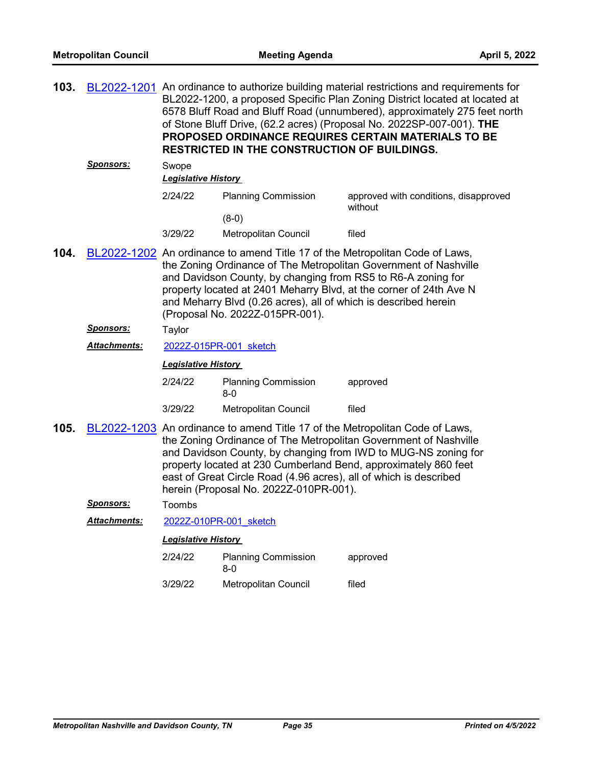**103.** BL2022-1201 An ordinance to authorize building material restrictions and requirements for BL2022-1200, a proposed Specific Plan Zoning District located at located at 6578 Bluff Road and Bluff Road (unnumbered), approximately 275 feet north of Stone Bluff Drive, (62.2 acres) (Proposal No. 2022SP-007-001). **THE PROPOSED ORDINANCE REQUIRES CERTAIN MATERIALS TO BE RESTRICTED IN THE CONSTRUCTION OF BUILDINGS.**

***Sponsors:*** Swope

***Legislative History***

| | | |
|---|---|---|
| 2/24/22 | Planning Commission (8-0) | approved with conditions, disapproved without |
| 3/29/22 | Metropolitan Council | filed |

**104.** BL2022-1202 An ordinance to amend Title 17 of the Metropolitan Code of Laws, the Zoning Ordinance of The Metropolitan Government of Nashville and Davidson County, by changing from RS5 to R6-A zoning for property located at 2401 Meharry Blvd, at the corner of 24th Ave N and Meharry Blvd (0.26 acres), all of which is described herein (Proposal No. 2022Z-015PR-001).

***Sponsors:*** Taylor

***Attachments:*** 2022Z-015PR-001_sketch

***Legislative History***

| | | |
|---|---|---|
| 2/24/22 | Planning Commission 8-0 | approved |
| 3/29/22 | Metropolitan Council | filed |

**105.** BL2022-1203 An ordinance to amend Title 17 of the Metropolitan Code of Laws, the Zoning Ordinance of The Metropolitan Government of Nashville and Davidson County, by changing from IWD to MUG-NS zoning for property located at 230 Cumberland Bend, approximately 860 feet east of Great Circle Road (4.96 acres), all of which is described herein (Proposal No. 2022Z-010PR-001).

***Sponsors:*** Toombs

***Attachments:*** 2022Z-010PR-001_sketch

***Legislative History***

| | | |
|---|---|---|
| 2/24/22 | Planning Commission 8-0 | approved |
| 3/29/22 | Metropolitan Council | filed |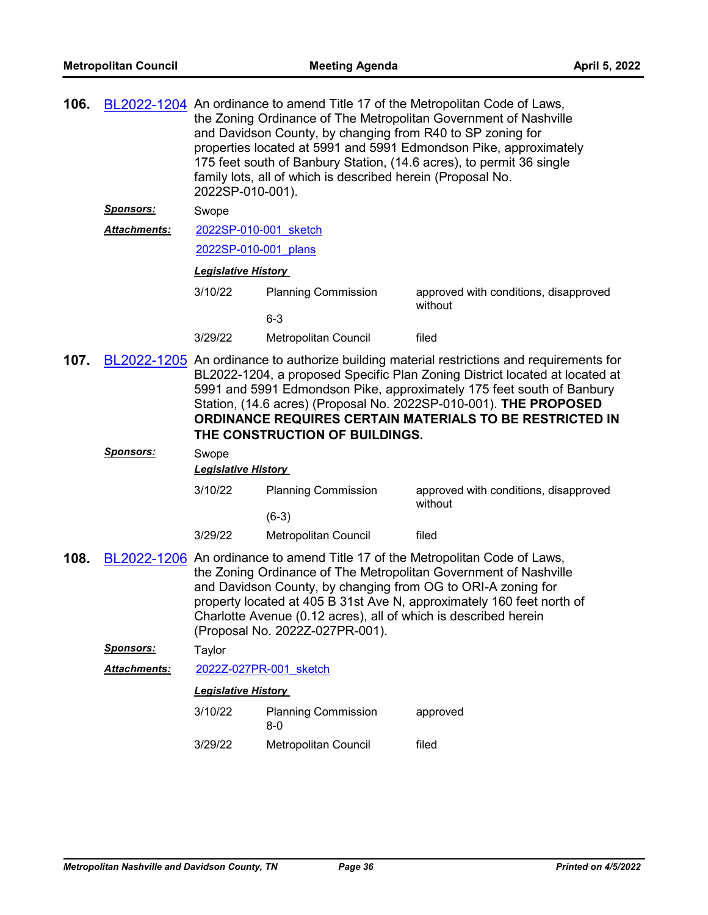**106. BL2022-1204** An ordinance to amend Title 17 of the Metropolitan Code of Laws, the Zoning Ordinance of The Metropolitan Government of Nashville and Davidson County, by changing from R40 to SP zoning for properties located at 5991 and 5991 Edmondson Pike, approximately 175 feet south of Banbury Station, (14.6 acres), to permit 36 single family lots, all of which is described herein (Proposal No. 2022SP-010-001).

***Sponsors:*** Swope

***Attachments:*** 2022SP-010-001_sketch

2022SP-010-001_plans

***Legislative History***

| | | |
|---|---|---|
| 3/10/22 | Planning Commission<br>6-3 | approved with conditions, disapproved without |
| 3/29/22 | Metropolitan Council | filed |

**107. BL2022-1205** An ordinance to authorize building material restrictions and requirements for BL2022-1204, a proposed Specific Plan Zoning District located at located at 5991 and 5991 Edmondson Pike, approximately 175 feet south of Banbury Station, (14.6 acres) (Proposal No. 2022SP-010-001). **THE PROPOSED ORDINANCE REQUIRES CERTAIN MATERIALS TO BE RESTRICTED IN THE CONSTRUCTION OF BUILDINGS.**

***Sponsors:*** Swope

***Legislative History***

| | | |
|---|---|---|
| 3/10/22 | Planning Commission<br>(6-3) | approved with conditions, disapproved without |
| 3/29/22 | Metropolitan Council | filed |

**108. BL2022-1206** An ordinance to amend Title 17 of the Metropolitan Code of Laws, the Zoning Ordinance of The Metropolitan Government of Nashville and Davidson County, by changing from OG to ORI-A zoning for property located at 405 B 31st Ave N, approximately 160 feet north of Charlotte Avenue (0.12 acres), all of which is described herein (Proposal No. 2022Z-027PR-001).

***Sponsors:*** Taylor

***Attachments:*** 2022Z-027PR-001_sketch

***Legislative History***

| | | |
|---|---|---|
| 3/10/22 | Planning Commission<br>8-0 | approved |
| 3/29/22 | Metropolitan Council | filed |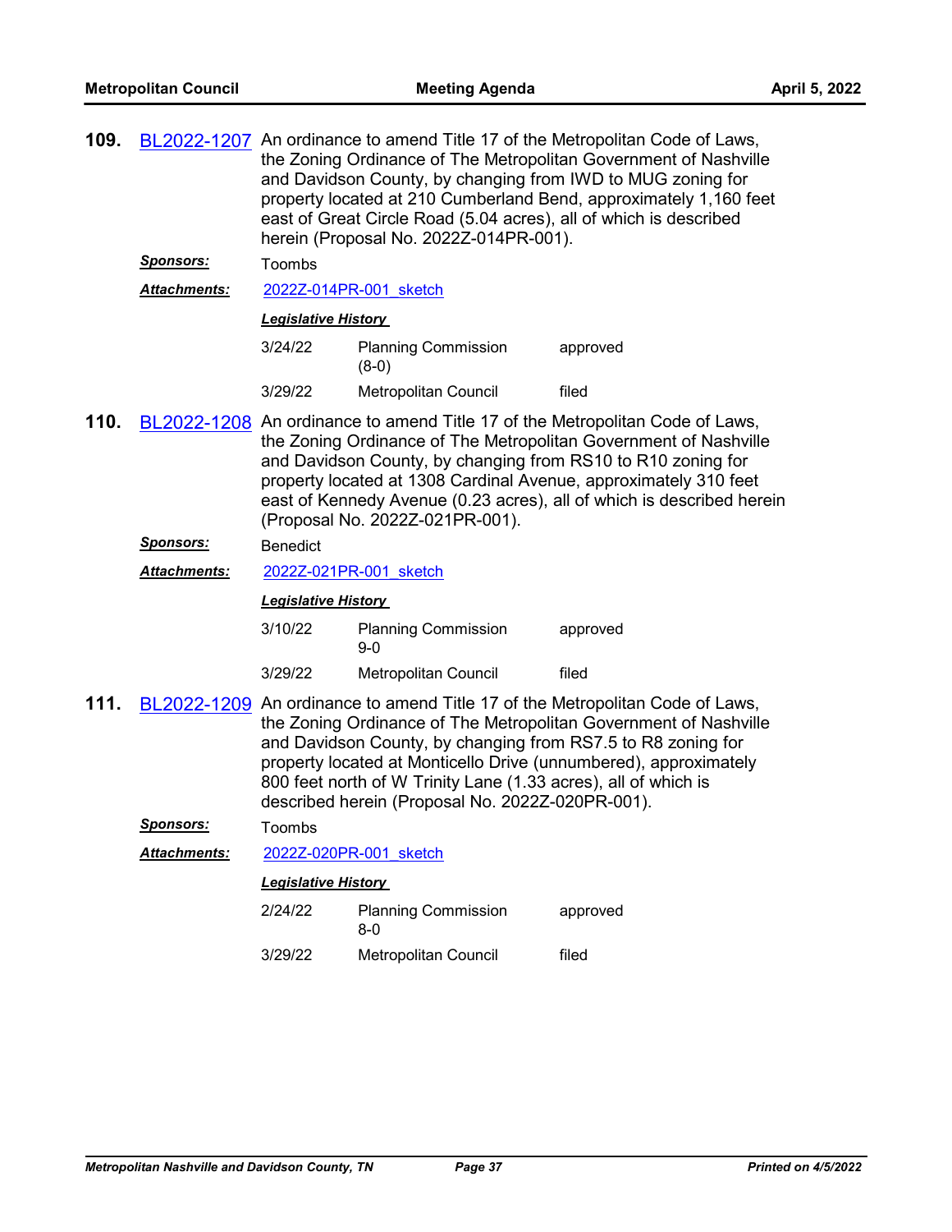**109.** BL2022-1207 An ordinance to amend Title 17 of the Metropolitan Code of Laws, the Zoning Ordinance of The Metropolitan Government of Nashville and Davidson County, by changing from IWD to MUG zoning for property located at 210 Cumberland Bend, approximately 1,160 feet east of Great Circle Road (5.04 acres), all of which is described herein (Proposal No. 2022Z-014PR-001).

***Sponsors:*** Toombs

***Attachments:*** 2022Z-014PR-001_sketch

***Legislative History***

| | | |
|---|---|---|
| 3/24/22 | Planning Commission (8-0) | approved |
| 3/29/22 | Metropolitan Council | filed |

**110.** BL2022-1208 An ordinance to amend Title 17 of the Metropolitan Code of Laws, the Zoning Ordinance of The Metropolitan Government of Nashville and Davidson County, by changing from RS10 to R10 zoning for property located at 1308 Cardinal Avenue, approximately 310 feet east of Kennedy Avenue (0.23 acres), all of which is described herein (Proposal No. 2022Z-021PR-001).

***Sponsors:*** Benedict

***Attachments:*** 2022Z-021PR-001_sketch

***Legislative History***

| | | |
|---|---|---|
| 3/10/22 | Planning Commission 9-0 | approved |
| 3/29/22 | Metropolitan Council | filed |

**111.** BL2022-1209 An ordinance to amend Title 17 of the Metropolitan Code of Laws, the Zoning Ordinance of The Metropolitan Government of Nashville and Davidson County, by changing from RS7.5 to R8 zoning for property located at Monticello Drive (unnumbered), approximately 800 feet north of W Trinity Lane (1.33 acres), all of which is described herein (Proposal No. 2022Z-020PR-001).

***Sponsors:*** Toombs

***Attachments:*** 2022Z-020PR-001_sketch

***Legislative History***

| | | |
|---|---|---|
| 2/24/22 | Planning Commission 8-0 | approved |
| 3/29/22 | Metropolitan Council | filed |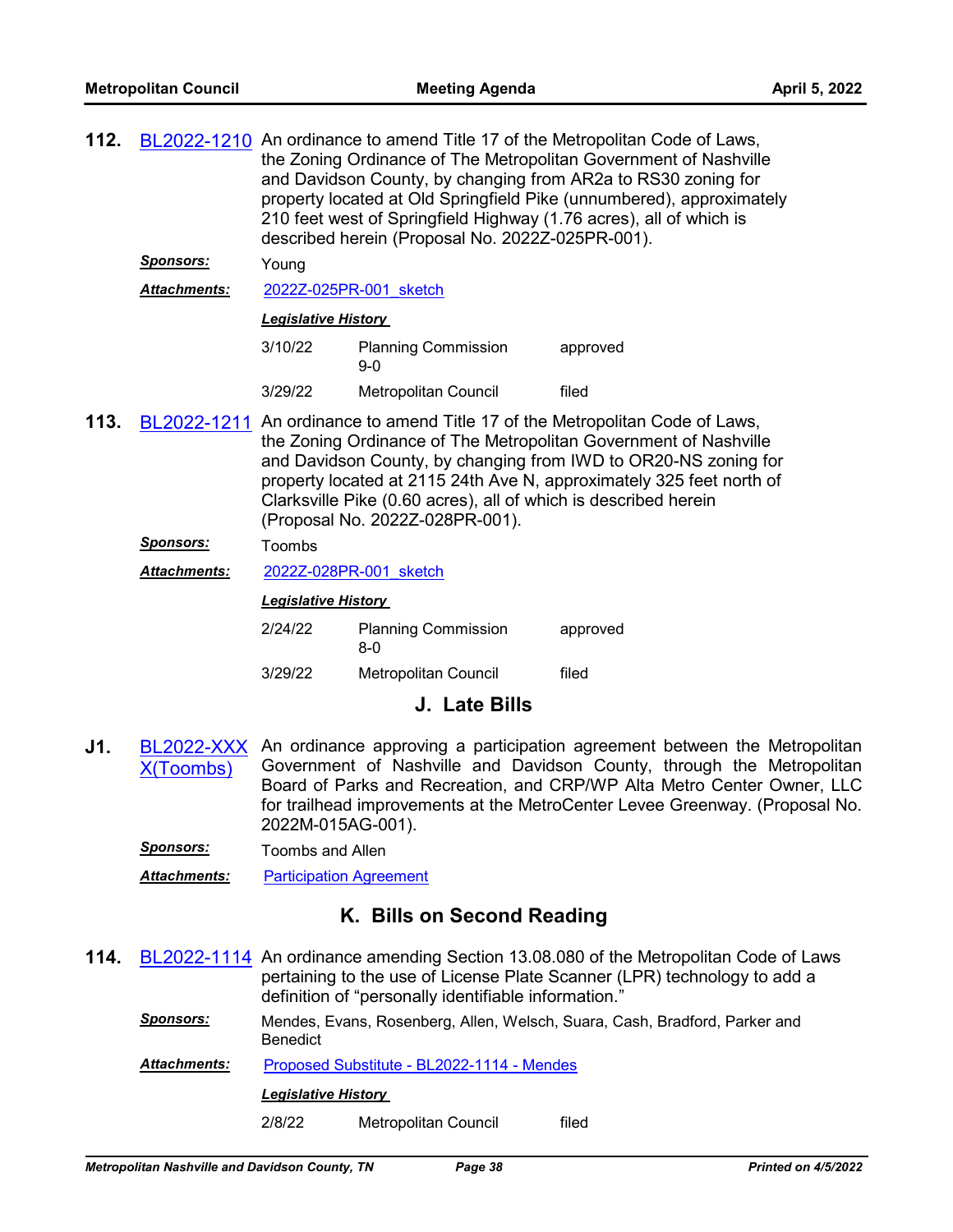**112.** BL2022-1210 An ordinance to amend Title 17 of the Metropolitan Code of Laws, the Zoning Ordinance of The Metropolitan Government of Nashville and Davidson County, by changing from AR2a to RS30 zoning for property located at Old Springfield Pike (unnumbered), approximately 210 feet west of Springfield Highway (1.76 acres), all of which is described herein (Proposal No. 2022Z-025PR-001).

***Sponsors:*** Young

***Attachments:*** 2022Z-025PR-001_sketch

***Legislative History***

| | | |
|---|---|---|
| 3/10/22 | Planning Commission 9-0 | approved |
| 3/29/22 | Metropolitan Council | filed |

**113.** BL2022-1211 An ordinance to amend Title 17 of the Metropolitan Code of Laws, the Zoning Ordinance of The Metropolitan Government of Nashville and Davidson County, by changing from IWD to OR20-NS zoning for property located at 2115 24th Ave N, approximately 325 feet north of Clarksville Pike (0.60 acres), all of which is described herein (Proposal No. 2022Z-028PR-001).

***Sponsors:*** Toombs

***Attachments:*** 2022Z-028PR-001_sketch

***Legislative History***

| | | |
|---|---|---|
| 2/24/22 | Planning Commission 8-0 | approved |
| 3/29/22 | Metropolitan Council | filed |

## J. Late Bills

**J1.** BL2022-XXXX(Toombs) An ordinance approving a participation agreement between the Metropolitan Government of Nashville and Davidson County, through the Metropolitan Board of Parks and Recreation, and CRP/WP Alta Metro Center Owner, LLC for trailhead improvements at the MetroCenter Levee Greenway. (Proposal No. 2022M-015AG-001).

***Sponsors:*** Toombs and Allen

***Attachments:*** Participation Agreement

## K. Bills on Second Reading

**114.** BL2022-1114 An ordinance amending Section 13.08.080 of the Metropolitan Code of Laws pertaining to the use of License Plate Scanner (LPR) technology to add a definition of "personally identifiable information."

***Sponsors:*** Mendes, Evans, Rosenberg, Allen, Welsch, Suara, Cash, Bradford, Parker and Benedict

***Attachments:*** Proposed Substitute - BL2022-1114 - Mendes

***Legislative History***

| | | |
|---|---|---|
| 2/8/22 | Metropolitan Council | filed |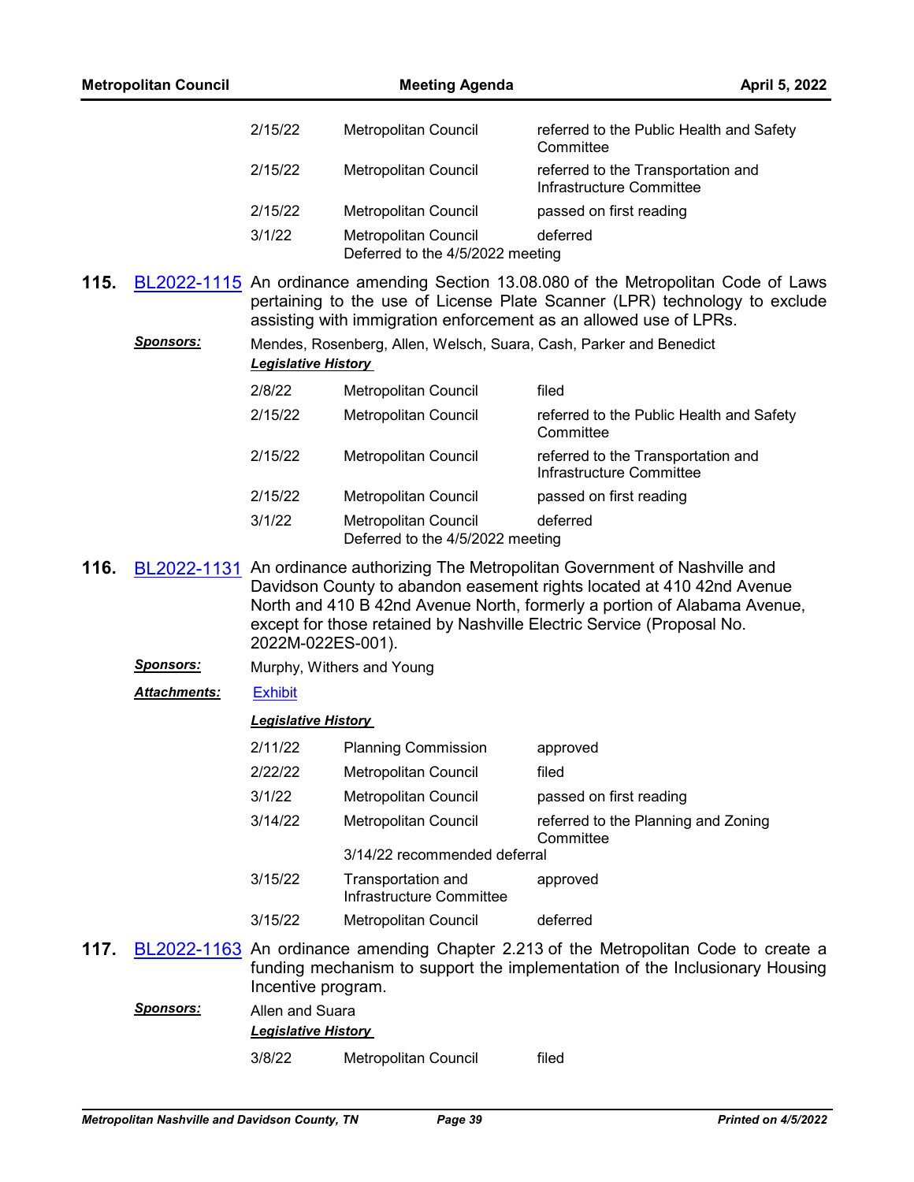| | | |
|---|---|---|
| 2/15/22 | Metropolitan Council | referred to the Public Health and Safety Committee |
| 2/15/22 | Metropolitan Council | referred to the Transportation and Infrastructure Committee |
| 2/15/22 | Metropolitan Council | passed on first reading |
| 3/1/22 | Metropolitan Council | deferred |
| | Deferred to the 4/5/2022 meeting | |

**115.** [BL2022-1115](BL2022-1115) An ordinance amending Section 13.08.080 of the Metropolitan Code of Laws pertaining to the use of License Plate Scanner (LPR) technology to exclude assisting with immigration enforcement as an allowed use of LPRs.

***Sponsors:*** Mendes, Rosenberg, Allen, Welsch, Suara, Cash, Parker and Benedict

***Legislative History***

| | | |
|---|---|---|
| 2/8/22 | Metropolitan Council | filed |
| 2/15/22 | Metropolitan Council | referred to the Public Health and Safety Committee |
| 2/15/22 | Metropolitan Council | referred to the Transportation and Infrastructure Committee |
| 2/15/22 | Metropolitan Council | passed on first reading |
| 3/1/22 | Metropolitan Council | deferred |
| | Deferred to the 4/5/2022 meeting | |

**116.** [BL2022-1131](BL2022-1131) An ordinance authorizing The Metropolitan Government of Nashville and Davidson County to abandon easement rights located at 410 42nd Avenue North and 410 B 42nd Avenue North, formerly a portion of Alabama Avenue, except for those retained by Nashville Electric Service (Proposal No. 2022M-022ES-001).

***Sponsors:*** Murphy, Withers and Young

***Attachments:*** [Exhibit](Exhibit)

***Legislative History***

| | | |
|---|---|---|
| 2/11/22 | Planning Commission | approved |
| 2/22/22 | Metropolitan Council | filed |
| 3/1/22 | Metropolitan Council | passed on first reading |
| 3/14/22 | Metropolitan Council | referred to the Planning and Zoning Committee |
| | 3/14/22 recommended deferral | |
| 3/15/22 | Transportation and Infrastructure Committee | approved |
| 3/15/22 | Metropolitan Council | deferred |

**117.** [BL2022-1163](BL2022-1163) An ordinance amending Chapter 2.213 of the Metropolitan Code to create a funding mechanism to support the implementation of the Inclusionary Housing Incentive program.

***Sponsors:*** Allen and Suara

***Legislative History***

| | | |
|---|---|---|
| 3/8/22 | Metropolitan Council | filed |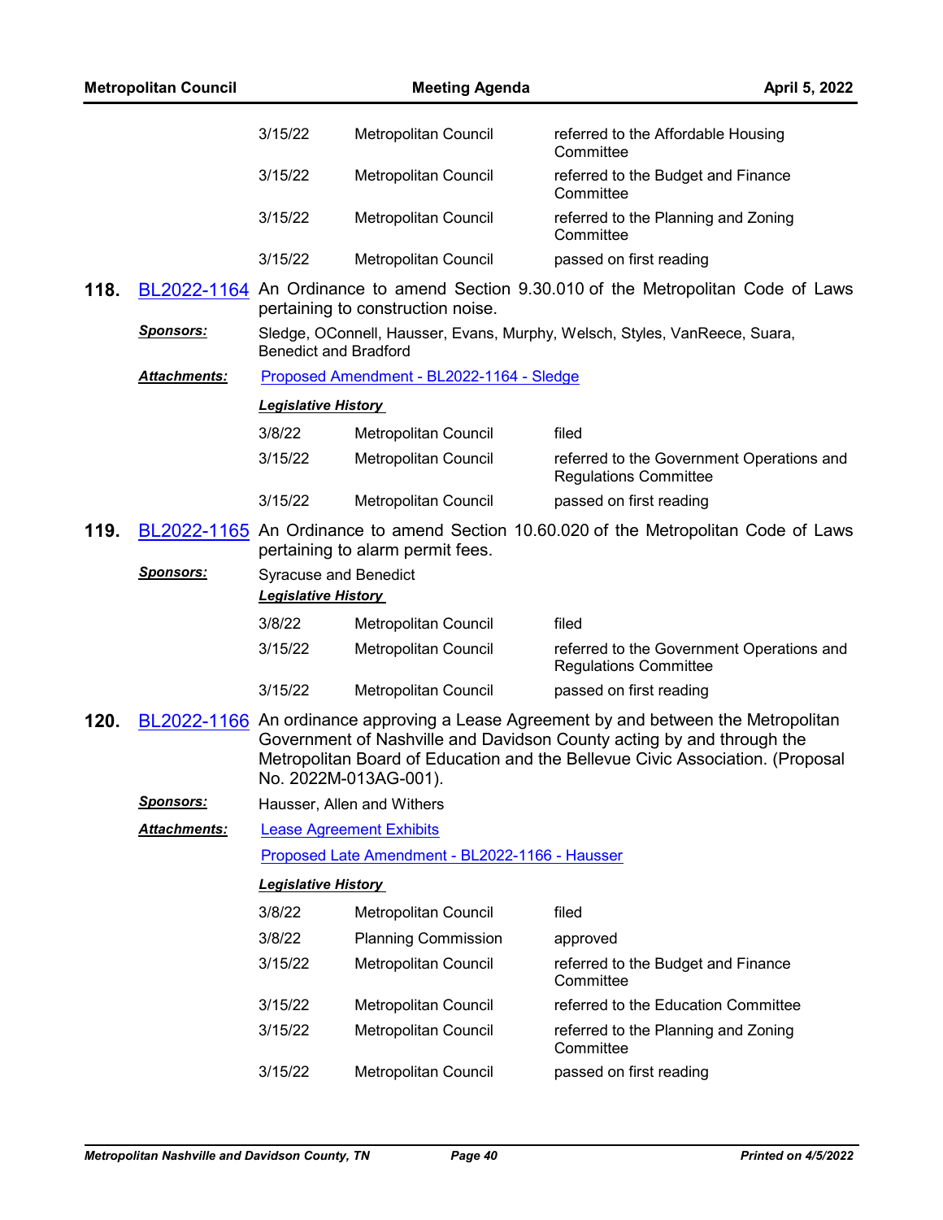| | | |
|---|---|---|
| 3/15/22 | Metropolitan Council | referred to the Affordable Housing Committee |
| 3/15/22 | Metropolitan Council | referred to the Budget and Finance Committee |
| 3/15/22 | Metropolitan Council | referred to the Planning and Zoning Committee |
| 3/15/22 | Metropolitan Council | passed on first reading |

**118.** BL2022-1164 An Ordinance to amend Section 9.30.010 of the Metropolitan Code of Laws pertaining to construction noise.

***Sponsors:*** Sledge, OConnell, Hausser, Evans, Murphy, Welsch, Styles, VanReece, Suara, Benedict and Bradford

***Attachments:*** Proposed Amendment - BL2022-1164 - Sledge

***Legislative History***

| | | |
|---|---|---|
| 3/8/22 | Metropolitan Council | filed |
| 3/15/22 | Metropolitan Council | referred to the Government Operations and Regulations Committee |
| 3/15/22 | Metropolitan Council | passed on first reading |

**119.** BL2022-1165 An Ordinance to amend Section 10.60.020 of the Metropolitan Code of Laws pertaining to alarm permit fees.

***Sponsors:*** Syracuse and Benedict

***Legislative History***

| | | |
|---|---|---|
| 3/8/22 | Metropolitan Council | filed |
| 3/15/22 | Metropolitan Council | referred to the Government Operations and Regulations Committee |
| 3/15/22 | Metropolitan Council | passed on first reading |

**120.** BL2022-1166 An ordinance approving a Lease Agreement by and between the Metropolitan Government of Nashville and Davidson County acting by and through the Metropolitan Board of Education and the Bellevue Civic Association. (Proposal No. 2022M-013AG-001).

***Sponsors:*** Hausser, Allen and Withers

***Attachments:*** Lease Agreement Exhibits

Proposed Late Amendment - BL2022-1166 - Hausser

***Legislative History***

| | | |
|---|---|---|
| 3/8/22 | Metropolitan Council | filed |
| 3/8/22 | Planning Commission | approved |
| 3/15/22 | Metropolitan Council | referred to the Budget and Finance Committee |
| 3/15/22 | Metropolitan Council | referred to the Education Committee |
| 3/15/22 | Metropolitan Council | referred to the Planning and Zoning Committee |
| 3/15/22 | Metropolitan Council | passed on first reading |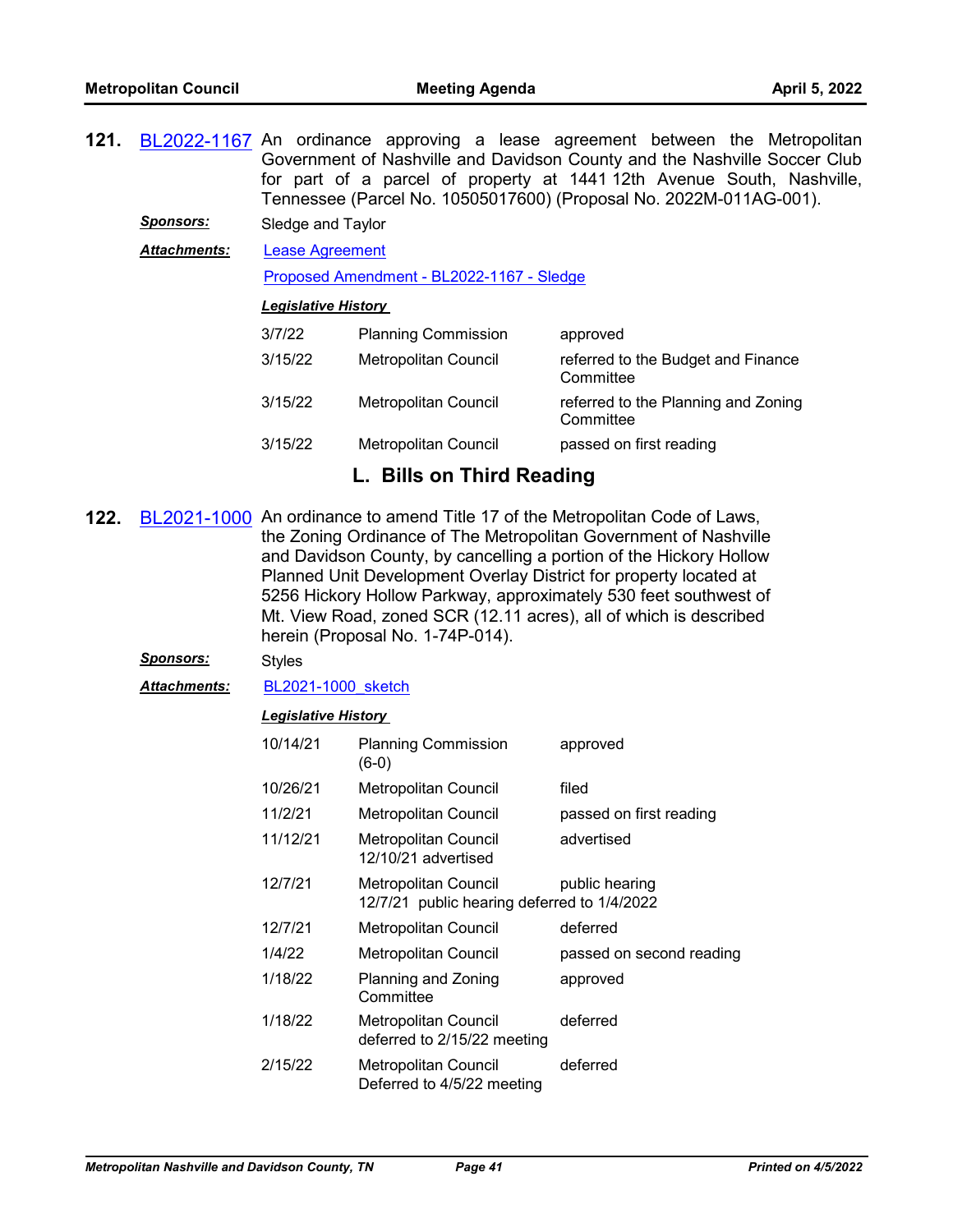**121.** BL2022-1167 An ordinance approving a lease agreement between the Metropolitan Government of Nashville and Davidson County and the Nashville Soccer Club for part of a parcel of property at 1441 12th Avenue South, Nashville, Tennessee (Parcel No. 10505017600) (Proposal No. 2022M-011AG-001).

***Sponsors:*** Sledge and Taylor

***Attachments:*** Lease Agreement

Proposed Amendment - BL2022-1167 - Sledge

***Legislative History***

| | | |
|---|---|---|
| 3/7/22 | Planning Commission | approved |
| 3/15/22 | Metropolitan Council | referred to the Budget and Finance Committee |
| 3/15/22 | Metropolitan Council | referred to the Planning and Zoning Committee |
| 3/15/22 | Metropolitan Council | passed on first reading |

## L. Bills on Third Reading

**122.** BL2021-1000 An ordinance to amend Title 17 of the Metropolitan Code of Laws, the Zoning Ordinance of The Metropolitan Government of Nashville and Davidson County, by cancelling a portion of the Hickory Hollow Planned Unit Development Overlay District for property located at 5256 Hickory Hollow Parkway, approximately 530 feet southwest of Mt. View Road, zoned SCR (12.11 acres), all of which is described herein (Proposal No. 1-74P-014).

***Sponsors:*** Styles

***Attachments:*** BL2021-1000_sketch

***Legislative History***

| | | |
|---|---|---|
| 10/14/21 | Planning Commission (6-0) | approved |
| 10/26/21 | Metropolitan Council | filed |
| 11/2/21 | Metropolitan Council | passed on first reading |
| 11/12/21 | Metropolitan Council 12/10/21 advertised | advertised |
| 12/7/21 | Metropolitan Council 12/7/21 public hearing deferred to 1/4/2022 | public hearing |
| 12/7/21 | Metropolitan Council | deferred |
| 1/4/22 | Metropolitan Council | passed on second reading |
| 1/18/22 | Planning and Zoning Committee | approved |
| 1/18/22 | Metropolitan Council deferred to 2/15/22 meeting | deferred |
| 2/15/22 | Metropolitan Council Deferred to 4/5/22 meeting | deferred |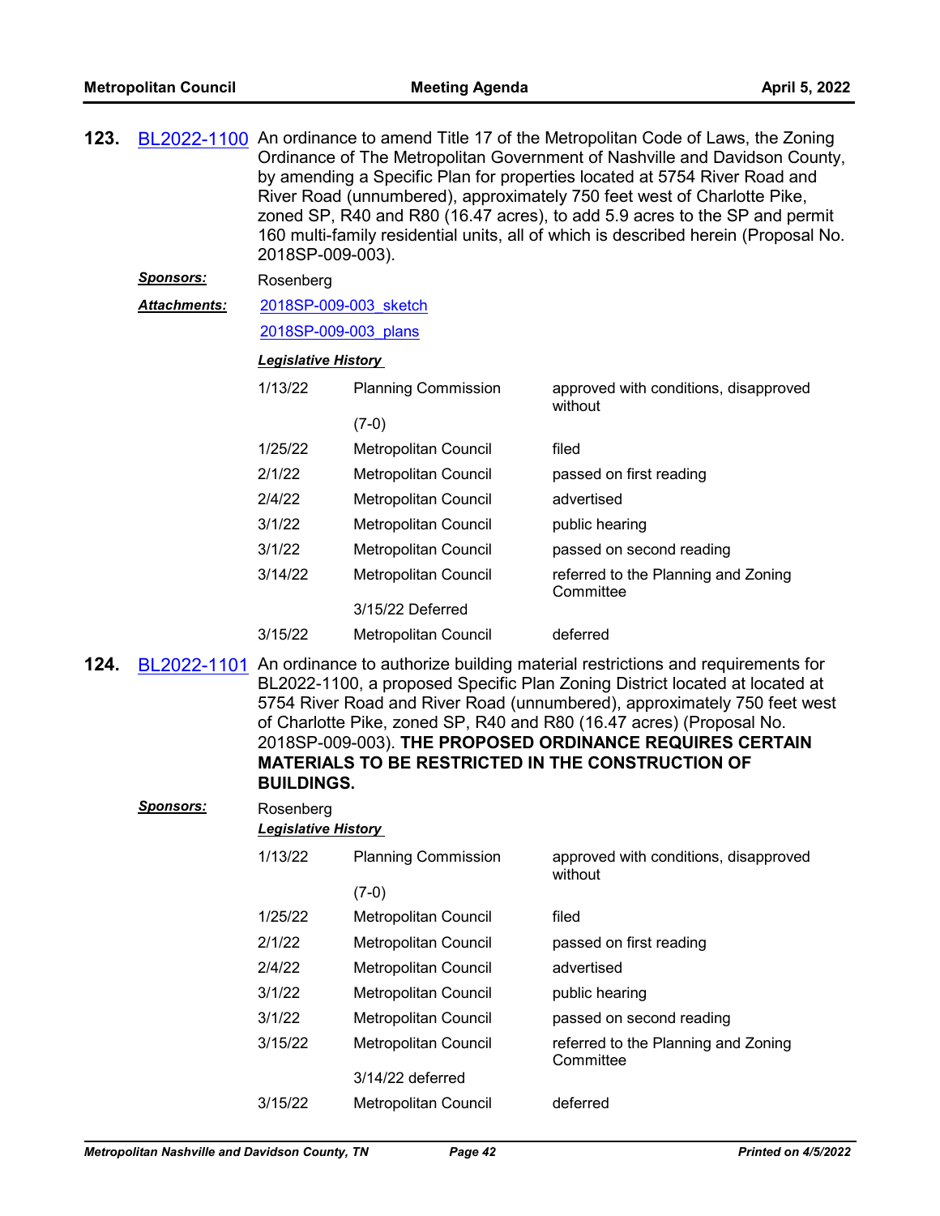**123.** BL2022-1100 An ordinance to amend Title 17 of the Metropolitan Code of Laws, the Zoning Ordinance of The Metropolitan Government of Nashville and Davidson County, by amending a Specific Plan for properties located at 5754 River Road and River Road (unnumbered), approximately 750 feet west of Charlotte Pike, zoned SP, R40 and R80 (16.47 acres), to add 5.9 acres to the SP and permit 160 multi-family residential units, all of which is described herein (Proposal No. 2018SP-009-003).

***Sponsors:*** Rosenberg

***Attachments:*** 2018SP-009-003_sketch

2018SP-009-003_plans

***Legislative History***

| | | |
|---|---|---|
| 1/13/22 | Planning Commission (7-0) | approved with conditions, disapproved without |
| 1/25/22 | Metropolitan Council | filed |
| 2/1/22 | Metropolitan Council | passed on first reading |
| 2/4/22 | Metropolitan Council | advertised |
| 3/1/22 | Metropolitan Council | public hearing |
| 3/1/22 | Metropolitan Council | passed on second reading |
| 3/14/22 | Metropolitan Council 3/15/22 Deferred | referred to the Planning and Zoning Committee |
| 3/15/22 | Metropolitan Council | deferred |

**124.** BL2022-1101 An ordinance to authorize building material restrictions and requirements for BL2022-1100, a proposed Specific Plan Zoning District located at located at 5754 River Road and River Road (unnumbered), approximately 750 feet west of Charlotte Pike, zoned SP, R40 and R80 (16.47 acres) (Proposal No. 2018SP-009-003). **THE PROPOSED ORDINANCE REQUIRES CERTAIN MATERIALS TO BE RESTRICTED IN THE CONSTRUCTION OF BUILDINGS.**

***Sponsors:*** Rosenberg

***Legislative History***

| | | |
|---|---|---|
| 1/13/22 | Planning Commission (7-0) | approved with conditions, disapproved without |
| 1/25/22 | Metropolitan Council | filed |
| 2/1/22 | Metropolitan Council | passed on first reading |
| 2/4/22 | Metropolitan Council | advertised |
| 3/1/22 | Metropolitan Council | public hearing |
| 3/1/22 | Metropolitan Council | passed on second reading |
| 3/15/22 | Metropolitan Council 3/14/22 deferred | referred to the Planning and Zoning Committee |
| 3/15/22 | Metropolitan Council | deferred |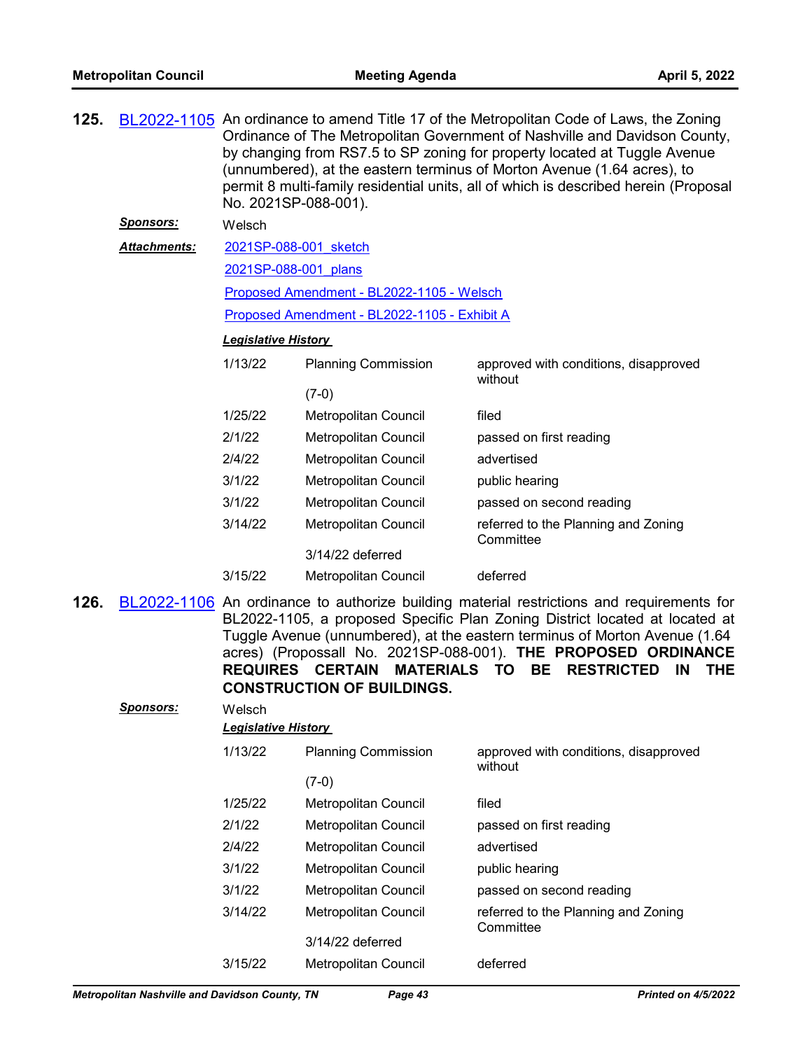**125.** BL2022-1105 An ordinance to amend Title 17 of the Metropolitan Code of Laws, the Zoning Ordinance of The Metropolitan Government of Nashville and Davidson County, by changing from RS7.5 to SP zoning for property located at Tuggle Avenue (unnumbered), at the eastern terminus of Morton Avenue (1.64 acres), to permit 8 multi-family residential units, all of which is described herein (Proposal No. 2021SP-088-001).

***Sponsors:*** Welsch

***Attachments:*** 2021SP-088-001_sketch

2021SP-088-001_plans

Proposed Amendment - BL2022-1105 - Welsch

Proposed Amendment - BL2022-1105 - Exhibit A

***Legislative History***

| | | |
|---|---|---|
| 1/13/22 | Planning Commission (7-0) | approved with conditions, disapproved without |
| 1/25/22 | Metropolitan Council | filed |
| 2/1/22 | Metropolitan Council | passed on first reading |
| 2/4/22 | Metropolitan Council | advertised |
| 3/1/22 | Metropolitan Council | public hearing |
| 3/1/22 | Metropolitan Council | passed on second reading |
| 3/14/22 | Metropolitan Council 3/14/22 deferred | referred to the Planning and Zoning Committee |
| 3/15/22 | Metropolitan Council | deferred |

**126.** BL2022-1106 An ordinance to authorize building material restrictions and requirements for BL2022-1105, a proposed Specific Plan Zoning District located at located at Tuggle Avenue (unnumbered), at the eastern terminus of Morton Avenue (1.64 acres) (Propossall No. 2021SP-088-001). **THE PROPOSED ORDINANCE REQUIRES CERTAIN MATERIALS TO BE RESTRICTED IN THE CONSTRUCTION OF BUILDINGS.**

***Sponsors:*** Welsch

***Legislative History***

| | | |
|---|---|---|
| 1/13/22 | Planning Commission (7-0) | approved with conditions, disapproved without |
| 1/25/22 | Metropolitan Council | filed |
| 2/1/22 | Metropolitan Council | passed on first reading |
| 2/4/22 | Metropolitan Council | advertised |
| 3/1/22 | Metropolitan Council | public hearing |
| 3/1/22 | Metropolitan Council | passed on second reading |
| 3/14/22 | Metropolitan Council 3/14/22 deferred | referred to the Planning and Zoning Committee |
| 3/15/22 | Metropolitan Council | deferred |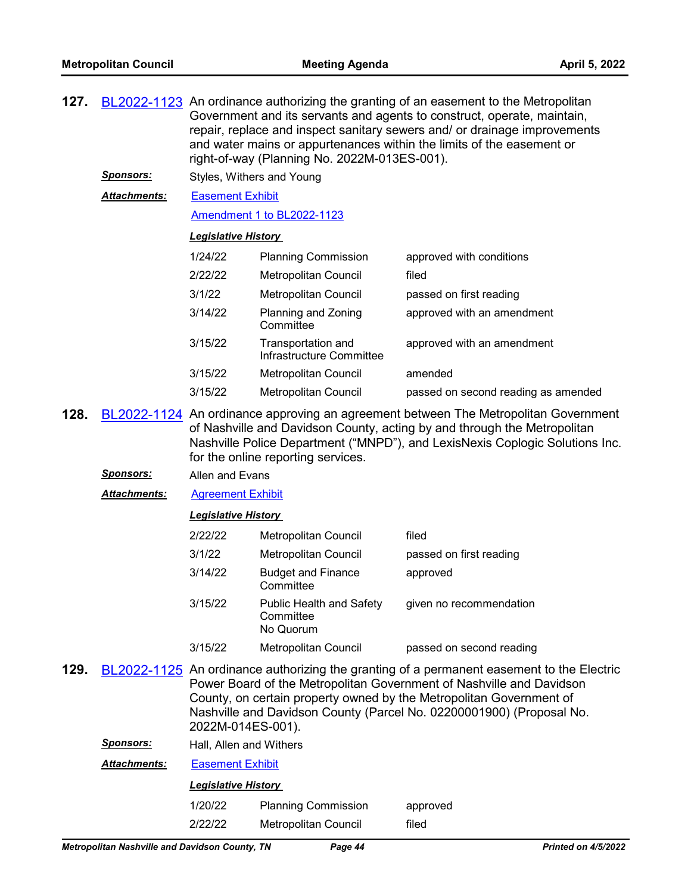**127.** BL2022-1123 An ordinance authorizing the granting of an easement to the Metropolitan Government and its servants and agents to construct, operate, maintain, repair, replace and inspect sanitary sewers and/ or drainage improvements and water mains or appurtenances within the limits of the easement or right-of-way (Planning No. 2022M-013ES-001).

***Sponsors:*** Styles, Withers and Young

***Attachments:*** Easement Exhibit

Amendment 1 to BL2022-1123

***Legislative History***

| | | |
|---|---|---|
| 1/24/22 | Planning Commission | approved with conditions |
| 2/22/22 | Metropolitan Council | filed |
| 3/1/22 | Metropolitan Council | passed on first reading |
| 3/14/22 | Planning and Zoning Committee | approved with an amendment |
| 3/15/22 | Transportation and Infrastructure Committee | approved with an amendment |
| 3/15/22 | Metropolitan Council | amended |
| 3/15/22 | Metropolitan Council | passed on second reading as amended |

**128.** BL2022-1124 An ordinance approving an agreement between The Metropolitan Government of Nashville and Davidson County, acting by and through the Metropolitan Nashville Police Department ("MNPD"), and LexisNexis Coplogic Solutions Inc. for the online reporting services.

***Sponsors:*** Allen and Evans

***Attachments:*** Agreement Exhibit

***Legislative History***

| | | |
|---|---|---|
| 2/22/22 | Metropolitan Council | filed |
| 3/1/22 | Metropolitan Council | passed on first reading |
| 3/14/22 | Budget and Finance Committee | approved |
| 3/15/22 | Public Health and Safety Committee No Quorum | given no recommendation |
| 3/15/22 | Metropolitan Council | passed on second reading |

**129.** BL2022-1125 An ordinance authorizing the granting of a permanent easement to the Electric Power Board of the Metropolitan Government of Nashville and Davidson County, on certain property owned by the Metropolitan Government of Nashville and Davidson County (Parcel No. 02200001900) (Proposal No. 2022M-014ES-001).

***Sponsors:*** Hall, Allen and Withers

***Attachments:*** Easement Exhibit

***Legislative History***

| | | |
|---|---|---|
| 1/20/22 | Planning Commission | approved |
| 2/22/22 | Metropolitan Council | filed |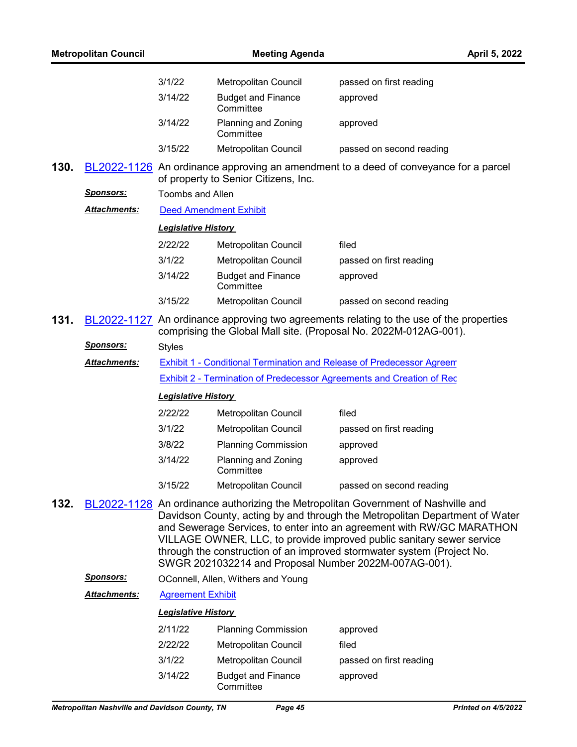| | | |
|---|---|---|
| 3/1/22 | Metropolitan Council | passed on first reading |
| 3/14/22 | Budget and Finance Committee | approved |
| 3/14/22 | Planning and Zoning Committee | approved |
| 3/15/22 | Metropolitan Council | passed on second reading |

**130.** BL2022-1126 An ordinance approving an amendment to a deed of conveyance for a parcel of property to Senior Citizens, Inc.

***Sponsors:*** Toombs and Allen

***Attachments:*** Deed Amendment Exhibit

***Legislative History***

| | | |
|---|---|---|
| 2/22/22 | Metropolitan Council | filed |
| 3/1/22 | Metropolitan Council | passed on first reading |
| 3/14/22 | Budget and Finance Committee | approved |
| 3/15/22 | Metropolitan Council | passed on second reading |

**131.** BL2022-1127 An ordinance approving two agreements relating to the use of the properties comprising the Global Mall site. (Proposal No. 2022M-012AG-001).

***Sponsors:*** Styles

***Attachments:*** Exhibit 1 - Conditional Termination and Release of Predecessor Agreem
Exhibit 2 - Termination of Predecessor Agreements and Creation of Rec

***Legislative History***

| | | |
|---|---|---|
| 2/22/22 | Metropolitan Council | filed |
| 3/1/22 | Metropolitan Council | passed on first reading |
| 3/8/22 | Planning Commission | approved |
| 3/14/22 | Planning and Zoning Committee | approved |
| 3/15/22 | Metropolitan Council | passed on second reading |

**132.** BL2022-1128 An ordinance authorizing the Metropolitan Government of Nashville and Davidson County, acting by and through the Metropolitan Department of Water and Sewerage Services, to enter into an agreement with RW/GC MARATHON VILLAGE OWNER, LLC, to provide improved public sanitary sewer service through the construction of an improved stormwater system (Project No. SWGR 2021032214 and Proposal Number 2022M-007AG-001).

***Sponsors:*** OConnell, Allen, Withers and Young

***Attachments:*** Agreement Exhibit

***Legislative History***

| | | |
|---|---|---|
| 2/11/22 | Planning Commission | approved |
| 2/22/22 | Metropolitan Council | filed |
| 3/1/22 | Metropolitan Council | passed on first reading |
| 3/14/22 | Budget and Finance Committee | approved |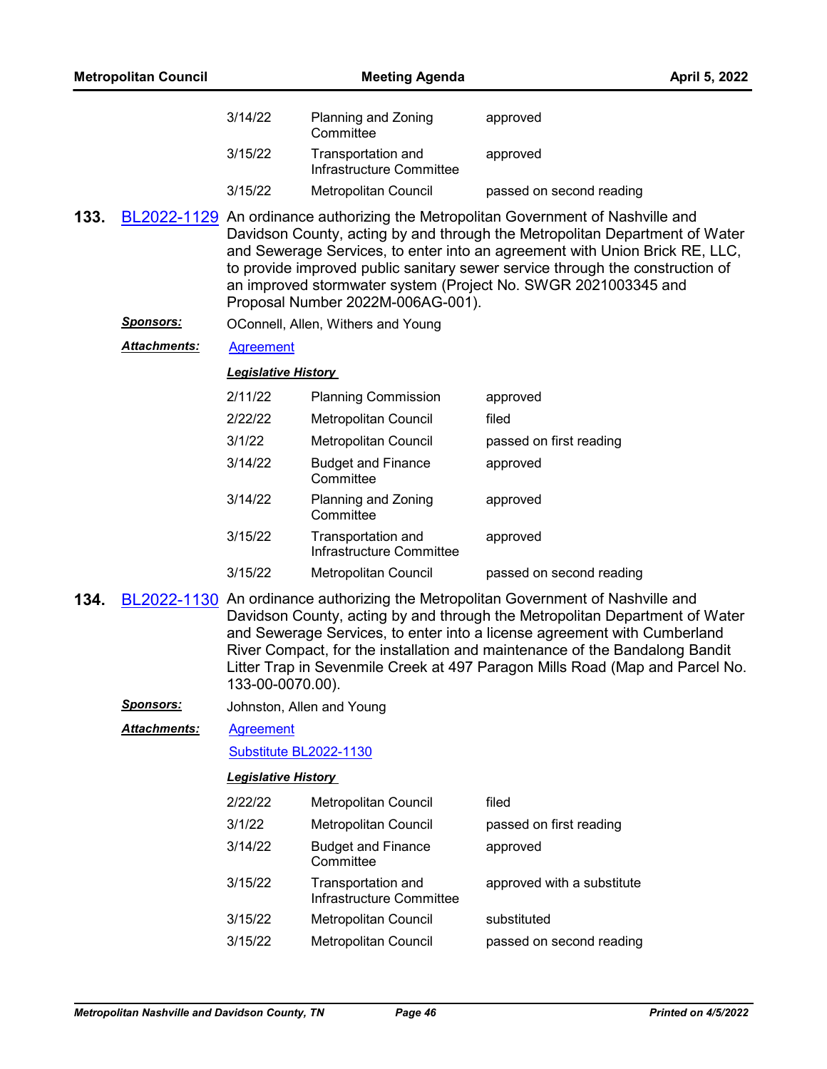| | | |
|---|---|---|
| 3/14/22 | Planning and Zoning Committee | approved |
| 3/15/22 | Transportation and Infrastructure Committee | approved |
| 3/15/22 | Metropolitan Council | passed on second reading |

**133.** BL2022-1129 An ordinance authorizing the Metropolitan Government of Nashville and Davidson County, acting by and through the Metropolitan Department of Water and Sewerage Services, to enter into an agreement with Union Brick RE, LLC, to provide improved public sanitary sewer service through the construction of an improved stormwater system (Project No. SWGR 2021003345 and Proposal Number 2022M-006AG-001).

***Sponsors:*** OConnell, Allen, Withers and Young

***Attachments:*** Agreement

***Legislative History***

| | | |
|---|---|---|
| 2/11/22 | Planning Commission | approved |
| 2/22/22 | Metropolitan Council | filed |
| 3/1/22 | Metropolitan Council | passed on first reading |
| 3/14/22 | Budget and Finance Committee | approved |
| 3/14/22 | Planning and Zoning Committee | approved |
| 3/15/22 | Transportation and Infrastructure Committee | approved |
| 3/15/22 | Metropolitan Council | passed on second reading |

**134.** BL2022-1130 An ordinance authorizing the Metropolitan Government of Nashville and Davidson County, acting by and through the Metropolitan Department of Water and Sewerage Services, to enter into a license agreement with Cumberland River Compact, for the installation and maintenance of the Bandalong Bandit Litter Trap in Sevenmile Creek at 497 Paragon Mills Road (Map and Parcel No. 133-00-0070.00).

***Sponsors:*** Johnston, Allen and Young

***Attachments:*** Agreement

Substitute BL2022-1130

***Legislative History***

| | | |
|---|---|---|
| 2/22/22 | Metropolitan Council | filed |
| 3/1/22 | Metropolitan Council | passed on first reading |
| 3/14/22 | Budget and Finance Committee | approved |
| 3/15/22 | Transportation and Infrastructure Committee | approved with a substitute |
| 3/15/22 | Metropolitan Council | substituted |
| 3/15/22 | Metropolitan Council | passed on second reading |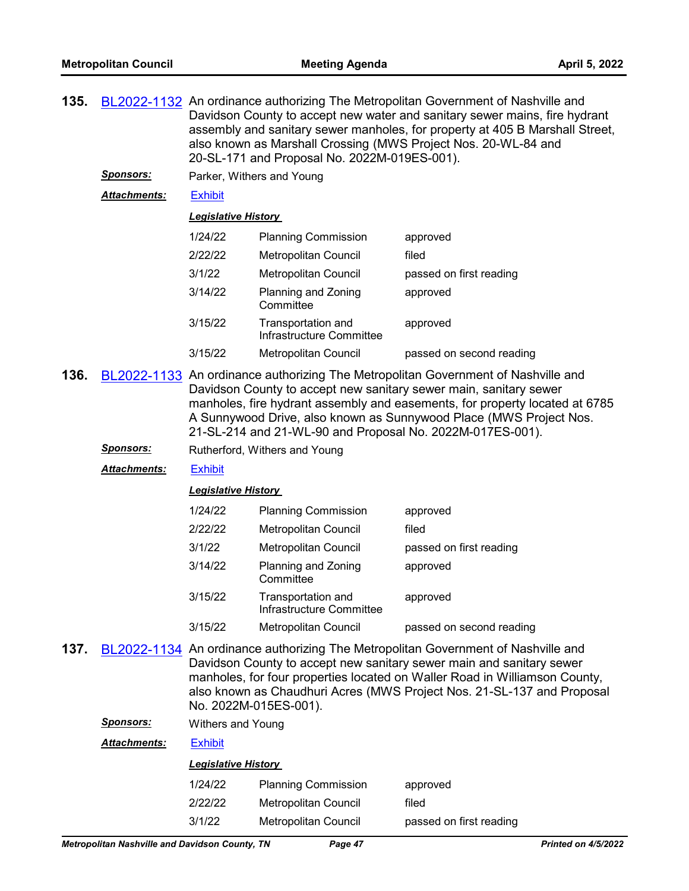**135.** BL2022-1132 An ordinance authorizing The Metropolitan Government of Nashville and Davidson County to accept new water and sanitary sewer mains, fire hydrant assembly and sanitary sewer manholes, for property at 405 B Marshall Street, also known as Marshall Crossing (MWS Project Nos. 20-WL-84 and 20-SL-171 and Proposal No. 2022M-019ES-001).

***Sponsors:*** Parker, Withers and Young

***Attachments:*** Exhibit

***Legislative History***

| | | |
|---|---|---|
| 1/24/22 | Planning Commission | approved |
| 2/22/22 | Metropolitan Council | filed |
| 3/1/22 | Metropolitan Council | passed on first reading |
| 3/14/22 | Planning and Zoning Committee | approved |
| 3/15/22 | Transportation and Infrastructure Committee | approved |
| 3/15/22 | Metropolitan Council | passed on second reading |

**136.** BL2022-1133 An ordinance authorizing The Metropolitan Government of Nashville and Davidson County to accept new sanitary sewer main, sanitary sewer manholes, fire hydrant assembly and easements, for property located at 6785 A Sunnywood Drive, also known as Sunnywood Place (MWS Project Nos. 21-SL-214 and 21-WL-90 and Proposal No. 2022M-017ES-001).

***Sponsors:*** Rutherford, Withers and Young

***Attachments:*** Exhibit

***Legislative History***

| | | |
|---|---|---|
| 1/24/22 | Planning Commission | approved |
| 2/22/22 | Metropolitan Council | filed |
| 3/1/22 | Metropolitan Council | passed on first reading |
| 3/14/22 | Planning and Zoning Committee | approved |
| 3/15/22 | Transportation and Infrastructure Committee | approved |
| 3/15/22 | Metropolitan Council | passed on second reading |

**137.** BL2022-1134 An ordinance authorizing The Metropolitan Government of Nashville and Davidson County to accept new sanitary sewer main and sanitary sewer manholes, for four properties located on Waller Road in Williamson County, also known as Chaudhuri Acres (MWS Project Nos. 21-SL-137 and Proposal No. 2022M-015ES-001).

***Sponsors:*** Withers and Young

***Attachments:*** Exhibit

***Legislative History***

| | | |
|---|---|---|
| 1/24/22 | Planning Commission | approved |
| 2/22/22 | Metropolitan Council | filed |
| 3/1/22 | Metropolitan Council | passed on first reading |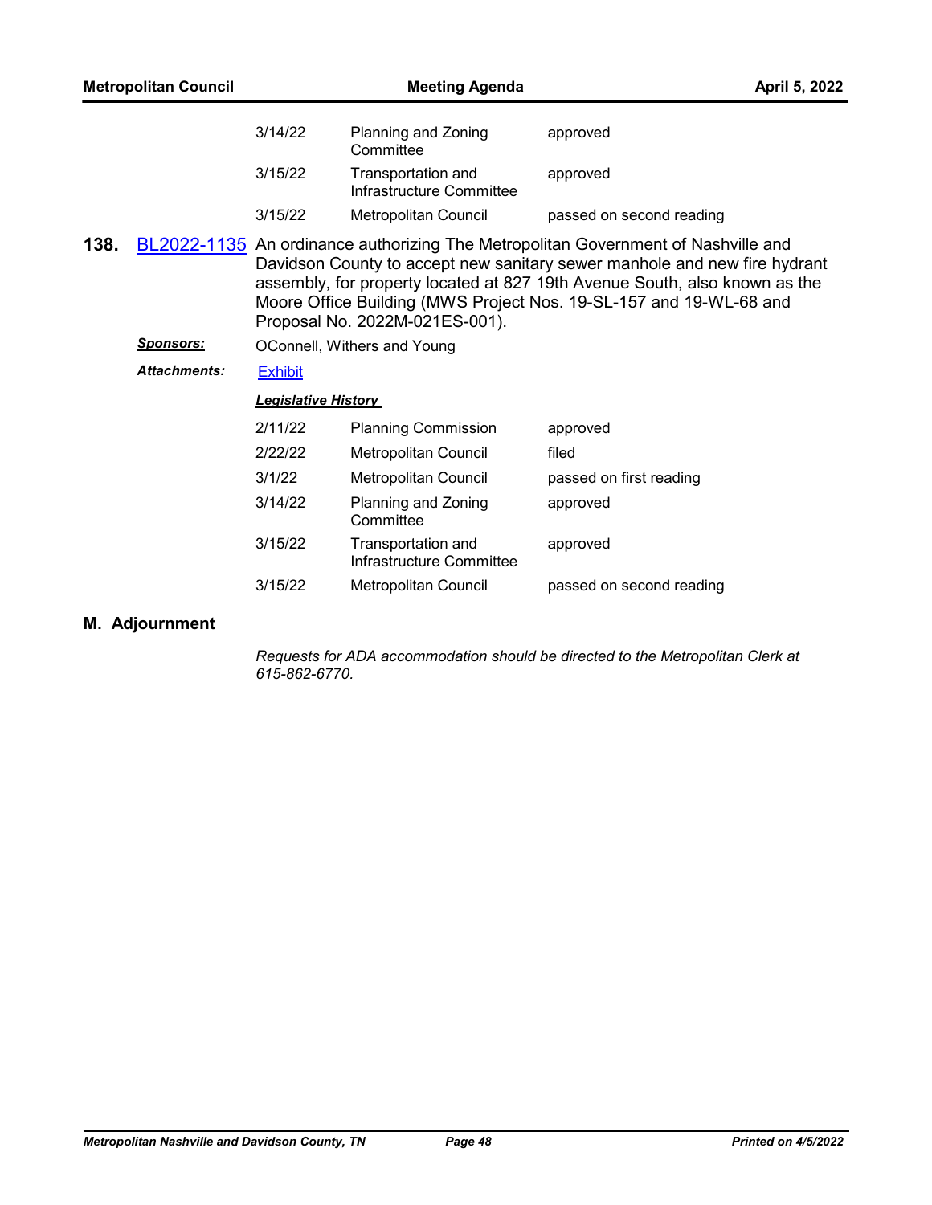| | | |
|---|---|---|
| 3/14/22 | Planning and Zoning Committee | approved |
| 3/15/22 | Transportation and Infrastructure Committee | approved |
| 3/15/22 | Metropolitan Council | passed on second reading |

**138.** [BL2022-1135] An ordinance authorizing The Metropolitan Government of Nashville and Davidson County to accept new sanitary sewer manhole and new fire hydrant assembly, for property located at 827 19th Avenue South, also known as the Moore Office Building (MWS Project Nos. 19-SL-157 and 19-WL-68 and Proposal No. 2022M-021ES-001).

***Sponsors:*** OConnell, Withers and Young

***Attachments:*** [Exhibit]

***Legislative History***

| | | |
|---|---|---|
| 2/11/22 | Planning Commission | approved |
| 2/22/22 | Metropolitan Council | filed |
| 3/1/22 | Metropolitan Council | passed on first reading |
| 3/14/22 | Planning and Zoning Committee | approved |
| 3/15/22 | Transportation and Infrastructure Committee | approved |
| 3/15/22 | Metropolitan Council | passed on second reading |

## M. Adjournment

*Requests for ADA accommodation should be directed to the Metropolitan Clerk at 615-862-6770.*